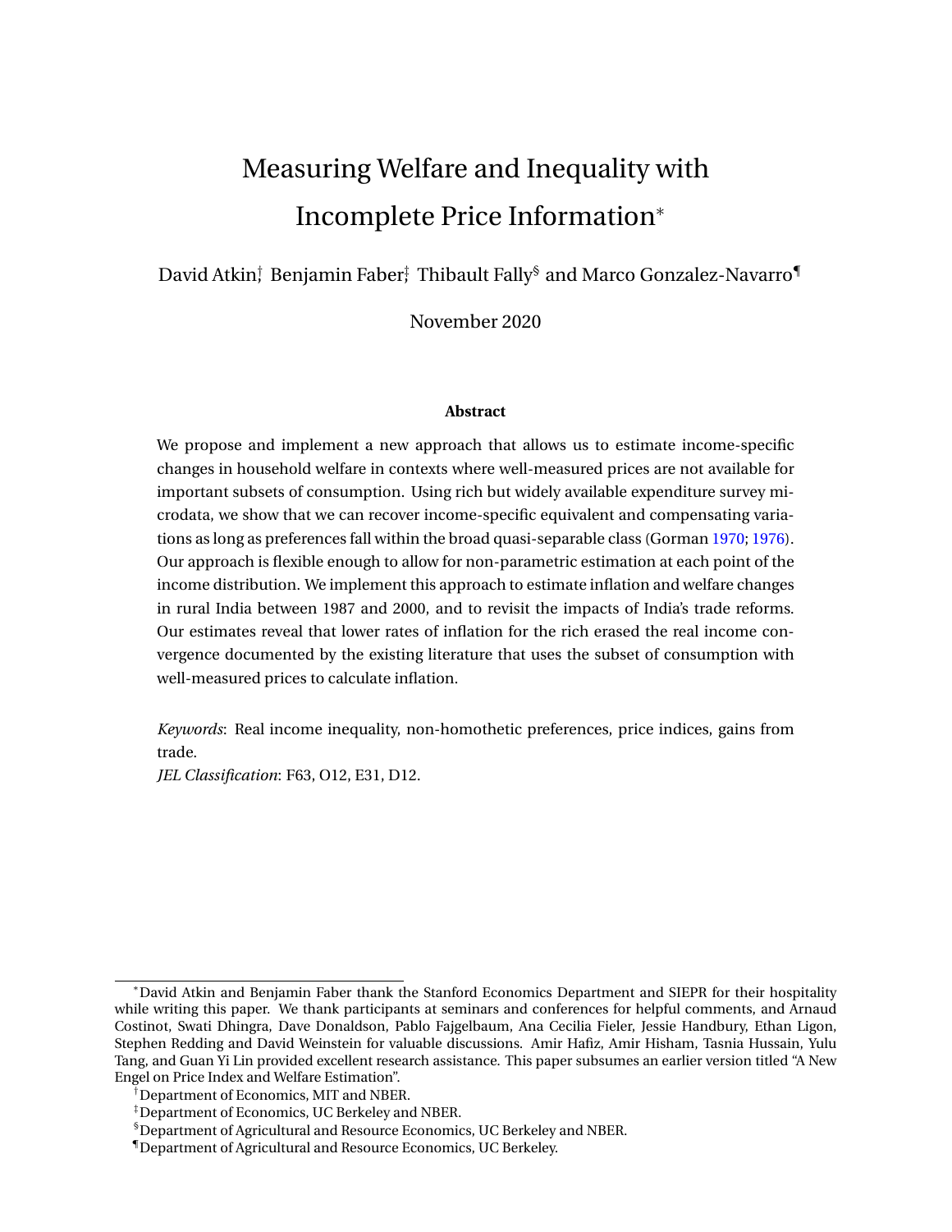# Measuring Welfare and Inequality with Incomplete Price Information*

David Atkin[†], Benjamin Faber[‡], Thibault Fally[§] and Marco Gonzalez-Navarro[¶]

November 2020

### Abstract

We propose and implement a new approach that allows us to estimate income-specific changes in household welfare in contexts where well-measured prices are not available for important subsets of consumption. Using rich but widely available expenditure survey microdata, we show that we can recover income-specific equivalent and compensating variations as long as preferences fall within the broad quasi-separable class (Gorman 1970; 1976). Our approach is flexible enough to allow for non-parametric estimation at each point of the income distribution. We implement this approach to estimate inflation and welfare changes in rural India between 1987 and 2000, and to revisit the impacts of India's trade reforms. Our estimates reveal that lower rates of inflation for the rich erased the real income convergence documented by the existing literature that uses the subset of consumption with well-measured prices to calculate inflation.

*Keywords*: Real income inequality, non-homothetic preferences, price indices, gains from trade.

*JEL Classification*: F63, O12, E31, D12.

---

*David Atkin and Benjamin Faber thank the Stanford Economics Department and SIEPR for their hospitality while writing this paper. We thank participants at seminars and conferences for helpful comments, and Arnaud Costinot, Swati Dhingra, Dave Donaldson, Pablo Fajgelbaum, Ana Cecilia Fieler, Jessie Handbury, Ethan Ligon, Stephen Redding and David Weinstein for valuable discussions. Amir Hafiz, Amir Hisham, Tasnia Hussain, Yulu Tang, and Guan Yi Lin provided excellent research assistance. This paper subsumes an earlier version titled "A New Engel on Price Index and Welfare Estimation".

[†] Department of Economics, MIT and NBER.

[‡] Department of Economics, UC Berkeley and NBER.

[§] Department of Agricultural and Resource Economics, UC Berkeley and NBER.

[¶] Department of Agricultural and Resource Economics, UC Berkeley.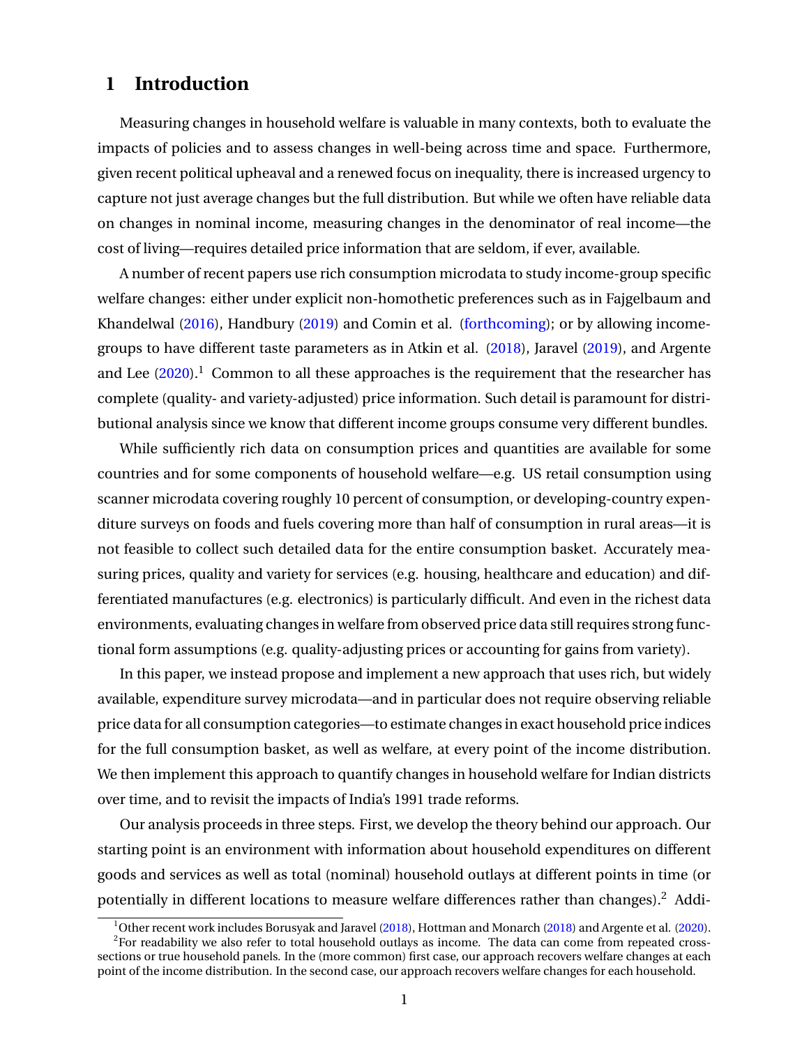# 1 Introduction

Measuring changes in household welfare is valuable in many contexts, both to evaluate the impacts of policies and to assess changes in well-being across time and space. Furthermore, given recent political upheaval and a renewed focus on inequality, there is increased urgency to capture not just average changes but the full distribution. But while we often have reliable data on changes in nominal income, measuring changes in the denominator of real income—the cost of living—requires detailed price information that are seldom, if ever, available.

A number of recent papers use rich consumption microdata to study income-group specific welfare changes: either under explicit non-homothetic preferences such as in Fajgelbaum and Khandelwal (2016), Handbury (2019) and Comin et al. (forthcoming); or by allowing income-groups to have different taste parameters as in Atkin et al. (2018), Jaravel (2019), and Argente and Lee (2020).[1] Common to all these approaches is the requirement that the researcher has complete (quality- and variety-adjusted) price information. Such detail is paramount for distributional analysis since we know that different income groups consume very different bundles.

While sufficiently rich data on consumption prices and quantities are available for some countries and for some components of household welfare—e.g. US retail consumption using scanner microdata covering roughly 10 percent of consumption, or developing-country expenditure surveys on foods and fuels covering more than half of consumption in rural areas—it is not feasible to collect such detailed data for the entire consumption basket. Accurately measuring prices, quality and variety for services (e.g. housing, healthcare and education) and differentiated manufactures (e.g. electronics) is particularly difficult. And even in the richest data environments, evaluating changes in welfare from observed price data still requires strong functional form assumptions (e.g. quality-adjusting prices or accounting for gains from variety).

In this paper, we instead propose and implement a new approach that uses rich, but widely available, expenditure survey microdata—and in particular does not require observing reliable price data for all consumption categories—to estimate changes in exact household price indices for the full consumption basket, as well as welfare, at every point of the income distribution. We then implement this approach to quantify changes in household welfare for Indian districts over time, and to revisit the impacts of India's 1991 trade reforms.

Our analysis proceeds in three steps. First, we develop the theory behind our approach. Our starting point is an environment with information about household expenditures on different goods and services as well as total (nominal) household outlays at different points in time (or potentially in different locations to measure welfare differences rather than changes).[2] Addi-

[1] Other recent work includes Borusyak and Jaravel (2018), Hottman and Monarch (2018) and Argente et al. (2020).

[2] For readability we also refer to total household outlays as income. The data can come from repeated cross-sections or true household panels. In the (more common) first case, our approach recovers welfare changes at each point of the income distribution. In the second case, our approach recovers welfare changes for each household.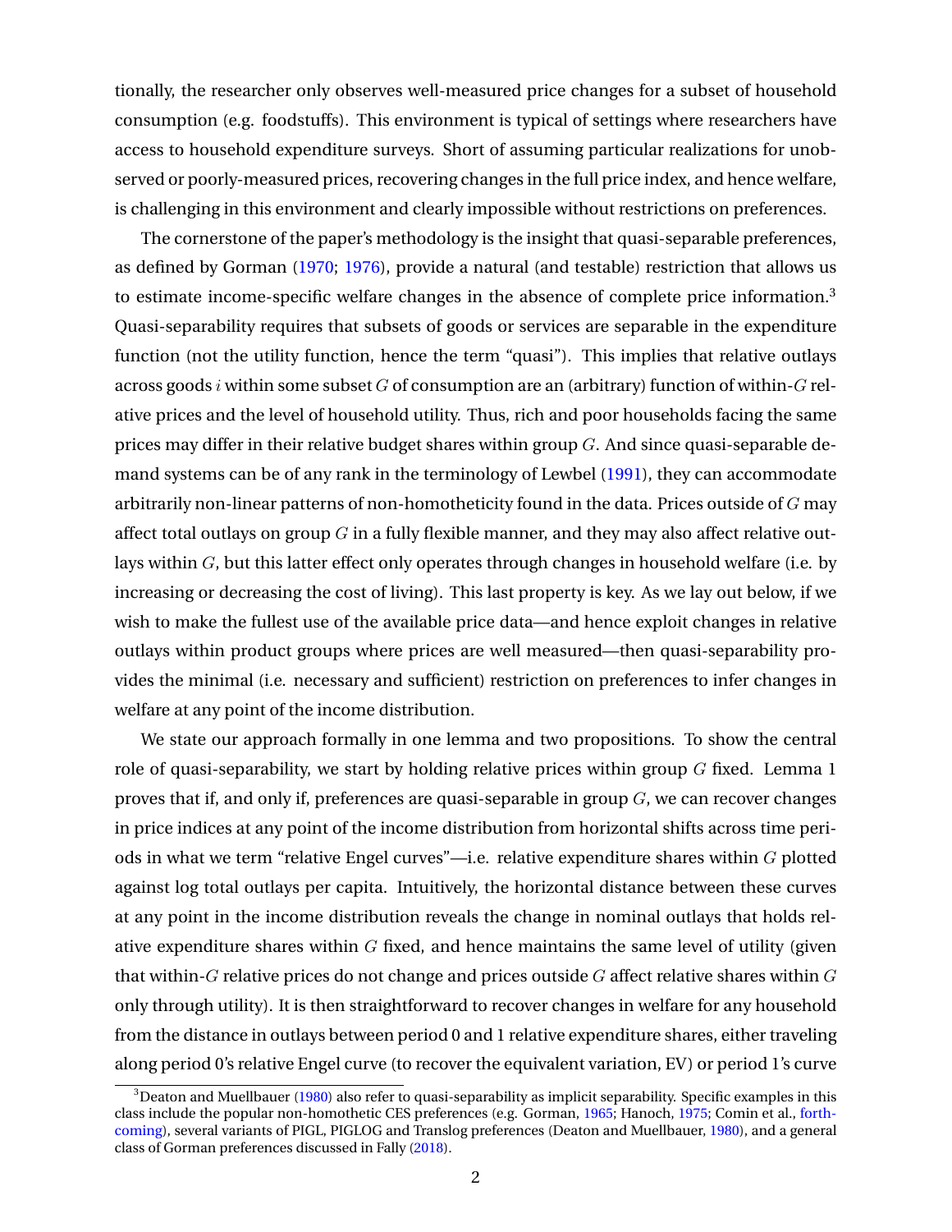tionally, the researcher only observes well-measured price changes for a subset of household consumption (e.g. foodstuffs). This environment is typical of settings where researchers have access to household expenditure surveys. Short of assuming particular realizations for unobserved or poorly-measured prices, recovering changes in the full price index, and hence welfare, is challenging in this environment and clearly impossible without restrictions on preferences.

The cornerstone of the paper's methodology is the insight that quasi-separable preferences, as defined by Gorman (1970; 1976), provide a natural (and testable) restriction that allows us to estimate income-specific welfare changes in the absence of complete price information.[3] Quasi-separability requires that subsets of goods or services are separable in the expenditure function (not the utility function, hence the term "quasi"). This implies that relative outlays across goods $i$ within some subset $G$ of consumption are an (arbitrary) function of within-$G$ relative prices and the level of household utility. Thus, rich and poor households facing the same prices may differ in their relative budget shares within group $G$. And since quasi-separable demand systems can be of any rank in the terminology of Lewbel (1991), they can accommodate arbitrarily non-linear patterns of non-homotheticity found in the data. Prices outside of $G$ may affect total outlays on group $G$ in a fully flexible manner, and they may also affect relative outlays within $G$, but this latter effect only operates through changes in household welfare (i.e. by increasing or decreasing the cost of living). This last property is key. As we lay out below, if we wish to make the fullest use of the available price data—and hence exploit changes in relative outlays within product groups where prices are well measured—then quasi-separability provides the minimal (i.e. necessary and sufficient) restriction on preferences to infer changes in welfare at any point of the income distribution.

We state our approach formally in one lemma and two propositions. To show the central role of quasi-separability, we start by holding relative prices within group $G$ fixed. Lemma 1 proves that if, and only if, preferences are quasi-separable in group $G$, we can recover changes in price indices at any point of the income distribution from horizontal shifts across time periods in what we term "relative Engel curves"—i.e. relative expenditure shares within $G$ plotted against log total outlays per capita. Intuitively, the horizontal distance between these curves at any point in the income distribution reveals the change in nominal outlays that holds relative expenditure shares within $G$ fixed, and hence maintains the same level of utility (given that within-$G$ relative prices do not change and prices outside $G$ affect relative shares within $G$ only through utility). It is then straightforward to recover changes in welfare for any household from the distance in outlays between period 0 and 1 relative expenditure shares, either traveling along period 0's relative Engel curve (to recover the equivalent variation, EV) or period 1's curve

[3] Deaton and Muellbauer (1980) also refer to quasi-separability as implicit separability. Specific examples in this class include the popular non-homothetic CES preferences (e.g. Gorman, 1965; Hanoch, 1975; Comin et al., forthcoming), several variants of PIGL, PIGLOG and Translog preferences (Deaton and Muellbauer, 1980), and a general class of Gorman preferences discussed in Fally (2018).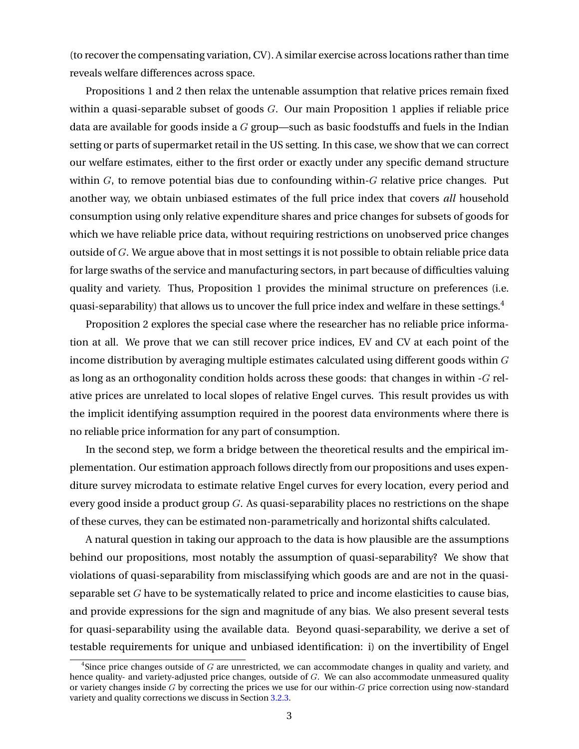(to recover the compensating variation, CV). A similar exercise across locations rather than time reveals welfare differences across space.

Propositions 1 and 2 then relax the untenable assumption that relative prices remain fixed within a quasi-separable subset of goods $G$. Our main Proposition 1 applies if reliable price data are available for goods inside a $G$ group—such as basic foodstuffs and fuels in the Indian setting or parts of supermarket retail in the US setting. In this case, we show that we can correct our welfare estimates, either to the first order or exactly under any specific demand structure within $G$, to remove potential bias due to confounding within-$G$ relative price changes. Put another way, we obtain unbiased estimates of the full price index that covers *all* household consumption using only relative expenditure shares and price changes for subsets of goods for which we have reliable price data, without requiring restrictions on unobserved price changes outside of $G$. We argue above that in most settings it is not possible to obtain reliable price data for large swaths of the service and manufacturing sectors, in part because of difficulties valuing quality and variety. Thus, Proposition 1 provides the minimal structure on preferences (i.e. quasi-separability) that allows us to uncover the full price index and welfare in these settings.[4]

Proposition 2 explores the special case where the researcher has no reliable price information at all. We prove that we can still recover price indices, EV and CV at each point of the income distribution by averaging multiple estimates calculated using different goods within $G$ as long as an orthogonality condition holds across these goods: that changes in within -$G$ relative prices are unrelated to local slopes of relative Engel curves. This result provides us with the implicit identifying assumption required in the poorest data environments where there is no reliable price information for any part of consumption.

In the second step, we form a bridge between the theoretical results and the empirical implementation. Our estimation approach follows directly from our propositions and uses expenditure survey microdata to estimate relative Engel curves for every location, every period and every good inside a product group $G$. As quasi-separability places no restrictions on the shape of these curves, they can be estimated non-parametrically and horizontal shifts calculated.

A natural question in taking our approach to the data is how plausible are the assumptions behind our propositions, most notably the assumption of quasi-separability? We show that violations of quasi-separability from misclassifying which goods are and are not in the quasi-separable set $G$ have to be systematically related to price and income elasticities to cause bias, and provide expressions for the sign and magnitude of any bias. We also present several tests for quasi-separability using the available data. Beyond quasi-separability, we derive a set of testable requirements for unique and unbiased identification: i) on the invertibility of Engel

[4] Since price changes outside of $G$ are unrestricted, we can accommodate changes in quality and variety, and hence quality- and variety-adjusted price changes, outside of $G$. We can also accommodate unmeasured quality or variety changes inside $G$ by correcting the prices we use for our within-$G$ price correction using now-standard variety and quality corrections we discuss in Section 3.2.3.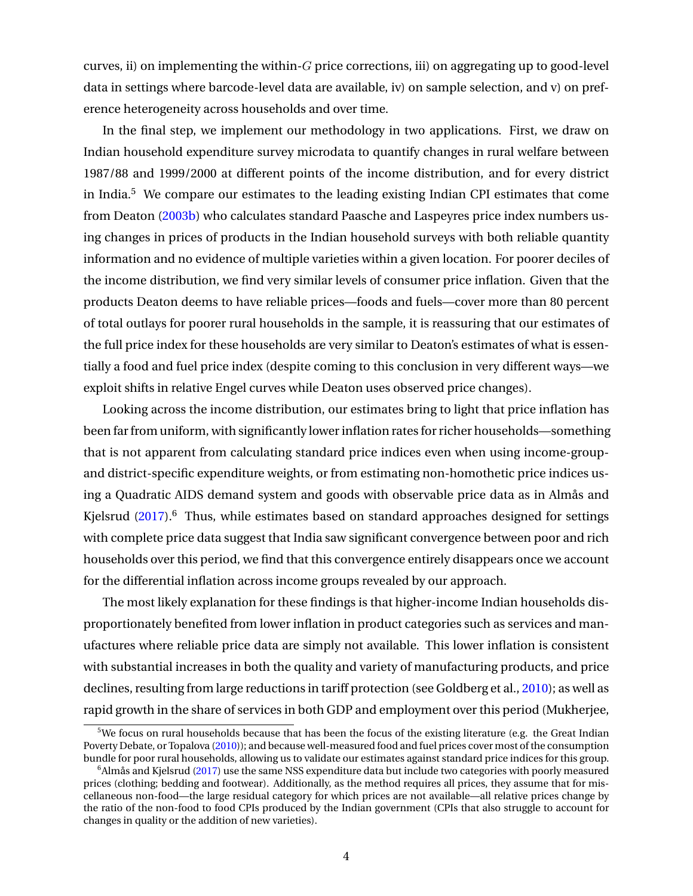curves, ii) on implementing the within-$G$ price corrections, iii) on aggregating up to good-level data in settings where barcode-level data are available, iv) on sample selection, and v) on preference heterogeneity across households and over time.

In the final step, we implement our methodology in two applications. First, we draw on Indian household expenditure survey microdata to quantify changes in rural welfare between 1987/88 and 1999/2000 at different points of the income distribution, and for every district in India.[5] We compare our estimates to the leading existing Indian CPI estimates that come from Deaton (2003b) who calculates standard Paasche and Laspeyres price index numbers using changes in prices of products in the Indian household surveys with both reliable quantity information and no evidence of multiple varieties within a given location. For poorer deciles of the income distribution, we find very similar levels of consumer price inflation. Given that the products Deaton deems to have reliable prices—foods and fuels—cover more than 80 percent of total outlays for poorer rural households in the sample, it is reassuring that our estimates of the full price index for these households are very similar to Deaton's estimates of what is essentially a food and fuel price index (despite coming to this conclusion in very different ways—we exploit shifts in relative Engel curves while Deaton uses observed price changes).

Looking across the income distribution, our estimates bring to light that price inflation has been far from uniform, with significantly lower inflation rates for richer households—something that is not apparent from calculating standard price indices even when using income-group- and district-specific expenditure weights, or from estimating non-homothetic price indices using a Quadratic AIDS demand system and goods with observable price data as in Almås and Kjelsrud (2017).[6] Thus, while estimates based on standard approaches designed for settings with complete price data suggest that India saw significant convergence between poor and rich households over this period, we find that this convergence entirely disappears once we account for the differential inflation across income groups revealed by our approach.

The most likely explanation for these findings is that higher-income Indian households disproportionately benefited from lower inflation in product categories such as services and manufactures where reliable price data are simply not available. This lower inflation is consistent with substantial increases in both the quality and variety of manufacturing products, and price declines, resulting from large reductions in tariff protection (see Goldberg et al., 2010); as well as rapid growth in the share of services in both GDP and employment over this period (Mukherjee,

[5] We focus on rural households because that has been the focus of the existing literature (e.g. the Great Indian Poverty Debate, or Topalova (2010)); and because well-measured food and fuel prices cover most of the consumption bundle for poor rural households, allowing us to validate our estimates against standard price indices for this group.

[6] Almås and Kjelsrud (2017) use the same NSS expenditure data but include two categories with poorly measured prices (clothing; bedding and footwear). Additionally, as the method requires all prices, they assume that for miscellaneous non-food—the large residual category for which prices are not available—all relative prices change by the ratio of the non-food to food CPIs produced by the Indian government (CPIs that also struggle to account for changes in quality or the addition of new varieties).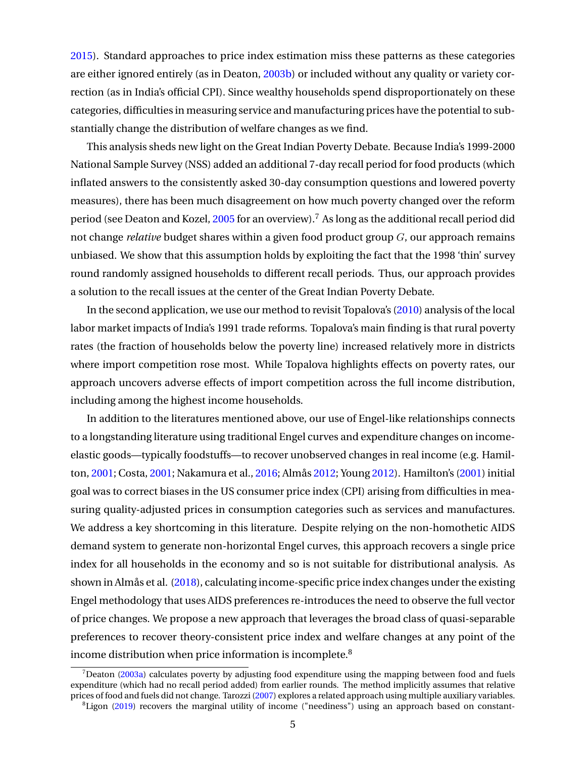2015). Standard approaches to price index estimation miss these patterns as these categories are either ignored entirely (as in Deaton, 2003b) or included without any quality or variety correction (as in India's official CPI). Since wealthy households spend disproportionately on these categories, difficulties in measuring service and manufacturing prices have the potential to substantially change the distribution of welfare changes as we find.

This analysis sheds new light on the Great Indian Poverty Debate. Because India's 1999-2000 National Sample Survey (NSS) added an additional 7-day recall period for food products (which inflated answers to the consistently asked 30-day consumption questions and lowered poverty measures), there has been much disagreement on how much poverty changed over the reform period (see Deaton and Kozel, 2005 for an overview).[7] As long as the additional recall period did not change *relative* budget shares within a given food product group $G$, our approach remains unbiased. We show that this assumption holds by exploiting the fact that the 1998 'thin' survey round randomly assigned households to different recall periods. Thus, our approach provides a solution to the recall issues at the center of the Great Indian Poverty Debate.

In the second application, we use our method to revisit Topalova's (2010) analysis of the local labor market impacts of India's 1991 trade reforms. Topalova's main finding is that rural poverty rates (the fraction of households below the poverty line) increased relatively more in districts where import competition rose most. While Topalova highlights effects on poverty rates, our approach uncovers adverse effects of import competition across the full income distribution, including among the highest income households.

In addition to the literatures mentioned above, our use of Engel-like relationships connects to a longstanding literature using traditional Engel curves and expenditure changes on income-elastic goods—typically foodstuffs—to recover unobserved changes in real income (e.g. Hamilton, 2001; Costa, 2001; Nakamura et al., 2016; Almås 2012; Young 2012). Hamilton's (2001) initial goal was to correct biases in the US consumer price index (CPI) arising from difficulties in measuring quality-adjusted prices in consumption categories such as services and manufactures. We address a key shortcoming in this literature. Despite relying on the non-homothetic AIDS demand system to generate non-horizontal Engel curves, this approach recovers a single price index for all households in the economy and so is not suitable for distributional analysis. As shown in Almås et al. (2018), calculating income-specific price index changes under the existing Engel methodology that uses AIDS preferences re-introduces the need to observe the full vector of price changes. We propose a new approach that leverages the broad class of quasi-separable preferences to recover theory-consistent price index and welfare changes at any point of the income distribution when price information is incomplete.[8]

[7] Deaton (2003a) calculates poverty by adjusting food expenditure using the mapping between food and fuels expenditure (which had no recall period added) from earlier rounds. The method implicitly assumes that relative prices of food and fuels did not change. Tarozzi (2007) explores a related approach using multiple auxiliary variables.

[8] Ligon (2019) recovers the marginal utility of income ("neediness") using an approach based on constant-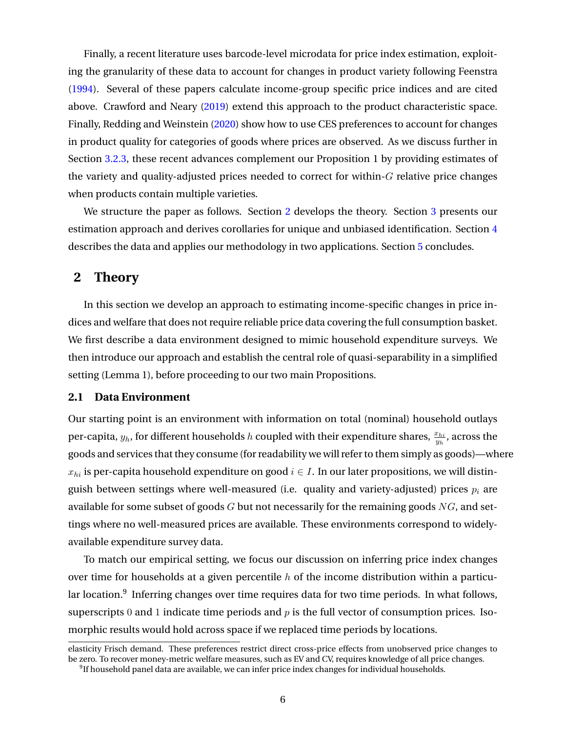Finally, a recent literature uses barcode-level microdata for price index estimation, exploiting the granularity of these data to account for changes in product variety following Feenstra (1994). Several of these papers calculate income-group specific price indices and are cited above. Crawford and Neary (2019) extend this approach to the product characteristic space. Finally, Redding and Weinstein (2020) show how to use CES preferences to account for changes in product quality for categories of goods where prices are observed. As we discuss further in Section 3.2.3, these recent advances complement our Proposition 1 by providing estimates of the variety and quality-adjusted prices needed to correct for within-$G$ relative price changes when products contain multiple varieties.

We structure the paper as follows. Section 2 develops the theory. Section 3 presents our estimation approach and derives corollaries for unique and unbiased identification. Section 4 describes the data and applies our methodology in two applications. Section 5 concludes.

## 2 Theory

In this section we develop an approach to estimating income-specific changes in price indices and welfare that does not require reliable price data covering the full consumption basket. We first describe a data environment designed to mimic household expenditure surveys. We then introduce our approach and establish the central role of quasi-separability in a simplified setting (Lemma 1), before proceeding to our two main Propositions.

### 2.1 Data Environment

Our starting point is an environment with information on total (nominal) household outlays per-capita, $y_h$, for different households $h$ coupled with their expenditure shares, $\frac{x_{hi}}{y_h}$, across the goods and services that they consume (for readability we will refer to them simply as goods)—where $x_{hi}$ is per-capita household expenditure on good $i \in I$. In our later propositions, we will distinguish between settings where well-measured (i.e. quality and variety-adjusted) prices $p_i$ are available for some subset of goods $G$ but not necessarily for the remaining goods $NG$, and settings where no well-measured prices are available. These environments correspond to widely-available expenditure survey data.

To match our empirical setting, we focus our discussion on inferring price index changes over time for households at a given percentile $h$ of the income distribution within a particular location.[9] Inferring changes over time requires data for two time periods. In what follows, superscripts $0$ and $1$ indicate time periods and $p$ is the full vector of consumption prices. Isomorphic results would hold across space if we replaced time periods by locations.

elasticity Frisch demand. These preferences restrict direct cross-price effects from unobserved price changes to be zero. To recover money-metric welfare measures, such as EV and CV, requires knowledge of all price changes.

[9] If household panel data are available, we can infer price index changes for individual households.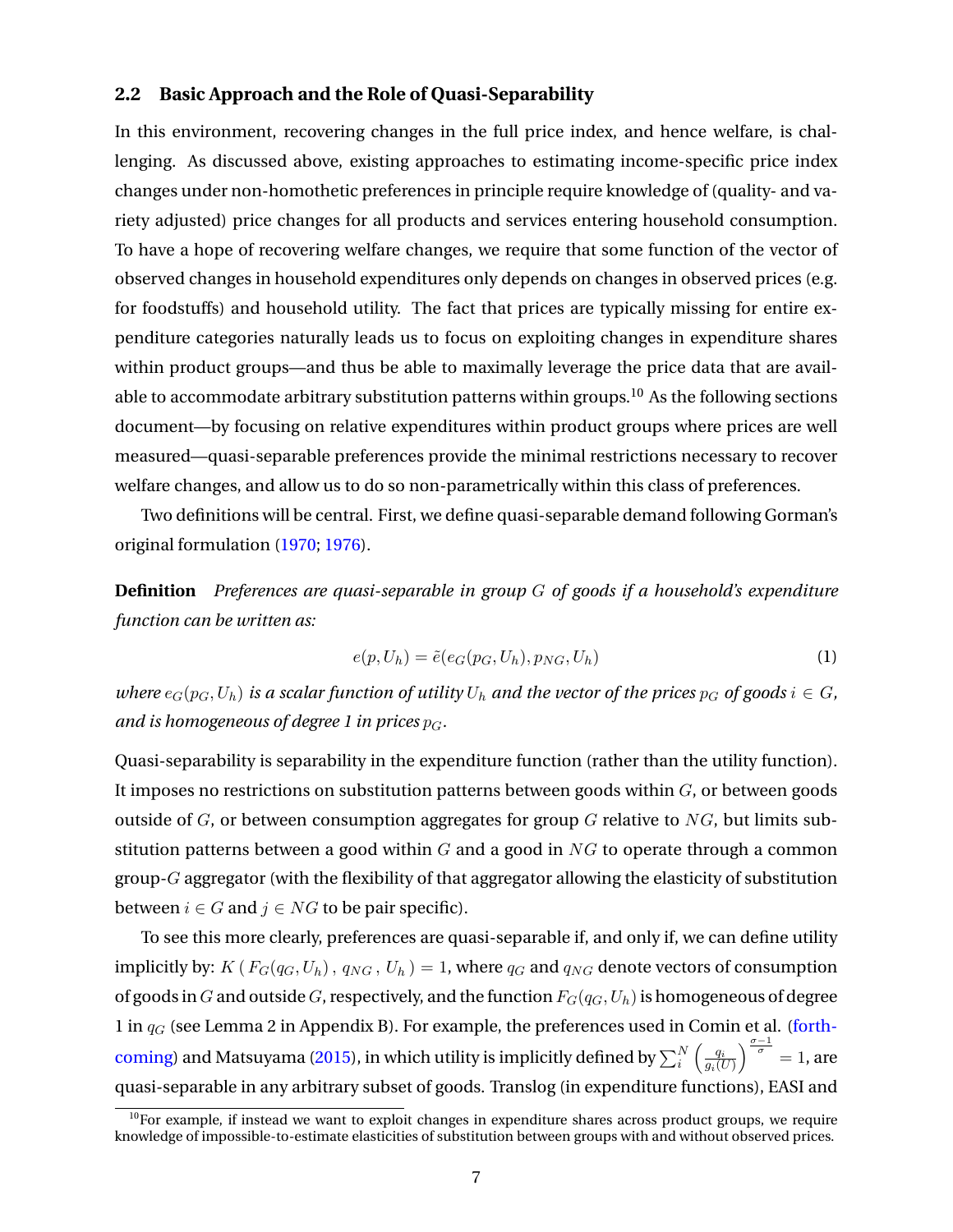### 2.2 Basic Approach and the Role of Quasi-Separability

In this environment, recovering changes in the full price index, and hence welfare, is challenging. As discussed above, existing approaches to estimating income-specific price index changes under non-homothetic preferences in principle require knowledge of (quality- and variety adjusted) price changes for all products and services entering household consumption. To have a hope of recovering welfare changes, we require that some function of the vector of observed changes in household expenditures only depends on changes in observed prices (e.g. for foodstuffs) and household utility. The fact that prices are typically missing for entire expenditure categories naturally leads us to focus on exploiting changes in expenditure shares within product groups—and thus be able to maximally leverage the price data that are available to accommodate arbitrary substitution patterns within groups.[10] As the following sections document—by focusing on relative expenditures within product groups where prices are well measured—quasi-separable preferences provide the minimal restrictions necessary to recover welfare changes, and allow us to do so non-parametrically within this class of preferences.

Two definitions will be central. First, we define quasi-separable demand following Gorman's original formulation (1970; 1976).

**Definition** *Preferences are quasi-separable in group $G$ of goods if a household's expenditure function can be written as:*

$$e(p, U_h) = \tilde{e}(e_G(p_G, U_h), p_{NG}, U_h) \tag{1}$$

*where $e_G(p_G, U_h)$ is a scalar function of utility $U_h$ and the vector of the prices $p_G$ of goods $i \in G$, and is homogeneous of degree 1 in prices $p_G$.*

Quasi-separability is separability in the expenditure function (rather than the utility function). It imposes no restrictions on substitution patterns between goods within $G$, or between goods outside of $G$, or between consumption aggregates for group $G$ relative to $NG$, but limits substitution patterns between a good within $G$ and a good in $NG$ to operate through a common group-$G$ aggregator (with the flexibility of that aggregator allowing the elasticity of substitution between $i \in G$ and $j \in NG$ to be pair specific).

To see this more clearly, preferences are quasi-separable if, and only if, we can define utility implicitly by: $K\left(F_G(q_G, U_h), q_{NG}, U_h\right) = 1$, where $q_G$ and $q_{NG}$ denote vectors of consumption of goods in $G$ and outside $G$, respectively, and the function $F_G(q_G, U_h)$ is homogeneous of degree 1 in $q_G$ (see Lemma 2 in Appendix B). For example, the preferences used in Comin et al. (forthcoming) and Matsuyama (2015), in which utility is implicitly defined by $\sum_i^N \left(\frac{q_i}{g_i(U)}\right)^{\frac{\sigma-1}{\sigma}} = 1$, are quasi-separable in any arbitrary subset of goods. Translog (in expenditure functions), EASI and

[10] For example, if instead we want to exploit changes in expenditure shares across product groups, we require knowledge of impossible-to-estimate elasticities of substitution between groups with and without observed prices.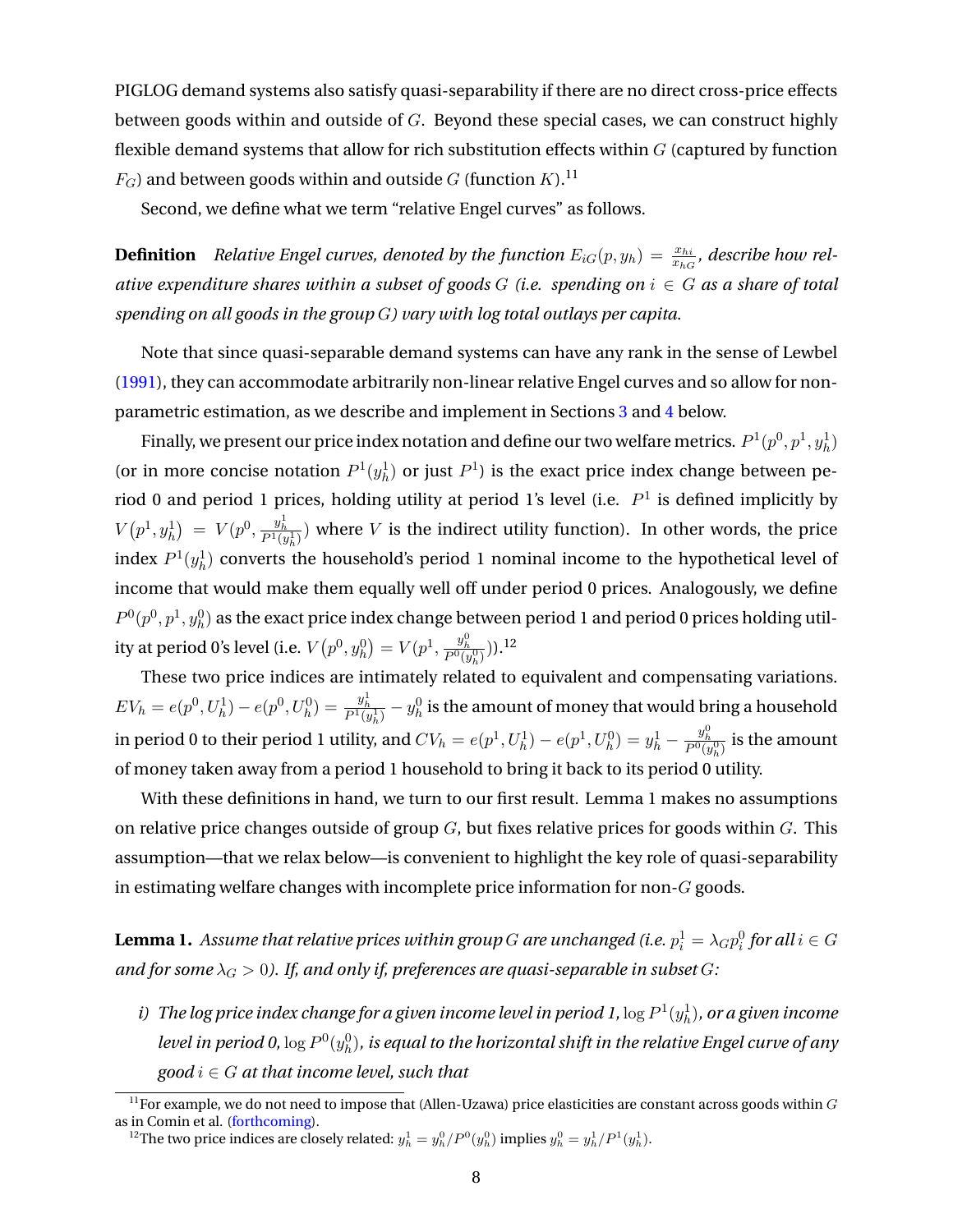PIGLOG demand systems also satisfy quasi-separability if there are no direct cross-price effects between goods within and outside of $G$. Beyond these special cases, we can construct highly flexible demand systems that allow for rich substitution effects within $G$ (captured by function $F_G$) and between goods within and outside $G$ (function $K$).[11]

Second, we define what we term "relative Engel curves" as follows.

**Definition** *Relative Engel curves, denoted by the function $E_{iG}(p, y_h) = \frac{x_{hi}}{x_{hG}}$, describe how relative expenditure shares within a subset of goods $G$ (i.e. spending on $i \in G$ as a share of total spending on all goods in the group $G$) vary with log total outlays per capita.*

Note that since quasi-separable demand systems can have any rank in the sense of Lewbel (1991), they can accommodate arbitrarily non-linear relative Engel curves and so allow for non-parametric estimation, as we describe and implement in Sections 3 and 4 below.

Finally, we present our price index notation and define our two welfare metrics. $P^1(p^0, p^1, y_h^1)$ (or in more concise notation $P^1(y_h^1)$ or just $P^1$) is the exact price index change between period 0 and period 1 prices, holding utility at period 1's level (i.e. $P^1$ is defined implicitly by $V(p^1, y_h^1) = V(p^0, \frac{y_h^1}{P^1(y_h^1)})$ where $V$ is the indirect utility function). In other words, the price index $P^1(y_h^1)$ converts the household's period 1 nominal income to the hypothetical level of income that would make them equally well off under period 0 prices. Analogously, we define $P^0(p^0, p^1, y_h^0)$ as the exact price index change between period 1 and period 0 prices holding utility at period 0's level (i.e. $V(p^0, y_h^0) = V(p^1, \frac{y_h^0}{P^0(y_h^0)})$).[12]

These two price indices are intimately related to equivalent and compensating variations. $EV_h = e(p^0, U_h^1) - e(p^0, U_h^0) = \frac{y_h^1}{P^1(y_h^1)} - y_h^0$ is the amount of money that would bring a household in period 0 to their period 1 utility, and $CV_h = e(p^1, U_h^1) - e(p^1, U_h^0) = y_h^1 - \frac{y_h^0}{P^0(y_h^0)}$ is the amount of money taken away from a period 1 household to bring it back to its period 0 utility.

With these definitions in hand, we turn to our first result. Lemma 1 makes no assumptions on relative price changes outside of group $G$, but fixes relative prices for goods within $G$. This assumption—that we relax below—is convenient to highlight the key role of quasi-separability in estimating welfare changes with incomplete price information for non-$G$ goods.

**Lemma 1.** *Assume that relative prices within group $G$ are unchanged (i.e. $p_i^1 = \lambda_G p_i^0$ for all $i \in G$ and for some $\lambda_G > 0$). If, and only if, preferences are quasi-separable in subset $G$:*

*i) The log price index change for a given income level in period 1, $\log P^1(y_h^1)$, or a given income level in period 0, $\log P^0(y_h^0)$, is equal to the horizontal shift in the relative Engel curve of any good $i \in G$ at that income level, such that*

[11] For example, we do not need to impose that (Allen-Uzawa) price elasticities are constant across goods within $G$ as in Comin et al. (forthcoming).

[12] The two price indices are closely related: $y_h^1 = y_h^0/P^0(y_h^0)$ implies $y_h^0 = y_h^1/P^1(y_h^1)$.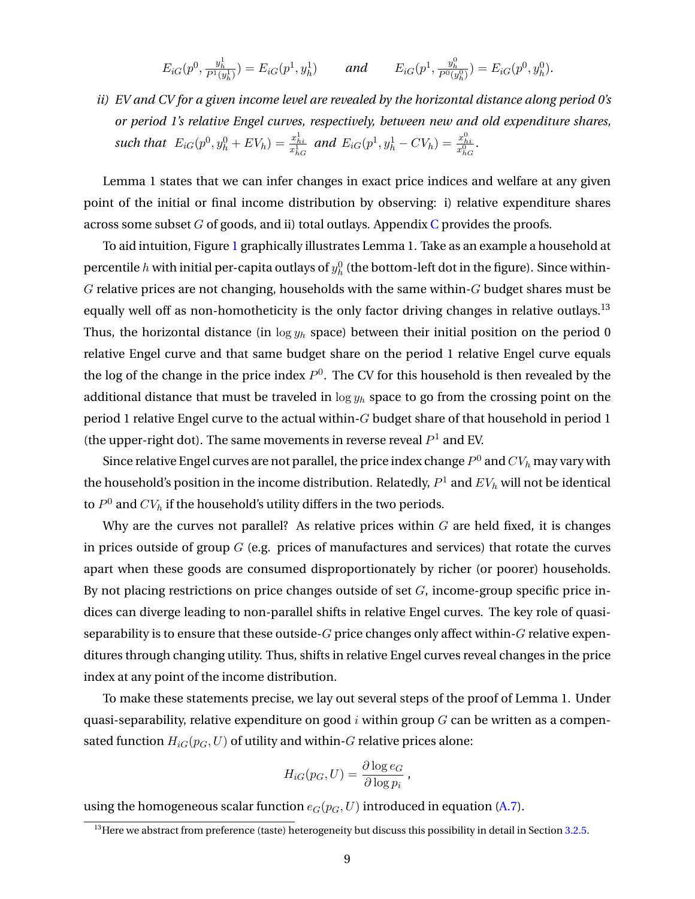$$E_{iG}(p^0, \frac{y_h^1}{P^1(y_h^1)}) = E_{iG}(p^1, y_h^1) \qquad \textit{and} \qquad E_{iG}(p^1, \frac{y_h^0}{P^0(y_h^0)}) = E_{iG}(p^0, y_h^0).$$

*ii) EV and CV for a given income level are revealed by the horizontal distance along period 0's or period 1's relative Engel curves, respectively, between new and old expenditure shares, such that* $E_{iG}(p^0, y_h^0 + EV_h) = \frac{x_{hi}^1}{x_{hG}^1}$ *and* $E_{iG}(p^1, y_h^1 - CV_h) = \frac{x_{hi}^0}{x_{hG}^0}$*.*

Lemma 1 states that we can infer changes in exact price indices and welfare at any given point of the initial or final income distribution by observing: i) relative expenditure shares across some subset $G$ of goods, and ii) total outlays. Appendix C provides the proofs.

To aid intuition, Figure 1 graphically illustrates Lemma 1. Take as an example a household at percentile $h$ with initial per-capita outlays of $y_h^0$ (the bottom-left dot in the figure). Since within-$G$ relative prices are not changing, households with the same within-$G$ budget shares must be equally well off as non-homotheticity is the only factor driving changes in relative outlays.[13] Thus, the horizontal distance (in $\log y_h$ space) between their initial position on the period 0 relative Engel curve and that same budget share on the period 1 relative Engel curve equals the log of the change in the price index $P^0$. The CV for this household is then revealed by the additional distance that must be traveled in $\log y_h$ space to go from the crossing point on the period 1 relative Engel curve to the actual within-$G$ budget share of that household in period 1 (the upper-right dot). The same movements in reverse reveal $P^1$ and EV.

Since relative Engel curves are not parallel, the price index change $P^0$ and $CV_h$ may vary with the household's position in the income distribution. Relatedly, $P^1$ and $EV_h$ will not be identical to $P^0$ and $CV_h$ if the household's utility differs in the two periods.

Why are the curves not parallel? As relative prices within $G$ are held fixed, it is changes in prices outside of group $G$ (e.g. prices of manufactures and services) that rotate the curves apart when these goods are consumed disproportionately by richer (or poorer) households. By not placing restrictions on price changes outside of set $G$, income-group specific price indices can diverge leading to non-parallel shifts in relative Engel curves. The key role of quasi-separability is to ensure that these outside-$G$ price changes only affect within-$G$ relative expenditures through changing utility. Thus, shifts in relative Engel curves reveal changes in the price index at any point of the income distribution.

To make these statements precise, we lay out several steps of the proof of Lemma 1. Under quasi-separability, relative expenditure on good $i$ within group $G$ can be written as a compensated function $H_{iG}(p_G, U)$ of utility and within-$G$ relative prices alone:

$$H_{iG}(p_G, U) = \frac{\partial \log e_G}{\partial \log p_i},$$

using the homogeneous scalar function $e_G(p_G, U)$ introduced in equation (A.7).

[13]Here we abstract from preference (taste) heterogeneity but discuss this possibility in detail in Section 3.2.5.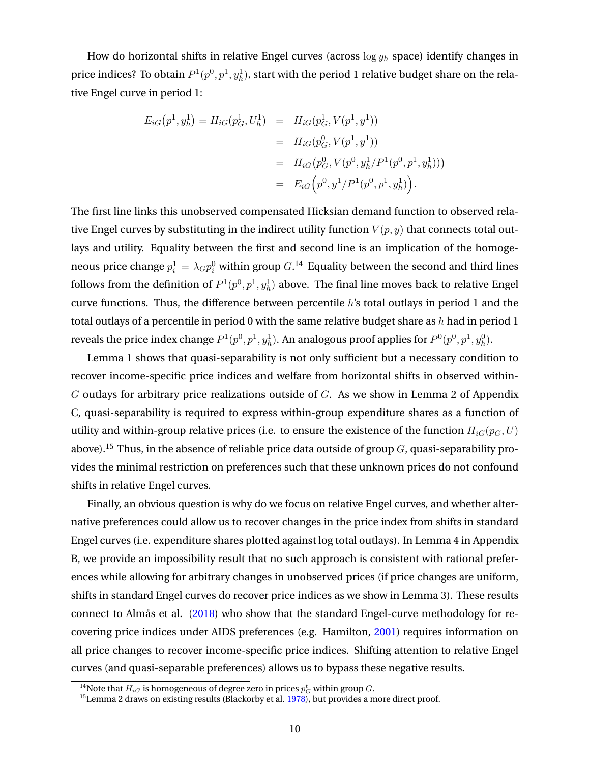How do horizontal shifts in relative Engel curves (across $\log y_h$ space) identify changes in price indices? To obtain $P^1(p^0, p^1, y_h^1)$, start with the period 1 relative budget share on the relative Engel curve in period 1:

$$
\begin{aligned}
E_{iG}(p^1, y_h^1) = H_{iG}(p_G^1, U_h^1) &= H_{iG}(p_G^1, V(p^1, y^1)) \\
&= H_{iG}(p_G^0, V(p^1, y^1)) \\
&= H_{iG}\big(p_G^0, V(p^0, y_h^1/P^1(p^0, p^1, y_h^1))\big) \\
&= E_{iG}\Big(p^0, y^1/P^1(p^0, p^1, y_h^1)\Big).
\end{aligned}
$$

The first line links this unobserved compensated Hicksian demand function to observed relative Engel curves by substituting in the indirect utility function $V(p, y)$ that connects total outlays and utility. Equality between the first and second line is an implication of the homogeneous price change $p_i^1 = \lambda_G p_i^0$ within group $G$.[14] Equality between the second and third lines follows from the definition of $P^1(p^0, p^1, y_h^1)$ above. The final line moves back to relative Engel curve functions. Thus, the difference between percentile $h$'s total outlays in period 1 and the total outlays of a percentile in period 0 with the same relative budget share as $h$ had in period 1 reveals the price index change $P^1(p^0, p^1, y_h^1)$. An analogous proof applies for $P^0(p^0, p^1, y_h^0)$.

Lemma 1 shows that quasi-separability is not only sufficient but a necessary condition to recover income-specific price indices and welfare from horizontal shifts in observed within-$G$ outlays for arbitrary price realizations outside of $G$. As we show in Lemma 2 of Appendix C, quasi-separability is required to express within-group expenditure shares as a function of utility and within-group relative prices (i.e. to ensure the existence of the function $H_{iG}(p_G, U)$ above).[15] Thus, in the absence of reliable price data outside of group $G$, quasi-separability provides the minimal restriction on preferences such that these unknown prices do not confound shifts in relative Engel curves.

Finally, an obvious question is why do we focus on relative Engel curves, and whether alternative preferences could allow us to recover changes in the price index from shifts in standard Engel curves (i.e. expenditure shares plotted against log total outlays). In Lemma 4 in Appendix B, we provide an impossibility result that no such approach is consistent with rational preferences while allowing for arbitrary changes in unobserved prices (if price changes are uniform, shifts in standard Engel curves do recover price indices as we show in Lemma 3). These results connect to Almås et al. (2018) who show that the standard Engel-curve methodology for recovering price indices under AIDS preferences (e.g. Hamilton, 2001) requires information on all price changes to recover income-specific price indices. Shifting attention to relative Engel curves (and quasi-separable preferences) allows us to bypass these negative results.

---

[14] Note that $H_{iG}$ is homogeneous of degree zero in prices $p_G^t$ within group $G$.

[15] Lemma 2 draws on existing results (Blackorby et al. 1978), but provides a more direct proof.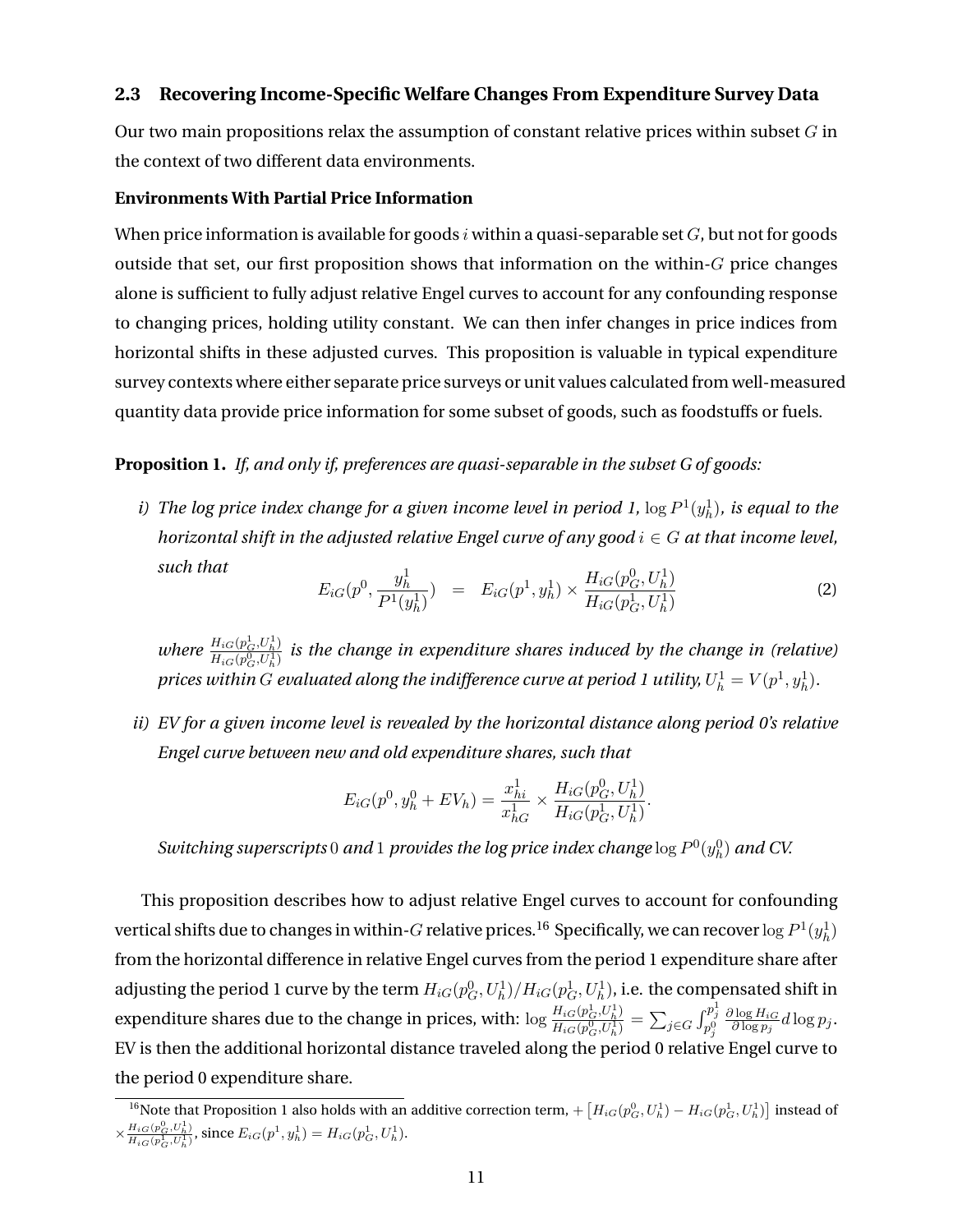### 2.3 Recovering Income-Specific Welfare Changes From Expenditure Survey Data

Our two main propositions relax the assumption of constant relative prices within subset $G$ in the context of two different data environments.

**Environments With Partial Price Information**

When price information is available for goods $i$ within a quasi-separable set $G$, but not for goods outside that set, our first proposition shows that information on the within-$G$ price changes alone is sufficient to fully adjust relative Engel curves to account for any confounding response to changing prices, holding utility constant. We can then infer changes in price indices from horizontal shifts in these adjusted curves. This proposition is valuable in typical expenditure survey contexts where either separate price surveys or unit values calculated from well-measured quantity data provide price information for some subset of goods, such as foodstuffs or fuels.

**Proposition 1.** *If, and only if, preferences are quasi-separable in the subset G of goods:*

*i) The log price index change for a given income level in period 1,* $\log P^1(y_h^1)$*, is equal to the horizontal shift in the adjusted relative Engel curve of any good* $i \in G$ *at that income level, such that*

$$E_{iG}(p^0, \frac{y_h^1}{P^1(y_h^1)}) \quad = \quad E_{iG}(p^1, y_h^1) \times \frac{H_{iG}(p_G^0, U_h^1)}{H_{iG}(p_G^1, U_h^1)} \tag{2}$$

*where* $\frac{H_{iG}(p_G^1, U_h^1)}{H_{iG}(p_G^0, U_h^1)}$ *is the change in expenditure shares induced by the change in (relative) prices within* $G$ *evaluated along the indifference curve at period 1 utility,* $U_h^1 = V(p^1, y_h^1)$*.*

*ii) EV for a given income level is revealed by the horizontal distance along period 0's relative Engel curve between new and old expenditure shares, such that*

$$E_{iG}(p^0, y_h^0 + EV_h) = \frac{x_{hi}^1}{x_{hG}^1} \times \frac{H_{iG}(p_G^0, U_h^1)}{H_{iG}(p_G^1, U_h^1)}.$$

*Switching superscripts* $0$ *and* $1$ *provides the log price index change* $\log P^0(y_h^0)$ *and CV.*

This proposition describes how to adjust relative Engel curves to account for confounding vertical shifts due to changes in within-$G$ relative prices.[16] Specifically, we can recover $\log P^1(y_h^1)$ from the horizontal difference in relative Engel curves from the period 1 expenditure share after adjusting the period 1 curve by the term $H_{iG}(p_G^0, U_h^1)/H_{iG}(p_G^1, U_h^1)$, i.e. the compensated shift in expenditure shares due to the change in prices, with: $\log \frac{H_{iG}(p_G^1, U_h^1)}{H_{iG}(p_G^0, U_h^1)} = \sum_{j \in G} \int_{p_j^0}^{p_j^1} \frac{\partial \log H_{iG}}{\partial \log p_j} d \log p_j$. EV is then the additional horizontal distance traveled along the period 0 relative Engel curve to the period 0 expenditure share.

[16] Note that Proposition 1 also holds with an additive correction term, $+\left[H_{iG}(p_G^0, U_h^1) - H_{iG}(p_G^1, U_h^1)\right]$ instead of $\times \frac{H_{iG}(p_G^0, U_h^1)}{H_{iG}(p_G^1, U_h^1)}$, since $E_{iG}(p^1, y_h^1) = H_{iG}(p_G^1, U_h^1)$.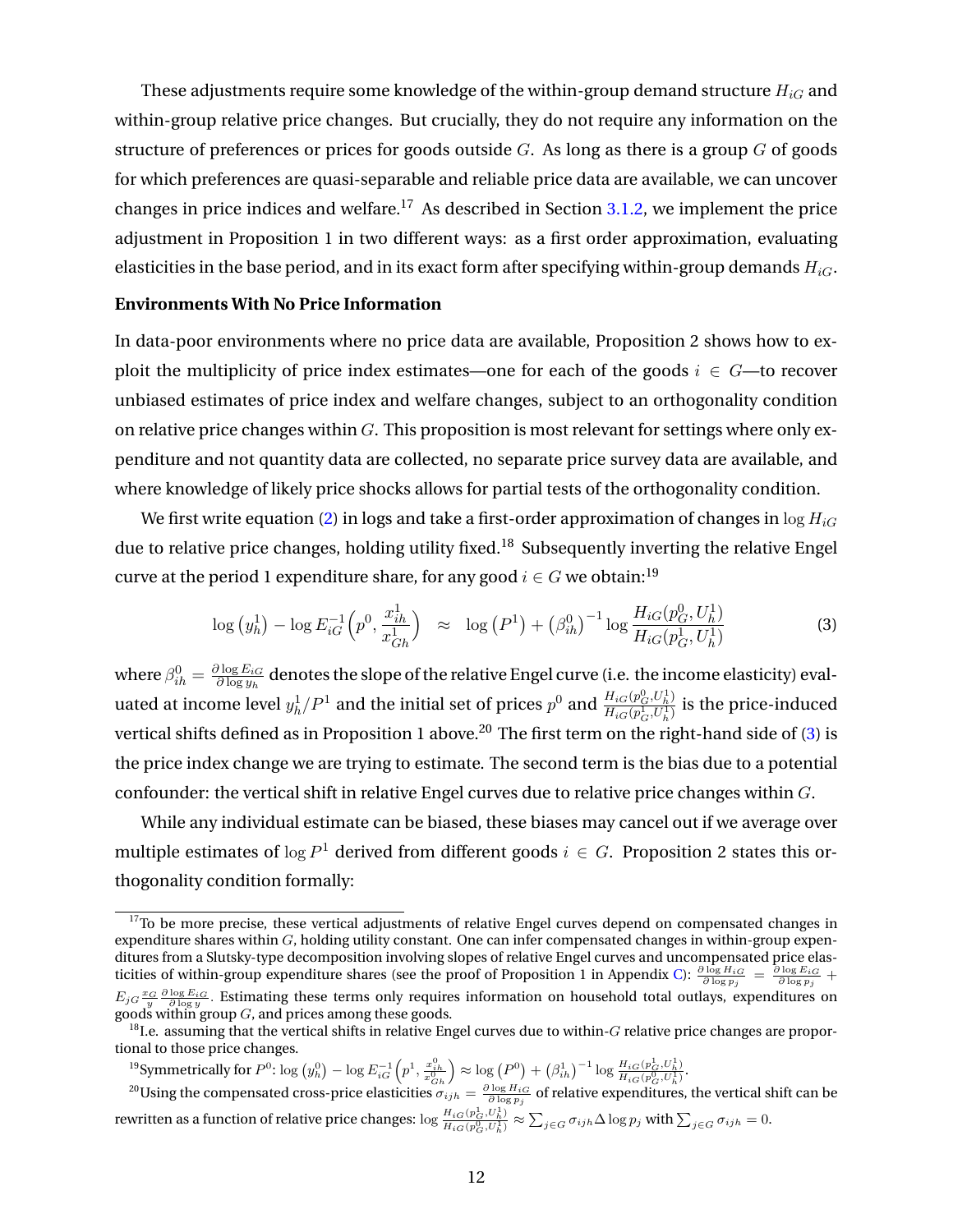These adjustments require some knowledge of the within-group demand structure $H_{iG}$ and within-group relative price changes. But crucially, they do not require any information on the structure of preferences or prices for goods outside $G$. As long as there is a group $G$ of goods for which preferences are quasi-separable and reliable price data are available, we can uncover changes in price indices and welfare.[17] As described in Section 3.1.2, we implement the price adjustment in Proposition 1 in two different ways: as a first order approximation, evaluating elasticities in the base period, and in its exact form after specifying within-group demands $H_{iG}$.

**Environments With No Price Information**

In data-poor environments where no price data are available, Proposition 2 shows how to exploit the multiplicity of price index estimates—one for each of the goods $i \in G$—to recover unbiased estimates of price index and welfare changes, subject to an orthogonality condition on relative price changes within $G$. This proposition is most relevant for settings where only expenditure and not quantity data are collected, no separate price survey data are available, and where knowledge of likely price shocks allows for partial tests of the orthogonality condition.

We first write equation (2) in logs and take a first-order approximation of changes in $\log H_{iG}$ due to relative price changes, holding utility fixed.[18] Subsequently inverting the relative Engel curve at the period 1 expenditure share, for any good $i \in G$ we obtain:[19]

$$\log\left(y_h^1\right) - \log E_{iG}^{-1}\left(p^0, \frac{x_{ih}^1}{x_{Gh}^1}\right) \approx \log\left(P^1\right) + \left(\beta_{ih}^0\right)^{-1} \log \frac{H_{iG}(p_G^0, U_h^1)}{H_{iG}(p_G^1, U_h^1)} \tag{3}$$

where $\beta_{ih}^0 = \frac{\partial \log E_{iG}}{\partial \log y_h}$ denotes the slope of the relative Engel curve (i.e. the income elasticity) evaluated at income level $y_h^1/P^1$ and the initial set of prices $p^0$ and $\frac{H_{iG}(p_G^0, U_h^1)}{H_{iG}(p_G^1, U_h^1)}$ is the price-induced vertical shifts defined as in Proposition 1 above.[20] The first term on the right-hand side of (3) is the price index change we are trying to estimate. The second term is the bias due to a potential confounder: the vertical shift in relative Engel curves due to relative price changes within $G$.

While any individual estimate can be biased, these biases may cancel out if we average over multiple estimates of $\log P^1$ derived from different goods $i \in G$. Proposition 2 states this orthogonality condition formally:

---

[17] To be more precise, these vertical adjustments of relative Engel curves depend on compensated changes in expenditure shares within $G$, holding utility constant. One can infer compensated changes in within-group expenditures from a Slutsky-type decomposition involving slopes of relative Engel curves and uncompensated price elasticities of within-group expenditure shares (see the proof of Proposition 1 in Appendix C): $\frac{\partial \log H_{iG}}{\partial \log p_j} = \frac{\partial \log E_{iG}}{\partial \log p_j} + E_{jG} \frac{x_G}{y} \frac{\partial \log E_{iG}}{\partial \log y}$. Estimating these terms only requires information on household total outlays, expenditures on goods within group $G$, and prices among these goods.

[18] I.e. assuming that the vertical shifts in relative Engel curves due to within-$G$ relative price changes are proportional to those price changes.

[19] Symmetrically for $P^0$: $\log\left(y_h^0\right) - \log E_{iG}^{-1}\left(p^1, \frac{x_{ih}^0}{x_{Gh}^0}\right) \approx \log\left(P^0\right) + \left(\beta_{ih}^1\right)^{-1} \log \frac{H_{iG}(p_G^1, U_h^1)}{H_{iG}(p_G^0, U_h^1)}$.

[20] Using the compensated cross-price elasticities $\sigma_{ijh} = \frac{\partial \log H_{iG}}{\partial \log p_j}$ of relative expenditures, the vertical shift can be rewritten as a function of relative price changes: $\log \frac{H_{iG}(p_G^1, U_h^1)}{H_{iG}(p_G^0, U_h^1)} \approx \sum_{j \in G} \sigma_{ijh} \Delta \log p_j$ with $\sum_{j \in G} \sigma_{ijh} = 0$.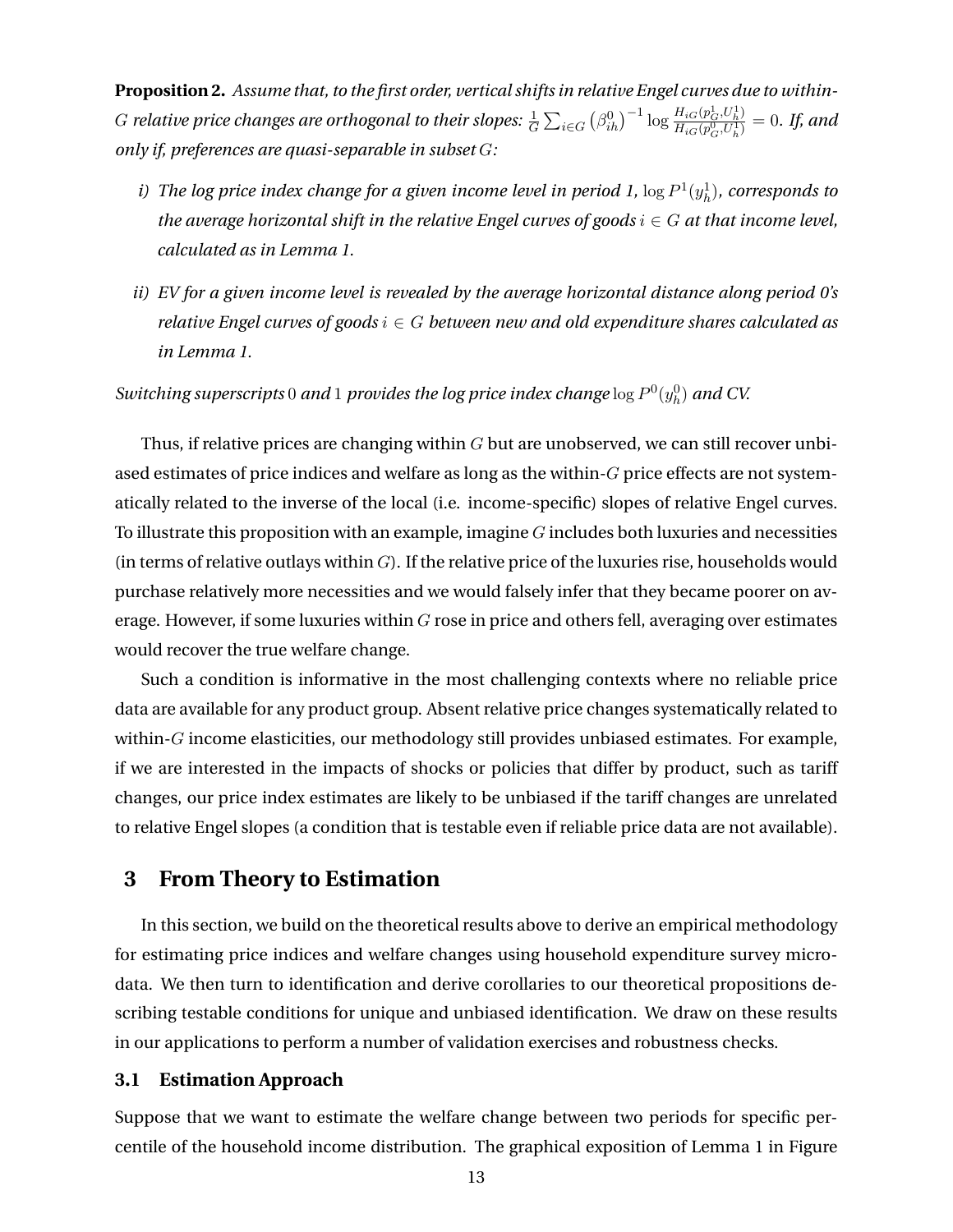**Proposition 2.** *Assume that, to the first order, vertical shifts in relative Engel curves due to within-$G$ relative price changes are orthogonal to their slopes: $\frac{1}{G}\sum_{i\in G}\left(\beta_{ih}^{0}\right)^{-1}\log\frac{H_{iG}(p_G^1,U_h^1)}{H_{iG}(p_G^0,U_h^1)}=0$. If, and only if, preferences are quasi-separable in subset $G$:*

*i) The log price index change for a given income level in period 1, $\log P^1(y_h^1)$, corresponds to the average horizontal shift in the relative Engel curves of goods $i\in G$ at that income level, calculated as in Lemma 1.*

*ii) EV for a given income level is revealed by the average horizontal distance along period 0's relative Engel curves of goods $i\in G$ between new and old expenditure shares calculated as in Lemma 1.*

*Switching superscripts $0$ and $1$ provides the log price index change $\log P^0(y_h^0)$ and CV.*

Thus, if relative prices are changing within $G$ but are unobserved, we can still recover unbiased estimates of price indices and welfare as long as the within-$G$ price effects are not systematically related to the inverse of the local (i.e. income-specific) slopes of relative Engel curves. To illustrate this proposition with an example, imagine $G$ includes both luxuries and necessities (in terms of relative outlays within $G$). If the relative price of the luxuries rise, households would purchase relatively more necessities and we would falsely infer that they became poorer on average. However, if some luxuries within $G$ rose in price and others fell, averaging over estimates would recover the true welfare change.

Such a condition is informative in the most challenging contexts where no reliable price data are available for any product group. Absent relative price changes systematically related to within-$G$ income elasticities, our methodology still provides unbiased estimates. For example, if we are interested in the impacts of shocks or policies that differ by product, such as tariff changes, our price index estimates are likely to be unbiased if the tariff changes are unrelated to relative Engel slopes (a condition that is testable even if reliable price data are not available).

# 3 From Theory to Estimation

In this section, we build on the theoretical results above to derive an empirical methodology for estimating price indices and welfare changes using household expenditure survey microdata. We then turn to identification and derive corollaries to our theoretical propositions describing testable conditions for unique and unbiased identification. We draw on these results in our applications to perform a number of validation exercises and robustness checks.

## 3.1 Estimation Approach

Suppose that we want to estimate the welfare change between two periods for specific percentile of the household income distribution. The graphical exposition of Lemma 1 in Figure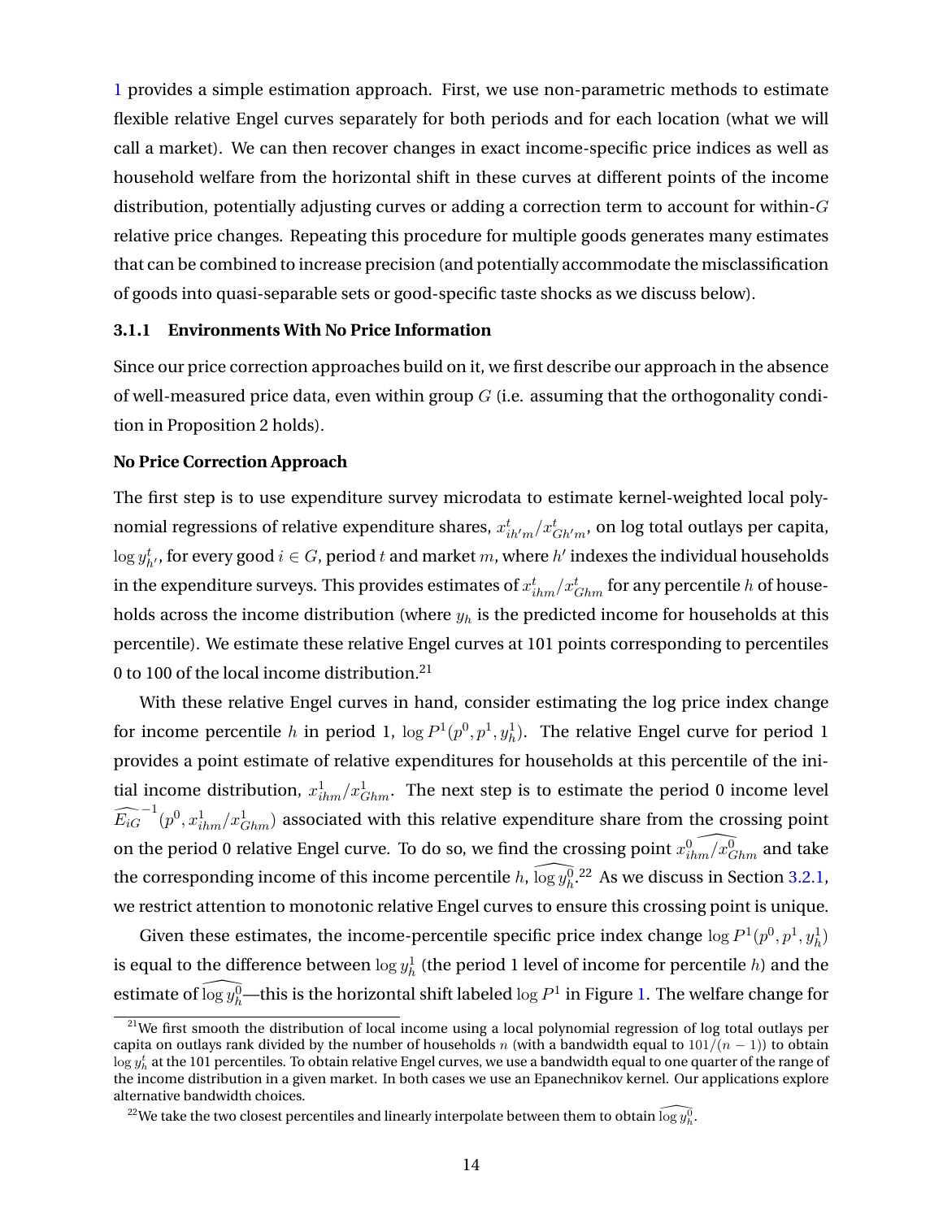1 provides a simple estimation approach. First, we use non-parametric methods to estimate flexible relative Engel curves separately for both periods and for each location (what we will call a market). We can then recover changes in exact income-specific price indices as well as household welfare from the horizontal shift in these curves at different points of the income distribution, potentially adjusting curves or adding a correction term to account for within-$G$ relative price changes. Repeating this procedure for multiple goods generates many estimates that can be combined to increase precision (and potentially accommodate the misclassification of goods into quasi-separable sets or good-specific taste shocks as we discuss below).

### 3.1.1 Environments With No Price Information

Since our price correction approaches build on it, we first describe our approach in the absence of well-measured price data, even within group $G$ (i.e. assuming that the orthogonality condition in Proposition 2 holds).

**No Price Correction Approach**

The first step is to use expenditure survey microdata to estimate kernel-weighted local polynomial regressions of relative expenditure shares, $x^t_{ih'm}/x^t_{Gh'm}$, on log total outlays per capita, $\log y^t_{h'}$, for every good $i \in G$, period $t$ and market $m$, where $h'$ indexes the individual households in the expenditure surveys. This provides estimates of $x^t_{ihm}/x^t_{Ghm}$ for any percentile $h$ of households across the income distribution (where $y_h$ is the predicted income for households at this percentile). We estimate these relative Engel curves at 101 points corresponding to percentiles 0 to 100 of the local income distribution.[21]

With these relative Engel curves in hand, consider estimating the log price index change for income percentile $h$ in period 1, $\log P^1(p^0, p^1, y^1_h)$. The relative Engel curve for period 1 provides a point estimate of relative expenditures for households at this percentile of the initial income distribution, $x^1_{ihm}/x^1_{Ghm}$. The next step is to estimate the period 0 income level $\widehat{E_{iG}}^{-1}(p^0, x^1_{ihm}/x^1_{Ghm})$ associated with this relative expenditure share from the crossing point on the period 0 relative Engel curve. To do so, we find the crossing point $\widehat{x^0_{ihm}/x^0_{Ghm}}$ and take the corresponding income of this income percentile $h$, $\widehat{\log y^0_h}$.[22] As we discuss in Section 3.2.1, we restrict attention to monotonic relative Engel curves to ensure this crossing point is unique.

Given these estimates, the income-percentile specific price index change $\log P^1(p^0, p^1, y^1_h)$ is equal to the difference between $\log y^1_h$ (the period 1 level of income for percentile $h$) and the estimate of $\widehat{\log y^0_h}$—this is the horizontal shift labeled $\log P^1$ in Figure 1. The welfare change for

[21] We first smooth the distribution of local income using a local polynomial regression of log total outlays per capita on outlays rank divided by the number of households $n$ (with a bandwidth equal to $101/(n-1)$) to obtain $\log y^t_h$ at the 101 percentiles. To obtain relative Engel curves, we use a bandwidth equal to one quarter of the range of the income distribution in a given market. In both cases we use an Epanechnikov kernel. Our applications explore alternative bandwidth choices.

[22] We take the two closest percentiles and linearly interpolate between them to obtain $\widehat{\log y^0_h}$.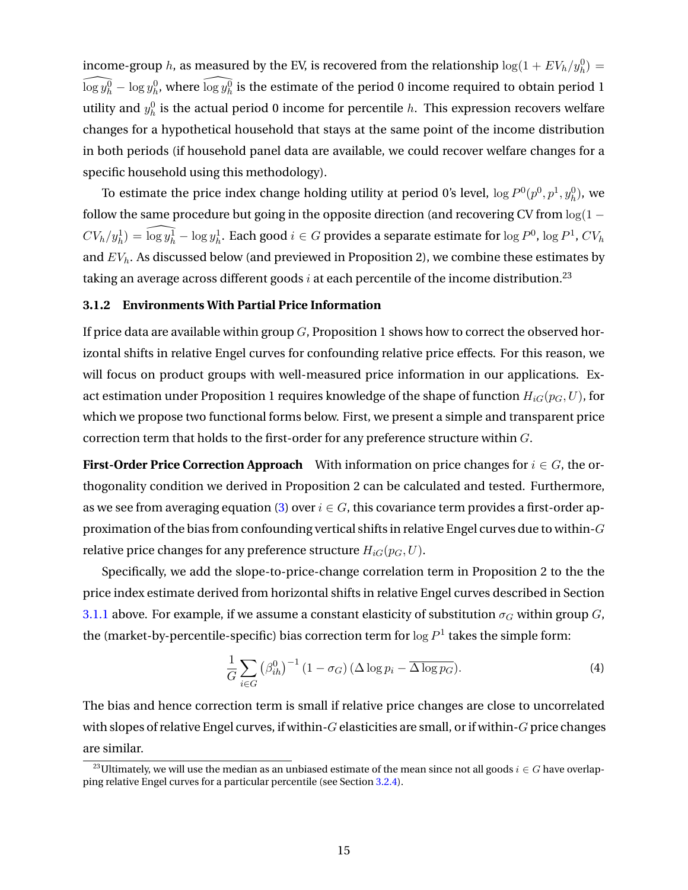income-group $h$, as measured by the EV, is recovered from the relationship $\log(1 + EV_h/y_h^0) = \widehat{\log y_h^0} - \log y_h^0$, where $\widehat{\log y_h^0}$ is the estimate of the period 0 income required to obtain period 1 utility and $y_h^0$ is the actual period 0 income for percentile $h$. This expression recovers welfare changes for a hypothetical household that stays at the same point of the income distribution in both periods (if household panel data are available, we could recover welfare changes for a specific household using this methodology).

To estimate the price index change holding utility at period 0's level, $\log P^0(p^0, p^1, y_h^0)$, we follow the same procedure but going in the opposite direction (and recovering CV from $\log(1 - CV_h/y_h^1) = \widehat{\log y_h^1} - \log y_h^1$. Each good $i \in G$ provides a separate estimate for $\log P^0$, $\log P^1$, $CV_h$ and $EV_h$. As discussed below (and previewed in Proposition 2), we combine these estimates by taking an average across different goods $i$ at each percentile of the income distribution.[23]

### 3.1.2 Environments With Partial Price Information

If price data are available within group $G$, Proposition 1 shows how to correct the observed horizontal shifts in relative Engel curves for confounding relative price effects. For this reason, we will focus on product groups with well-measured price information in our applications. Exact estimation under Proposition 1 requires knowledge of the shape of function $H_{iG}(p_G, U)$, for which we propose two functional forms below. First, we present a simple and transparent price correction term that holds to the first-order for any preference structure within $G$.

**First-Order Price Correction Approach** With information on price changes for $i \in G$, the orthogonality condition we derived in Proposition 2 can be calculated and tested. Furthermore, as we see from averaging equation (3) over $i \in G$, this covariance term provides a first-order approximation of the bias from confounding vertical shifts in relative Engel curves due to within-$G$ relative price changes for any preference structure $H_{iG}(p_G, U)$.

Specifically, we add the slope-to-price-change correlation term in Proposition 2 to the the price index estimate derived from horizontal shifts in relative Engel curves described in Section 3.1.1 above. For example, if we assume a constant elasticity of substitution $\sigma_G$ within group $G$, the (market-by-percentile-specific) bias correction term for $\log P^1$ takes the simple form:

$$\frac{1}{G} \sum_{i \in G} \left(\beta_{ih}^0\right)^{-1} (1 - \sigma_G) \left(\Delta \log p_i - \overline{\Delta \log p_G}\right). \tag{4}$$

The bias and hence correction term is small if relative price changes are close to uncorrelated with slopes of relative Engel curves, if within-$G$ elasticities are small, or if within-$G$ price changes are similar.

[23] Ultimately, we will use the median as an unbiased estimate of the mean since not all goods $i \in G$ have overlapping relative Engel curves for a particular percentile (see Section 3.2.4).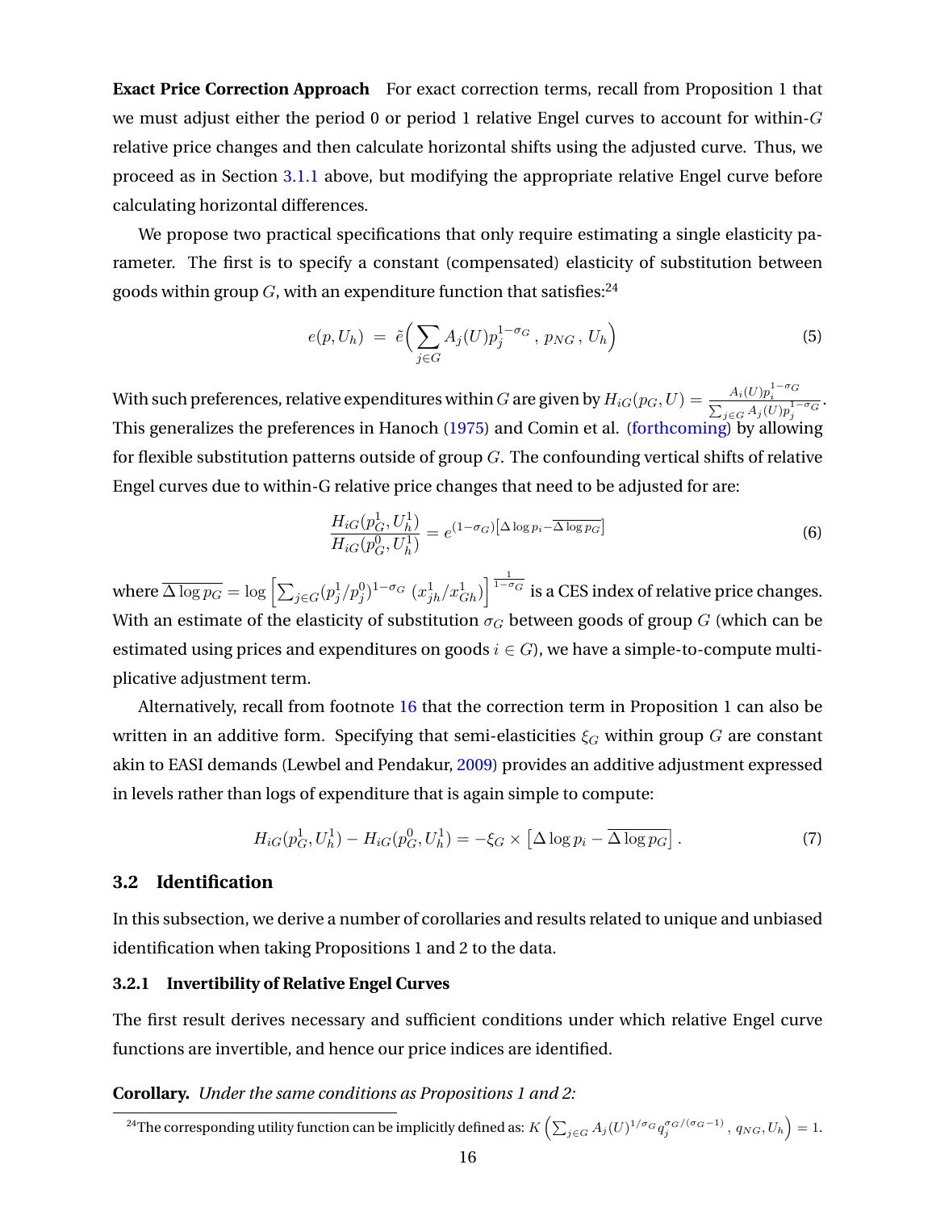**Exact Price Correction Approach** For exact correction terms, recall from Proposition 1 that we must adjust either the period 0 or period 1 relative Engel curves to account for within-$G$ relative price changes and then calculate horizontal shifts using the adjusted curve. Thus, we proceed as in Section 3.1.1 above, but modifying the appropriate relative Engel curve before calculating horizontal differences.

We propose two practical specifications that only require estimating a single elasticity parameter. The first is to specify a constant (compensated) elasticity of substitution between goods within group $G$, with an expenditure function that satisfies:[24]

$$e(p, U_h) \;=\; \tilde{e}\Big( \sum_{j \in G} A_j(U) p_j^{1-\sigma_G} \,,\, p_{NG} \,,\, U_h \Big) \tag{5}$$

With such preferences, relative expenditures within $G$ are given by $H_{iG}(p_G, U) = \frac{A_i(U) p_i^{1-\sigma_G}}{\sum_{j \in G} A_j(U) p_j^{1-\sigma_G}}$. This generalizes the preferences in Hanoch (1975) and Comin et al. (forthcoming) by allowing for flexible substitution patterns outside of group $G$. The confounding vertical shifts of relative Engel curves due to within-G relative price changes that need to be adjusted for are:

$$\frac{H_{iG}(p_G^1, U_h^1)}{H_{iG}(p_G^0, U_h^1)} = e^{(1-\sigma_G)\left[\Delta \log p_i - \overline{\Delta \log p_G}\right]} \tag{6}$$

where $\overline{\Delta \log p_G} = \log \left[ \sum_{j \in G} (p_j^1 / p_j^0)^{1-\sigma_G} \; (x_{jh}^1 / x_{Gh}^1) \right]^{\frac{1}{1-\sigma_G}}$ is a CES index of relative price changes. With an estimate of the elasticity of substitution $\sigma_G$ between goods of group $G$ (which can be estimated using prices and expenditures on goods $i \in G$), we have a simple-to-compute multiplicative adjustment term.

Alternatively, recall from footnote 16 that the correction term in Proposition 1 can also be written in an additive form. Specifying that semi-elasticities $\xi_G$ within group $G$ are constant akin to EASI demands (Lewbel and Pendakur, 2009) provides an additive adjustment expressed in levels rather than logs of expenditure that is again simple to compute:

$$H_{iG}(p_G^1, U_h^1) - H_{iG}(p_G^0, U_h^1) = -\xi_G \times \left[ \Delta \log p_i - \overline{\Delta \log p_G} \right]. \tag{7}$$

## 3.2 Identification

In this subsection, we derive a number of corollaries and results related to unique and unbiased identification when taking Propositions 1 and 2 to the data.

### 3.2.1 Invertibility of Relative Engel Curves

The first result derives necessary and sufficient conditions under which relative Engel curve functions are invertible, and hence our price indices are identified.

**Corollary.** *Under the same conditions as Propositions 1 and 2:*

[24] The corresponding utility function can be implicitly defined as: $K\left( \sum_{j \in G} A_j(U)^{1/\sigma_G} q_j^{\sigma_G/(\sigma_G - 1)} \,,\, q_{NG}, U_h \right) = 1$.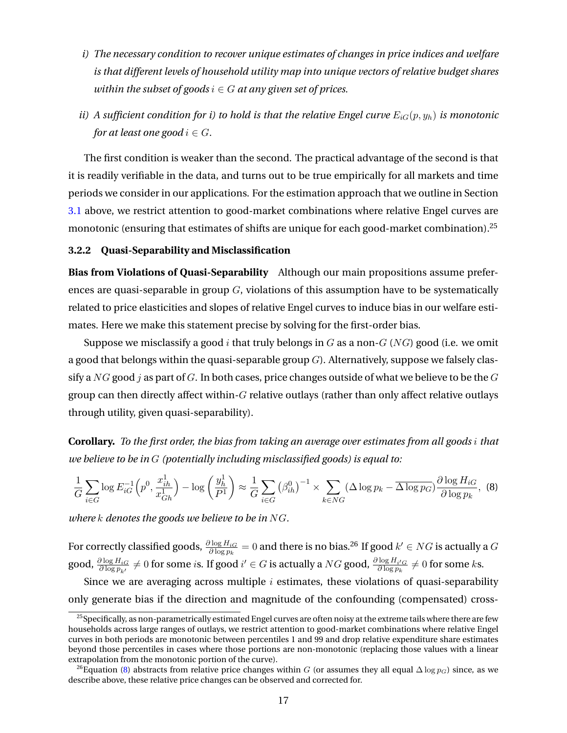*i) The necessary condition to recover unique estimates of changes in price indices and welfare is that different levels of household utility map into unique vectors of relative budget shares within the subset of goods $i \in G$ at any given set of prices.*

*ii) A sufficient condition for i) to hold is that the relative Engel curve $E_{iG}(p, y_h)$ is monotonic for at least one good $i \in G$.*

The first condition is weaker than the second. The practical advantage of the second is that it is readily verifiable in the data, and turns out to be true empirically for all markets and time periods we consider in our applications. For the estimation approach that we outline in Section 3.1 above, we restrict attention to good-market combinations where relative Engel curves are monotonic (ensuring that estimates of shifts are unique for each good-market combination).[25]

### 3.2.2 Quasi-Separability and Misclassification

**Bias from Violations of Quasi-Separability** Although our main propositions assume preferences are quasi-separable in group $G$, violations of this assumption have to be systematically related to price elasticities and slopes of relative Engel curves to induce bias in our welfare estimates. Here we make this statement precise by solving for the first-order bias.

Suppose we misclassify a good $i$ that truly belongs in $G$ as a non-$G$ ($NG$) good (i.e. we omit a good that belongs within the quasi-separable group $G$). Alternatively, suppose we falsely classify a $NG$ good $j$ as part of $G$. In both cases, price changes outside of what we believe to be the $G$ group can then directly affect within-$G$ relative outlays (rather than only affect relative outlays through utility, given quasi-separability).

**Corollary.** *To the first order, the bias from taking an average over estimates from all goods $i$ that we believe to be in $G$ (potentially including misclassified goods) is equal to:*

$$\frac{1}{G}\sum_{i \in G} \log E_{iG}^{-1}\left(p^0, \frac{x_{ih}^1}{x_{Gh}^1}\right) - \log\left(\frac{y_h^1}{P^1}\right) \approx \frac{1}{G}\sum_{i \in G}\left(\beta_{ih}^0\right)^{-1} \times \sum_{k \in NG}\left(\Delta \log p_k - \overline{\Delta \log p_G}\right)\frac{\partial \log H_{iG}}{\partial \log p_k}, \quad (8)$$

*where $k$ denotes the goods we believe to be in $NG$.*

For correctly classified goods, $\frac{\partial \log H_{iG}}{\partial \log p_k} = 0$ and there is no bias.[26] If good $k' \in NG$ is actually a $G$ good, $\frac{\partial \log H_{iG}}{\partial \log p_{k'}} \neq 0$ for some $i$s. If good $i' \in G$ is actually a $NG$ good, $\frac{\partial \log H_{i'G}}{\partial \log p_k} \neq 0$ for some $k$s.

Since we are averaging across multiple $i$ estimates, these violations of quasi-separability only generate bias if the direction and magnitude of the confounding (compensated) cross-

[25] Specifically, as non-parametrically estimated Engel curves are often noisy at the extreme tails where there are few households across large ranges of outlays, we restrict attention to good-market combinations where relative Engel curves in both periods are monotonic between percentiles 1 and 99 and drop relative expenditure share estimates beyond those percentiles in cases where those portions are non-monotonic (replacing those values with a linear extrapolation from the monotonic portion of the curve).

[26] Equation (8) abstracts from relative price changes within $G$ (or assumes they all equal $\Delta \log p_G$) since, as we describe above, these relative price changes can be observed and corrected for.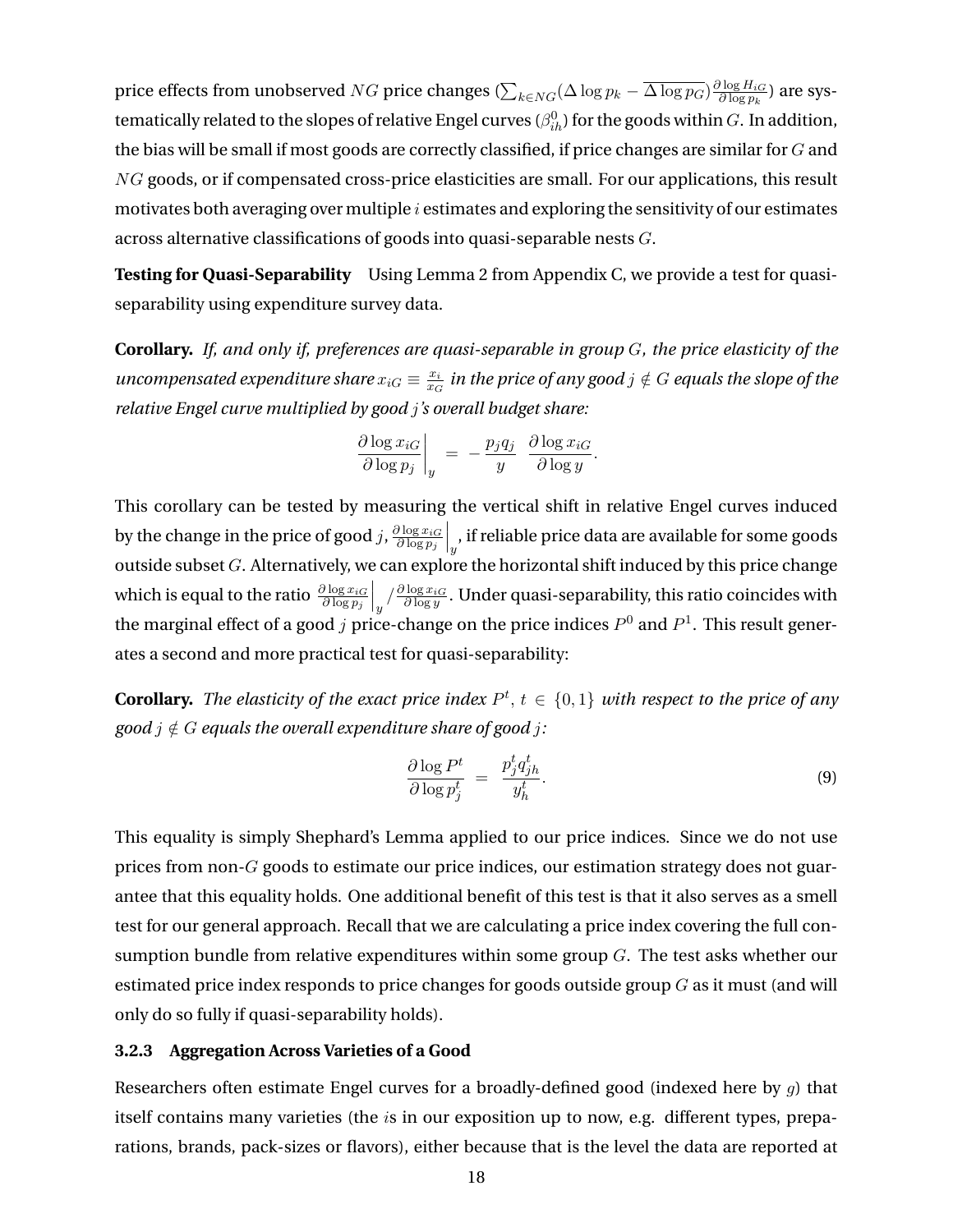price effects from unobserved $NG$ price changes ($\sum_{k \in NG}(\Delta \log p_k - \overline{\Delta \log p_G}) \frac{\partial \log H_{iG}}{\partial \log p_k}$) are systematically related to the slopes of relative Engel curves ($\beta^0_{ih}$) for the goods within $G$. In addition, the bias will be small if most goods are correctly classified, if price changes are similar for $G$ and $NG$ goods, or if compensated cross-price elasticities are small. For our applications, this result motivates both averaging over multiple $i$ estimates and exploring the sensitivity of our estimates across alternative classifications of goods into quasi-separable nests $G$.

**Testing for Quasi-Separability** Using Lemma 2 from Appendix C, we provide a test for quasi-separability using expenditure survey data.

**Corollary.** *If, and only if, preferences are quasi-separable in group $G$, the price elasticity of the uncompensated expenditure share $x_{iG} \equiv \frac{x_i}{x_G}$ in the price of any good $j \notin G$ equals the slope of the relative Engel curve multiplied by good $j$'s overall budget share:*

$$\left. \frac{\partial \log x_{iG}}{\partial \log p_j} \right|_y = -\frac{p_j q_j}{y} \frac{\partial \log x_{iG}}{\partial \log y}.$$

This corollary can be tested by measuring the vertical shift in relative Engel curves induced by the change in the price of good $j$, $\left. \frac{\partial \log x_{iG}}{\partial \log p_j} \right|_y$, if reliable price data are available for some goods outside subset $G$. Alternatively, we can explore the horizontal shift induced by this price change which is equal to the ratio $\left. \frac{\partial \log x_{iG}}{\partial \log p_j} \right|_y / \frac{\partial \log x_{iG}}{\partial \log y}$. Under quasi-separability, this ratio coincides with the marginal effect of a good $j$ price-change on the price indices $P^0$ and $P^1$. This result generates a second and more practical test for quasi-separability:

**Corollary.** *The elasticity of the exact price index $P^t$, $t \in \{0, 1\}$ with respect to the price of any good $j \notin G$ equals the overall expenditure share of good $j$:*

$$\frac{\partial \log P^t}{\partial \log p^t_j} = \frac{p^t_j q^t_{jh}}{y^t_h}. \tag{9}$$

This equality is simply Shephard's Lemma applied to our price indices. Since we do not use prices from non-$G$ goods to estimate our price indices, our estimation strategy does not guarantee that this equality holds. One additional benefit of this test is that it also serves as a smell test for our general approach. Recall that we are calculating a price index covering the full consumption bundle from relative expenditures within some group $G$. The test asks whether our estimated price index responds to price changes for goods outside group $G$ as it must (and will only do so fully if quasi-separability holds).

### 3.2.3 Aggregation Across Varieties of a Good

Researchers often estimate Engel curves for a broadly-defined good (indexed here by $g$) that itself contains many varieties (the $i$s in our exposition up to now, e.g. different types, preparations, brands, pack-sizes or flavors), either because that is the level the data are reported at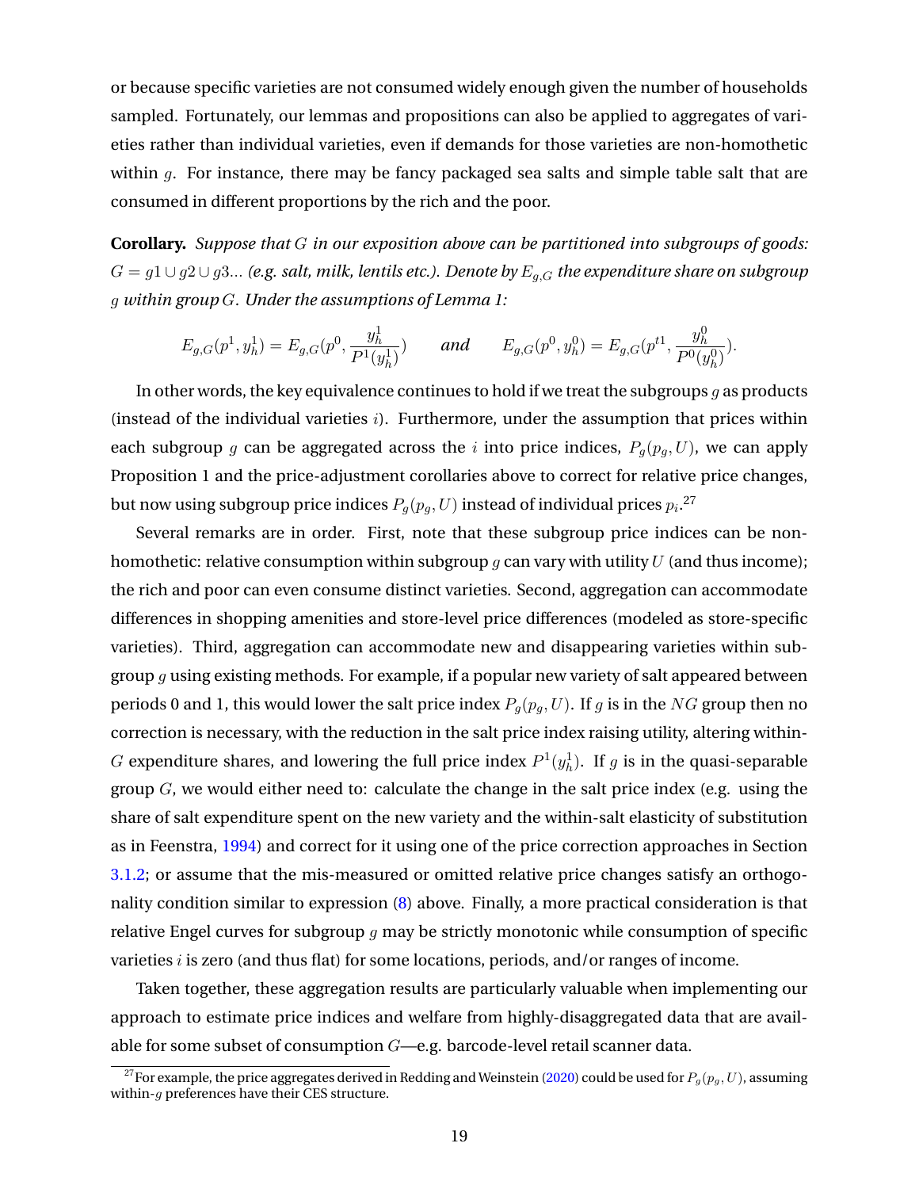or because specific varieties are not consumed widely enough given the number of households sampled. Fortunately, our lemmas and propositions can also be applied to aggregates of varieties rather than individual varieties, even if demands for those varieties are non-homothetic within $g$. For instance, there may be fancy packaged sea salts and simple table salt that are consumed in different proportions by the rich and the poor.

**Corollary.** *Suppose that $G$ in our exposition above can be partitioned into subgroups of goods: $G = g1 \cup g2 \cup g3...$ (e.g. salt, milk, lentils etc.). Denote by $E_{g,G}$ the expenditure share on subgroup $g$ within group $G$. Under the assumptions of Lemma 1:*

$$E_{g,G}(p^1, y_h^1) = E_{g,G}(p^0, \frac{y_h^1}{P^1(y_h^1)}) \qquad \textit{and} \qquad E_{g,G}(p^0, y_h^0) = E_{g,G}(p^{t1}, \frac{y_h^0}{P^0(y_h^0)}).$$

In other words, the key equivalence continues to hold if we treat the subgroups $g$ as products (instead of the individual varieties $i$). Furthermore, under the assumption that prices within each subgroup $g$ can be aggregated across the $i$ into price indices, $P_g(p_g, U)$, we can apply Proposition 1 and the price-adjustment corollaries above to correct for relative price changes, but now using subgroup price indices $P_g(p_g, U)$ instead of individual prices $p_i$.[27]

Several remarks are in order. First, note that these subgroup price indices can be non-homothetic: relative consumption within subgroup $g$ can vary with utility $U$ (and thus income); the rich and poor can even consume distinct varieties. Second, aggregation can accommodate differences in shopping amenities and store-level price differences (modeled as store-specific varieties). Third, aggregation can accommodate new and disappearing varieties within subgroup $g$ using existing methods. For example, if a popular new variety of salt appeared between periods 0 and 1, this would lower the salt price index $P_g(p_g, U)$. If $g$ is in the $NG$ group then no correction is necessary, with the reduction in the salt price index raising utility, altering within-$G$ expenditure shares, and lowering the full price index $P^1(y_h^1)$. If $g$ is in the quasi-separable group $G$, we would either need to: calculate the change in the salt price index (e.g. using the share of salt expenditure spent on the new variety and the within-salt elasticity of substitution as in Feenstra, 1994) and correct for it using one of the price correction approaches in Section 3.1.2; or assume that the mis-measured or omitted relative price changes satisfy an orthogonality condition similar to expression (8) above. Finally, a more practical consideration is that relative Engel curves for subgroup $g$ may be strictly monotonic while consumption of specific varieties $i$ is zero (and thus flat) for some locations, periods, and/or ranges of income.

Taken together, these aggregation results are particularly valuable when implementing our approach to estimate price indices and welfare from highly-disaggregated data that are available for some subset of consumption $G$—e.g. barcode-level retail scanner data.

[27] For example, the price aggregates derived in Redding and Weinstein (2020) could be used for $P_g(p_g, U)$, assuming within-$g$ preferences have their CES structure.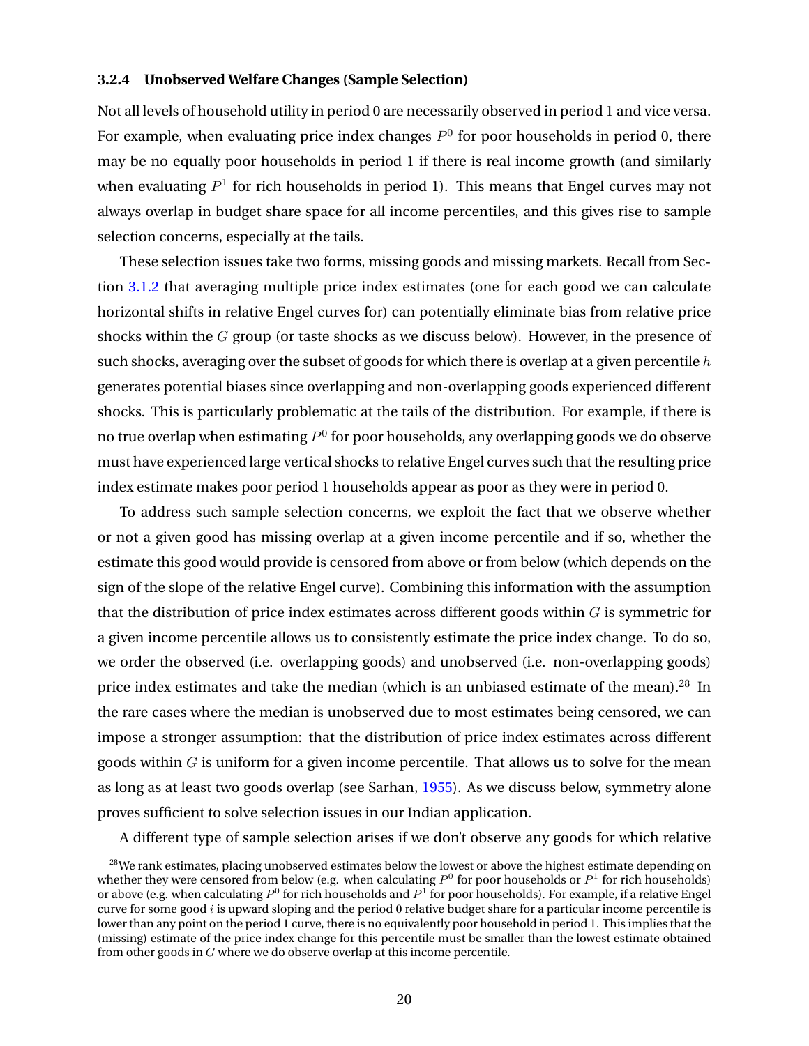#### 3.2.4 Unobserved Welfare Changes (Sample Selection)

Not all levels of household utility in period 0 are necessarily observed in period 1 and vice versa. For example, when evaluating price index changes $P^0$ for poor households in period 0, there may be no equally poor households in period 1 if there is real income growth (and similarly when evaluating $P^1$ for rich households in period 1). This means that Engel curves may not always overlap in budget share space for all income percentiles, and this gives rise to sample selection concerns, especially at the tails.

These selection issues take two forms, missing goods and missing markets. Recall from Section 3.1.2 that averaging multiple price index estimates (one for each good we can calculate horizontal shifts in relative Engel curves for) can potentially eliminate bias from relative price shocks within the $G$ group (or taste shocks as we discuss below). However, in the presence of such shocks, averaging over the subset of goods for which there is overlap at a given percentile $h$ generates potential biases since overlapping and non-overlapping goods experienced different shocks. This is particularly problematic at the tails of the distribution. For example, if there is no true overlap when estimating $P^0$ for poor households, any overlapping goods we do observe must have experienced large vertical shocks to relative Engel curves such that the resulting price index estimate makes poor period 1 households appear as poor as they were in period 0.

To address such sample selection concerns, we exploit the fact that we observe whether or not a given good has missing overlap at a given income percentile and if so, whether the estimate this good would provide is censored from above or from below (which depends on the sign of the slope of the relative Engel curve). Combining this information with the assumption that the distribution of price index estimates across different goods within $G$ is symmetric for a given income percentile allows us to consistently estimate the price index change. To do so, we order the observed (i.e. overlapping goods) and unobserved (i.e. non-overlapping goods) price index estimates and take the median (which is an unbiased estimate of the mean).[28] In the rare cases where the median is unobserved due to most estimates being censored, we can impose a stronger assumption: that the distribution of price index estimates across different goods within $G$ is uniform for a given income percentile. That allows us to solve for the mean as long as at least two goods overlap (see Sarhan, 1955). As we discuss below, symmetry alone proves sufficient to solve selection issues in our Indian application.

A different type of sample selection arises if we don't observe any goods for which relative

[28] We rank estimates, placing unobserved estimates below the lowest or above the highest estimate depending on whether they were censored from below (e.g. when calculating $P^0$ for poor households or $P^1$ for rich households) or above (e.g. when calculating $P^0$ for rich households and $P^1$ for poor households). For example, if a relative Engel curve for some good $i$ is upward sloping and the period 0 relative budget share for a particular income percentile is lower than any point on the period 1 curve, there is no equivalently poor household in period 1. This implies that the (missing) estimate of the price index change for this percentile must be smaller than the lowest estimate obtained from other goods in $G$ where we do observe overlap at this income percentile.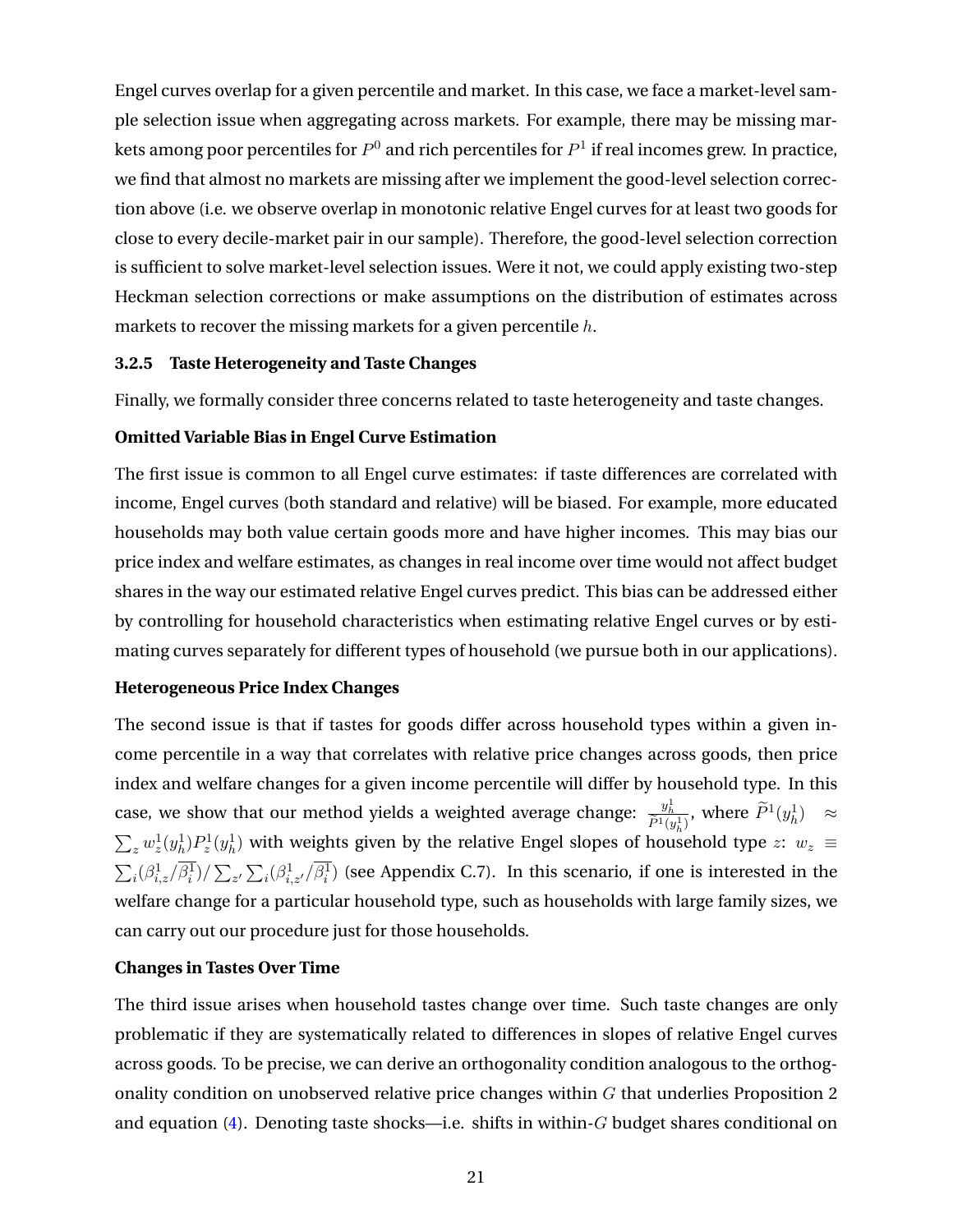Engel curves overlap for a given percentile and market. In this case, we face a market-level sample selection issue when aggregating across markets. For example, there may be missing markets among poor percentiles for $P^0$ and rich percentiles for $P^1$ if real incomes grew. In practice, we find that almost no markets are missing after we implement the good-level selection correction above (i.e. we observe overlap in monotonic relative Engel curves for at least two goods for close to every decile-market pair in our sample). Therefore, the good-level selection correction is sufficient to solve market-level selection issues. Were it not, we could apply existing two-step Heckman selection corrections or make assumptions on the distribution of estimates across markets to recover the missing markets for a given percentile $h$.

### 3.2.5 Taste Heterogeneity and Taste Changes

Finally, we formally consider three concerns related to taste heterogeneity and taste changes.

**Omitted Variable Bias in Engel Curve Estimation**

The first issue is common to all Engel curve estimates: if taste differences are correlated with income, Engel curves (both standard and relative) will be biased. For example, more educated households may both value certain goods more and have higher incomes. This may bias our price index and welfare estimates, as changes in real income over time would not affect budget shares in the way our estimated relative Engel curves predict. This bias can be addressed either by controlling for household characteristics when estimating relative Engel curves or by estimating curves separately for different types of household (we pursue both in our applications).

**Heterogeneous Price Index Changes**

The second issue is that if tastes for goods differ across household types within a given income percentile in a way that correlates with relative price changes across goods, then price index and welfare changes for a given income percentile will differ by household type. In this case, we show that our method yields a weighted average change: $\frac{y_h^1}{\widetilde{P}^1(y_h^1)}$, where $\widetilde{P}^1(y_h^1) \approx \sum_z w_z^1(y_h^1) P_z^1(y_h^1)$ with weights given by the relative Engel slopes of household type $z$: $w_z \equiv \sum_i (\beta_{i,z}^1 / \overline{\beta_i^1}) / \sum_{z'} \sum_i (\beta_{i,z'}^1 / \overline{\beta_i^1})$ (see Appendix C.7). In this scenario, if one is interested in the welfare change for a particular household type, such as households with large family sizes, we can carry out our procedure just for those households.

**Changes in Tastes Over Time**

The third issue arises when household tastes change over time. Such taste changes are only problematic if they are systematically related to differences in slopes of relative Engel curves across goods. To be precise, we can derive an orthogonality condition analogous to the orthogonality condition on unobserved relative price changes within $G$ that underlies Proposition 2 and equation (4). Denoting taste shocks—i.e. shifts in within-$G$ budget shares conditional on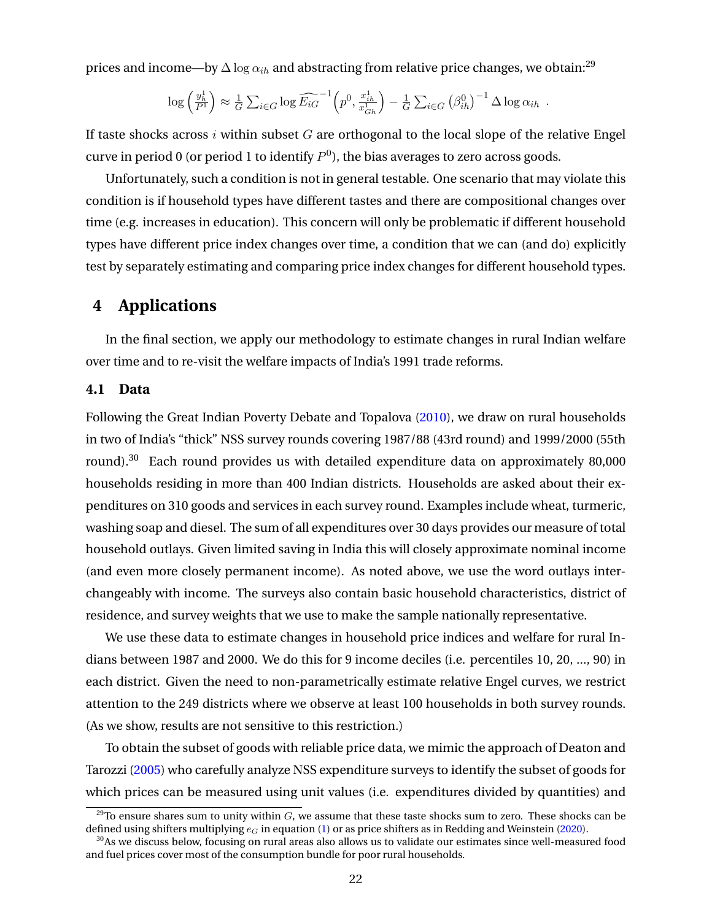prices and income—by $\Delta \log \alpha_{ih}$ and abstracting from relative price changes, we obtain:[29]

$$\log\left(\frac{y_h^1}{P^1}\right) \approx \frac{1}{G}\sum_{i\in G}\log \widehat{E_{iG}}^{-1}\left(p^0, \frac{x_{ih}^1}{x_{Gh}^1}\right) - \frac{1}{G}\sum_{i\in G}\left(\beta_{ih}^0\right)^{-1}\Delta \log \alpha_{ih} \ .$$

If taste shocks across $i$ within subset $G$ are orthogonal to the local slope of the relative Engel curve in period 0 (or period 1 to identify $P^0$), the bias averages to zero across goods.

Unfortunately, such a condition is not in general testable. One scenario that may violate this condition is if household types have different tastes and there are compositional changes over time (e.g. increases in education). This concern will only be problematic if different household types have different price index changes over time, a condition that we can (and do) explicitly test by separately estimating and comparing price index changes for different household types.

# 4 Applications

In the final section, we apply our methodology to estimate changes in rural Indian welfare over time and to re-visit the welfare impacts of India's 1991 trade reforms.

## 4.1 Data

Following the Great Indian Poverty Debate and Topalova (2010), we draw on rural households in two of India's "thick" NSS survey rounds covering 1987/88 (43rd round) and 1999/2000 (55th round).[30] Each round provides us with detailed expenditure data on approximately 80,000 households residing in more than 400 Indian districts. Households are asked about their expenditures on 310 goods and services in each survey round. Examples include wheat, turmeric, washing soap and diesel. The sum of all expenditures over 30 days provides our measure of total household outlays. Given limited saving in India this will closely approximate nominal income (and even more closely permanent income). As noted above, we use the word outlays interchangeably with income. The surveys also contain basic household characteristics, district of residence, and survey weights that we use to make the sample nationally representative.

We use these data to estimate changes in household price indices and welfare for rural Indians between 1987 and 2000. We do this for 9 income deciles (i.e. percentiles 10, 20, ..., 90) in each district. Given the need to non-parametrically estimate relative Engel curves, we restrict attention to the 249 districts where we observe at least 100 households in both survey rounds. (As we show, results are not sensitive to this restriction.)

To obtain the subset of goods with reliable price data, we mimic the approach of Deaton and Tarozzi (2005) who carefully analyze NSS expenditure surveys to identify the subset of goods for which prices can be measured using unit values (i.e. expenditures divided by quantities) and

[29] To ensure shares sum to unity within $G$, we assume that these taste shocks sum to zero. These shocks can be defined using shifters multiplying $e_G$ in equation (1) or as price shifters as in Redding and Weinstein (2020).

[30] As we discuss below, focusing on rural areas also allows us to validate our estimates since well-measured food and fuel prices cover most of the consumption bundle for poor rural households.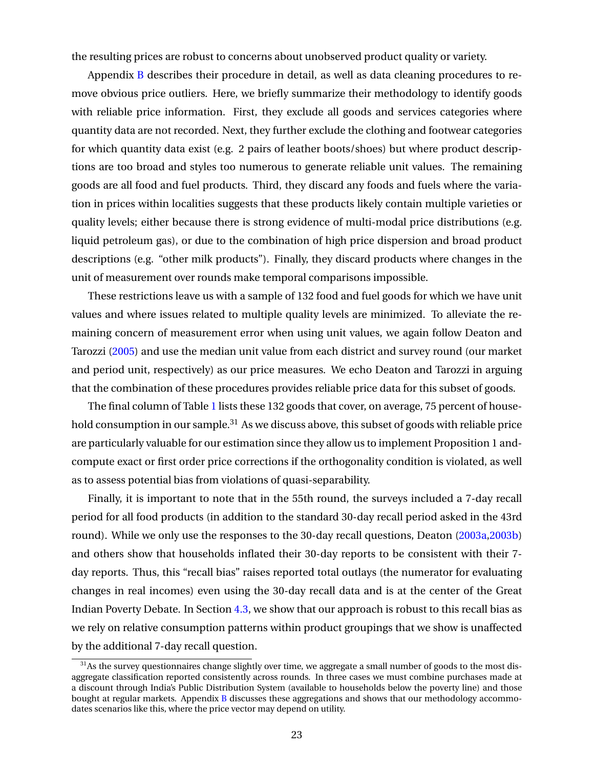the resulting prices are robust to concerns about unobserved product quality or variety.

Appendix B describes their procedure in detail, as well as data cleaning procedures to remove obvious price outliers. Here, we briefly summarize their methodology to identify goods with reliable price information. First, they exclude all goods and services categories where quantity data are not recorded. Next, they further exclude the clothing and footwear categories for which quantity data exist (e.g. 2 pairs of leather boots/shoes) but where product descriptions are too broad and styles too numerous to generate reliable unit values. The remaining goods are all food and fuel products. Third, they discard any foods and fuels where the variation in prices within localities suggests that these products likely contain multiple varieties or quality levels; either because there is strong evidence of multi-modal price distributions (e.g. liquid petroleum gas), or due to the combination of high price dispersion and broad product descriptions (e.g. "other milk products"). Finally, they discard products where changes in the unit of measurement over rounds make temporal comparisons impossible.

These restrictions leave us with a sample of 132 food and fuel goods for which we have unit values and where issues related to multiple quality levels are minimized. To alleviate the remaining concern of measurement error when using unit values, we again follow Deaton and Tarozzi (2005) and use the median unit value from each district and survey round (our market and period unit, respectively) as our price measures. We echo Deaton and Tarozzi in arguing that the combination of these procedures provides reliable price data for this subset of goods.

The final column of Table 1 lists these 132 goods that cover, on average, 75 percent of household consumption in our sample.[31] As we discuss above, this subset of goods with reliable price are particularly valuable for our estimation since they allow us to implement Proposition 1 andcompute exact or first order price corrections if the orthogonality condition is violated, as well as to assess potential bias from violations of quasi-separability.

Finally, it is important to note that in the 55th round, the surveys included a 7-day recall period for all food products (in addition to the standard 30-day recall period asked in the 43rd round). While we only use the responses to the 30-day recall questions, Deaton (2003a,2003b) and others show that households inflated their 30-day reports to be consistent with their 7-day reports. Thus, this "recall bias" raises reported total outlays (the numerator for evaluating changes in real incomes) even using the 30-day recall data and is at the center of the Great Indian Poverty Debate. In Section 4.3, we show that our approach is robust to this recall bias as we rely on relative consumption patterns within product groupings that we show is unaffected by the additional 7-day recall question.

[31] As the survey questionnaires change slightly over time, we aggregate a small number of goods to the most disaggregate classification reported consistently across rounds. In three cases we must combine purchases made at a discount through India's Public Distribution System (available to households below the poverty line) and those bought at regular markets. Appendix B discusses these aggregations and shows that our methodology accommodates scenarios like this, where the price vector may depend on utility.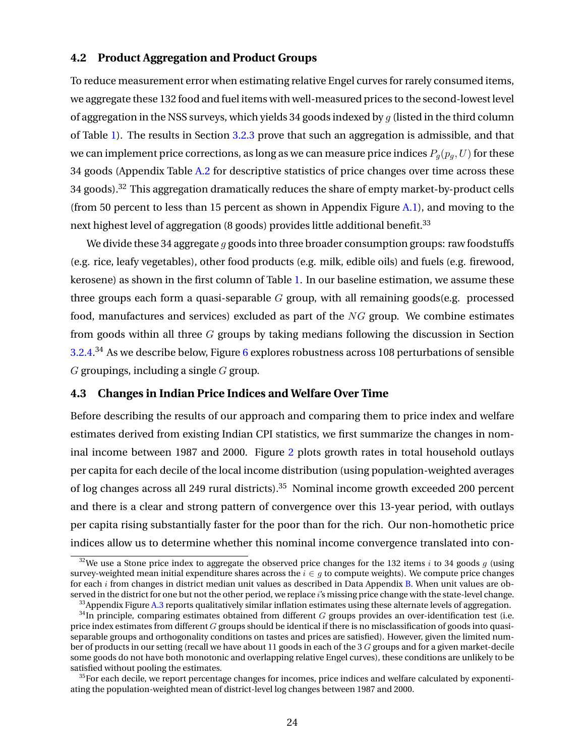### 4.2 Product Aggregation and Product Groups

To reduce measurement error when estimating relative Engel curves for rarely consumed items, we aggregate these 132 food and fuel items with well-measured prices to the second-lowest level of aggregation in the NSS surveys, which yields 34 goods indexed by $g$ (listed in the third column of Table 1). The results in Section 3.2.3 prove that such an aggregation is admissible, and that we can implement price corrections, as long as we can measure price indices $P_g(p_g, U)$ for these 34 goods (Appendix Table A.2 for descriptive statistics of price changes over time across these 34 goods).[32] This aggregation dramatically reduces the share of empty market-by-product cells (from 50 percent to less than 15 percent as shown in Appendix Figure A.1), and moving to the next highest level of aggregation (8 goods) provides little additional benefit.[33]

We divide these 34 aggregate $g$ goods into three broader consumption groups: raw foodstuffs (e.g. rice, leafy vegetables), other food products (e.g. milk, edible oils) and fuels (e.g. firewood, kerosene) as shown in the first column of Table 1. In our baseline estimation, we assume these three groups each form a quasi-separable $G$ group, with all remaining goods(e.g. processed food, manufactures and services) excluded as part of the $NG$ group. We combine estimates from goods within all three $G$ groups by taking medians following the discussion in Section 3.2.4.[34] As we describe below, Figure 6 explores robustness across 108 perturbations of sensible $G$ groupings, including a single $G$ group.

### 4.3 Changes in Indian Price Indices and Welfare Over Time

Before describing the results of our approach and comparing them to price index and welfare estimates derived from existing Indian CPI statistics, we first summarize the changes in nominal income between 1987 and 2000. Figure 2 plots growth rates in total household outlays per capita for each decile of the local income distribution (using population-weighted averages of log changes across all 249 rural districts).[35] Nominal income growth exceeded 200 percent and there is a clear and strong pattern of convergence over this 13-year period, with outlays per capita rising substantially faster for the poor than for the rich. Our non-homothetic price indices allow us to determine whether this nominal income convergence translated into con-

[32] We use a Stone price index to aggregate the observed price changes for the 132 items $i$ to 34 goods $g$ (using survey-weighted mean initial expenditure shares across the $i \in g$ to compute weights). We compute price changes for each $i$ from changes in district median unit values as described in Data Appendix B. When unit values are observed in the district for one but not the other period, we replace $i$'s missing price change with the state-level change.

[33] Appendix Figure A.3 reports qualitatively similar inflation estimates using these alternate levels of aggregation.

[34] In principle, comparing estimates obtained from different $G$ groups provides an over-identification test (i.e. price index estimates from different $G$ groups should be identical if there is no misclassification of goods into quasi-separable groups and orthogonality conditions on tastes and prices are satisfied). However, given the limited number of products in our setting (recall we have about 11 goods in each of the 3 $G$ groups and for a given market-decile some goods do not have both monotonic and overlapping relative Engel curves), these conditions are unlikely to be satisfied without pooling the estimates.

[35] For each decile, we report percentage changes for incomes, price indices and welfare calculated by exponentiating the population-weighted mean of district-level log changes between 1987 and 2000.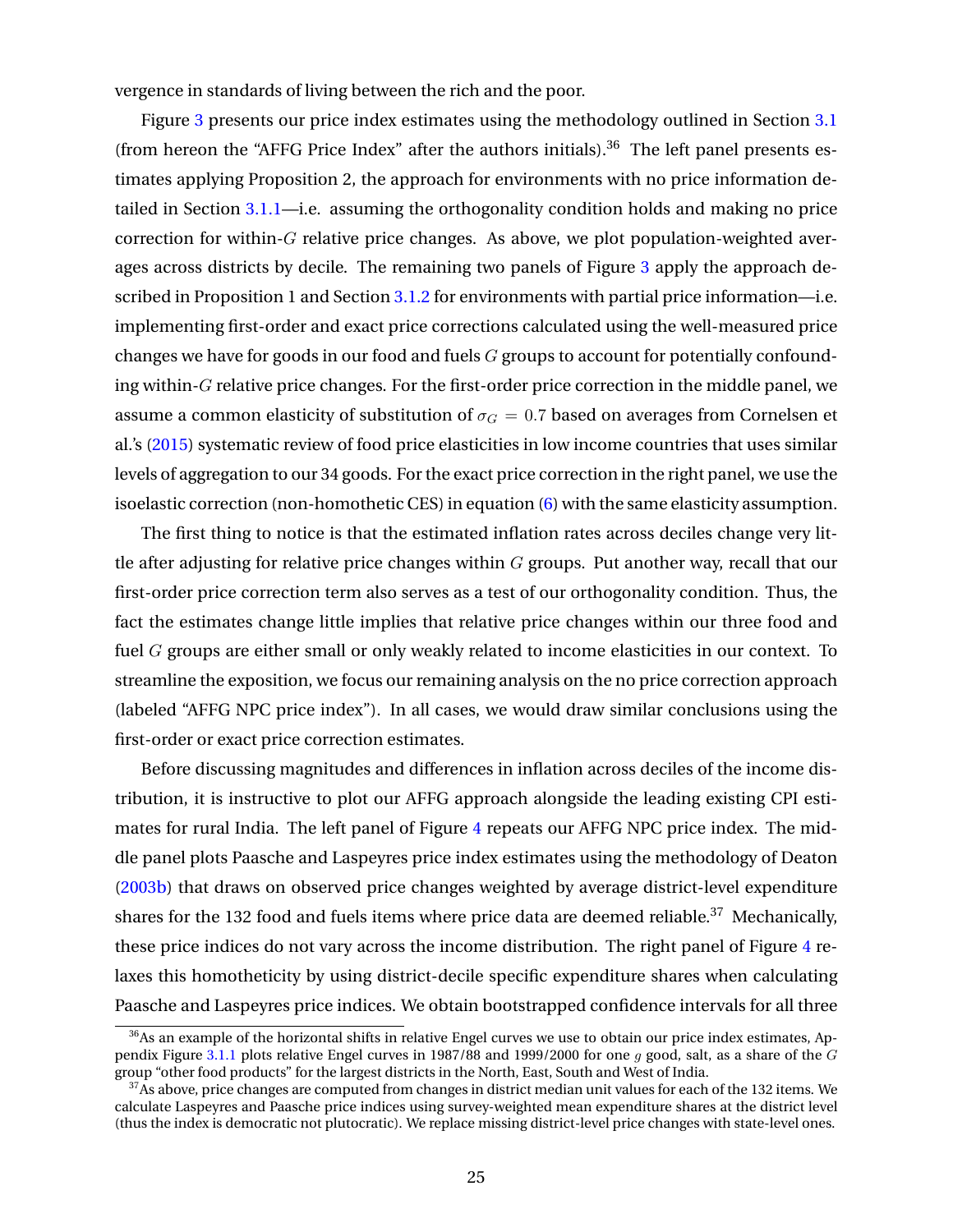vergence in standards of living between the rich and the poor.

Figure 3 presents our price index estimates using the methodology outlined in Section 3.1 (from hereon the "AFFG Price Index" after the authors initials).[36] The left panel presents estimates applying Proposition 2, the approach for environments with no price information detailed in Section 3.1.1—i.e. assuming the orthogonality condition holds and making no price correction for within-$G$ relative price changes. As above, we plot population-weighted averages across districts by decile. The remaining two panels of Figure 3 apply the approach described in Proposition 1 and Section 3.1.2 for environments with partial price information—i.e. implementing first-order and exact price corrections calculated using the well-measured price changes we have for goods in our food and fuels $G$ groups to account for potentially confounding within-$G$ relative price changes. For the first-order price correction in the middle panel, we assume a common elasticity of substitution of $\sigma_G = 0.7$ based on averages from Cornelsen et al.'s (2015) systematic review of food price elasticities in low income countries that uses similar levels of aggregation to our 34 goods. For the exact price correction in the right panel, we use the isoelastic correction (non-homothetic CES) in equation (6) with the same elasticity assumption.

The first thing to notice is that the estimated inflation rates across deciles change very little after adjusting for relative price changes within $G$ groups. Put another way, recall that our first-order price correction term also serves as a test of our orthogonality condition. Thus, the fact the estimates change little implies that relative price changes within our three food and fuel $G$ groups are either small or only weakly related to income elasticities in our context. To streamline the exposition, we focus our remaining analysis on the no price correction approach (labeled "AFFG NPC price index"). In all cases, we would draw similar conclusions using the first-order or exact price correction estimates.

Before discussing magnitudes and differences in inflation across deciles of the income distribution, it is instructive to plot our AFFG approach alongside the leading existing CPI estimates for rural India. The left panel of Figure 4 repeats our AFFG NPC price index. The middle panel plots Paasche and Laspeyres price index estimates using the methodology of Deaton (2003b) that draws on observed price changes weighted by average district-level expenditure shares for the 132 food and fuels items where price data are deemed reliable.[37] Mechanically, these price indices do not vary across the income distribution. The right panel of Figure 4 relaxes this homotheticity by using district-decile specific expenditure shares when calculating Paasche and Laspeyres price indices. We obtain bootstrapped confidence intervals for all three

[36] As an example of the horizontal shifts in relative Engel curves we use to obtain our price index estimates, Appendix Figure 3.1.1 plots relative Engel curves in 1987/88 and 1999/2000 for one $g$ good, salt, as a share of the $G$ group "other food products" for the largest districts in the North, East, South and West of India.

[37] As above, price changes are computed from changes in district median unit values for each of the 132 items. We calculate Laspeyres and Paasche price indices using survey-weighted mean expenditure shares at the district level (thus the index is democratic not plutocratic). We replace missing district-level price changes with state-level ones.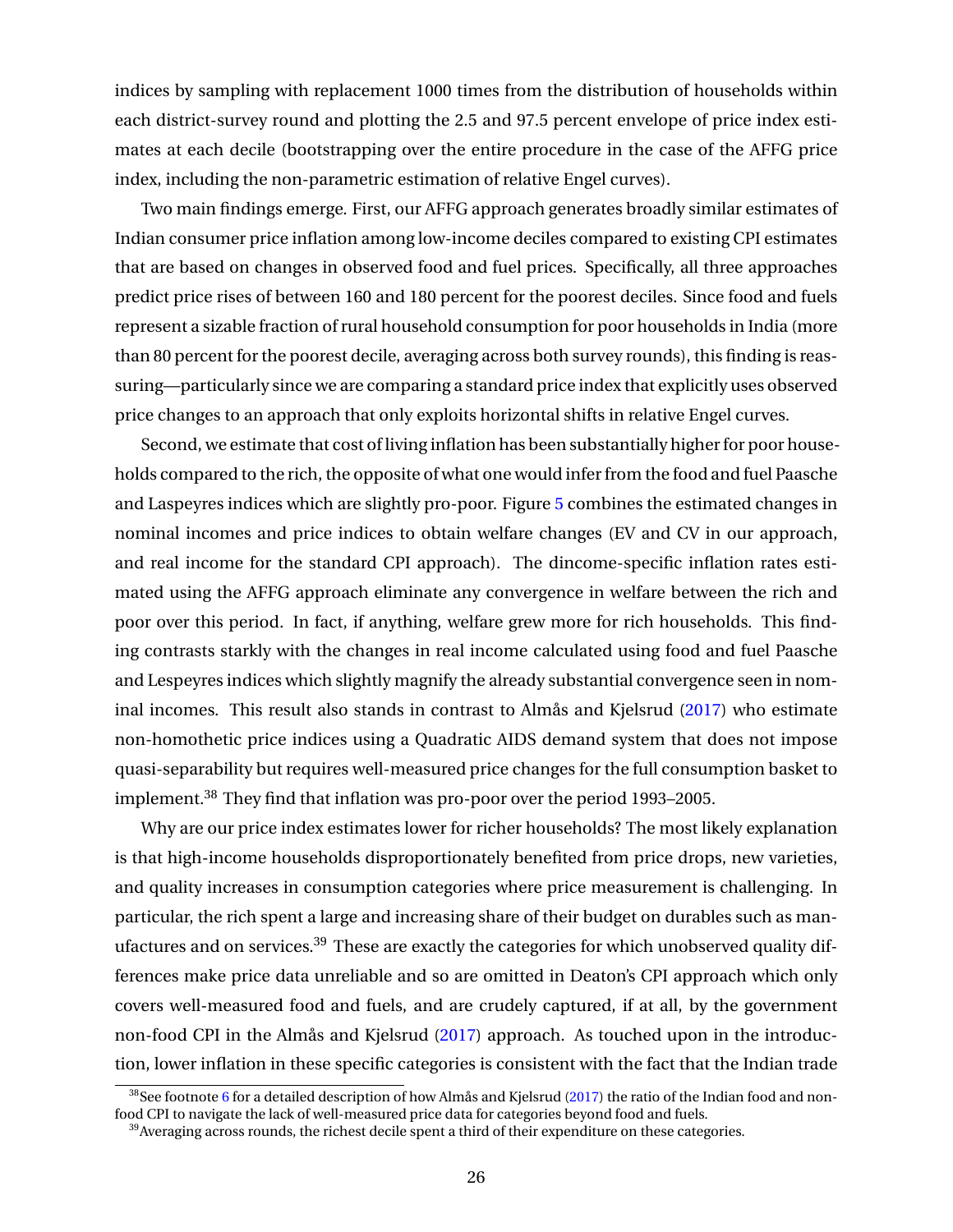indices by sampling with replacement 1000 times from the distribution of households within each district-survey round and plotting the 2.5 and 97.5 percent envelope of price index estimates at each decile (bootstrapping over the entire procedure in the case of the AFFG price index, including the non-parametric estimation of relative Engel curves).

Two main findings emerge. First, our AFFG approach generates broadly similar estimates of Indian consumer price inflation among low-income deciles compared to existing CPI estimates that are based on changes in observed food and fuel prices. Specifically, all three approaches predict price rises of between 160 and 180 percent for the poorest deciles. Since food and fuels represent a sizable fraction of rural household consumption for poor households in India (more than 80 percent for the poorest decile, averaging across both survey rounds), this finding is reassuring—particularly since we are comparing a standard price index that explicitly uses observed price changes to an approach that only exploits horizontal shifts in relative Engel curves.

Second, we estimate that cost of living inflation has been substantially higher for poor households compared to the rich, the opposite of what one would infer from the food and fuel Paasche and Laspeyres indices which are slightly pro-poor. Figure 5 combines the estimated changes in nominal incomes and price indices to obtain welfare changes (EV and CV in our approach, and real income for the standard CPI approach). The dincome-specific inflation rates estimated using the AFFG approach eliminate any convergence in welfare between the rich and poor over this period. In fact, if anything, welfare grew more for rich households. This finding contrasts starkly with the changes in real income calculated using food and fuel Paasche and Lespeyres indices which slightly magnify the already substantial convergence seen in nominal incomes. This result also stands in contrast to Almås and Kjelsrud (2017) who estimate non-homothetic price indices using a Quadratic AIDS demand system that does not impose quasi-separability but requires well-measured price changes for the full consumption basket to implement.[38] They find that inflation was pro-poor over the period 1993–2005.

Why are our price index estimates lower for richer households? The most likely explanation is that high-income households disproportionately benefited from price drops, new varieties, and quality increases in consumption categories where price measurement is challenging. In particular, the rich spent a large and increasing share of their budget on durables such as manufactures and on services.[39] These are exactly the categories for which unobserved quality differences make price data unreliable and so are omitted in Deaton's CPI approach which only covers well-measured food and fuels, and are crudely captured, if at all, by the government non-food CPI in the Almås and Kjelsrud (2017) approach. As touched upon in the introduction, lower inflation in these specific categories is consistent with the fact that the Indian trade

[38] See footnote 6 for a detailed description of how Almås and Kjelsrud (2017) the ratio of the Indian food and non-food CPI to navigate the lack of well-measured price data for categories beyond food and fuels.

[39] Averaging across rounds, the richest decile spent a third of their expenditure on these categories.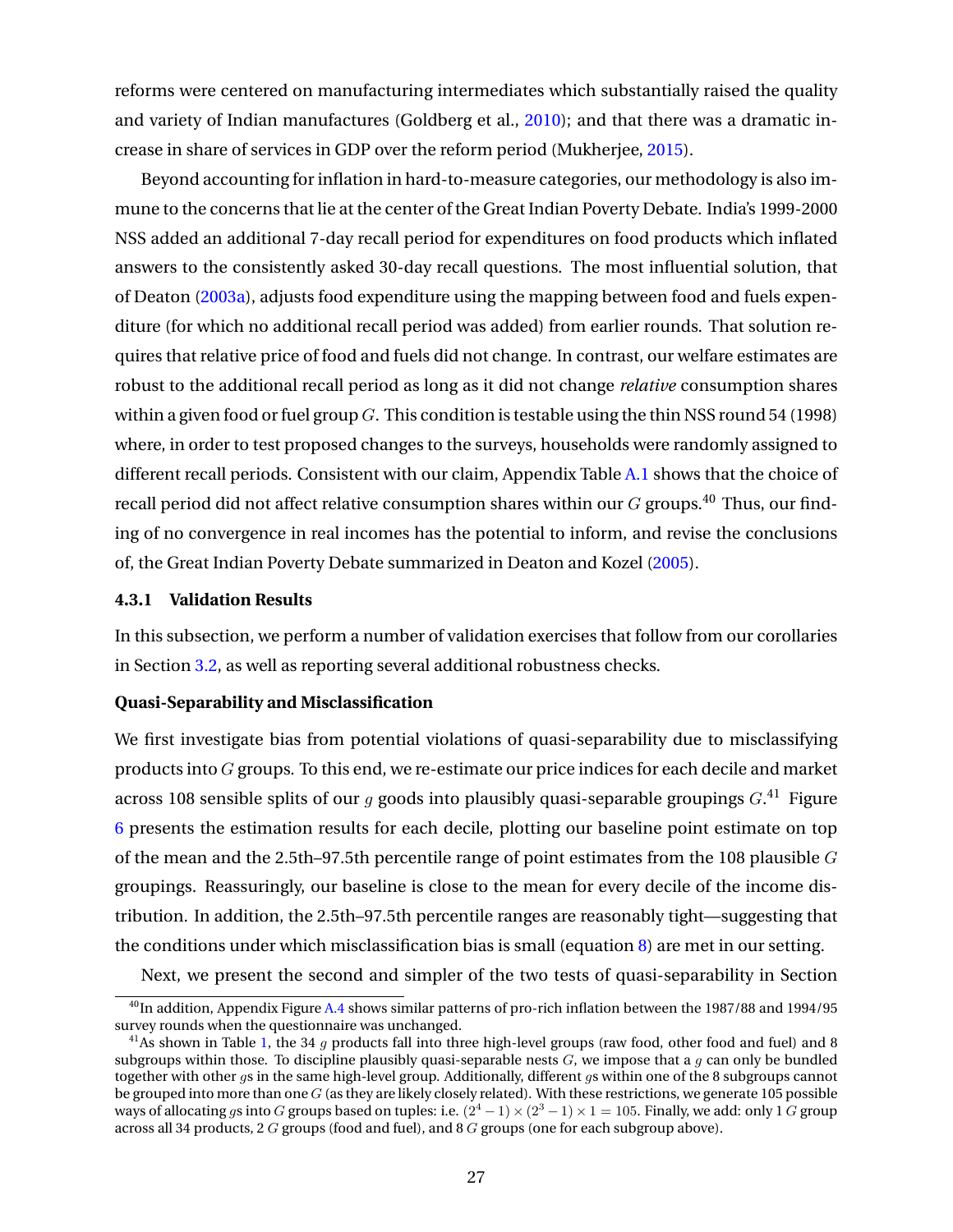reforms were centered on manufacturing intermediates which substantially raised the quality and variety of Indian manufactures (Goldberg et al., 2010); and that there was a dramatic increase in share of services in GDP over the reform period (Mukherjee, 2015).

Beyond accounting for inflation in hard-to-measure categories, our methodology is also immune to the concerns that lie at the center of the Great Indian Poverty Debate. India's 1999-2000 NSS added an additional 7-day recall period for expenditures on food products which inflated answers to the consistently asked 30-day recall questions. The most influential solution, that of Deaton (2003a), adjusts food expenditure using the mapping between food and fuels expenditure (for which no additional recall period was added) from earlier rounds. That solution requires that relative price of food and fuels did not change. In contrast, our welfare estimates are robust to the additional recall period as long as it did not change *relative* consumption shares within a given food or fuel group $G$. This condition is testable using the thin NSS round 54 (1998) where, in order to test proposed changes to the surveys, households were randomly assigned to different recall periods. Consistent with our claim, Appendix Table A.1 shows that the choice of recall period did not affect relative consumption shares within our $G$ groups.[40] Thus, our finding of no convergence in real incomes has the potential to inform, and revise the conclusions of, the Great Indian Poverty Debate summarized in Deaton and Kozel (2005).

#### 4.3.1 Validation Results

In this subsection, we perform a number of validation exercises that follow from our corollaries in Section 3.2, as well as reporting several additional robustness checks.

**Quasi-Separability and Misclassification**

We first investigate bias from potential violations of quasi-separability due to misclassifying products into $G$ groups. To this end, we re-estimate our price indices for each decile and market across 108 sensible splits of our $g$ goods into plausibly quasi-separable groupings $G$.[41] Figure 6 presents the estimation results for each decile, plotting our baseline point estimate on top of the mean and the 2.5th–97.5th percentile range of point estimates from the 108 plausible $G$ groupings. Reassuringly, our baseline is close to the mean for every decile of the income distribution. In addition, the 2.5th–97.5th percentile ranges are reasonably tight—suggesting that the conditions under which misclassification bias is small (equation 8) are met in our setting.

Next, we present the second and simpler of the two tests of quasi-separability in Section

[40] In addition, Appendix Figure A.4 shows similar patterns of pro-rich inflation between the 1987/88 and 1994/95 survey rounds when the questionnaire was unchanged.

[41] As shown in Table 1, the 34 $g$ products fall into three high-level groups (raw food, other food and fuel) and 8 subgroups within those. To discipline plausibly quasi-separable nests $G$, we impose that a $g$ can only be bundled together with other $g$s in the same high-level group. Additionally, different $g$s within one of the 8 subgroups cannot be grouped into more than one $G$ (as they are likely closely related). With these restrictions, we generate 105 possible ways of allocating $g$s into $G$ groups based on tuples: i.e. $(2^4 - 1) \times (2^3 - 1) \times 1 = 105$. Finally, we add: only 1 $G$ group across all 34 products, 2 $G$ groups (food and fuel), and 8 $G$ groups (one for each subgroup above).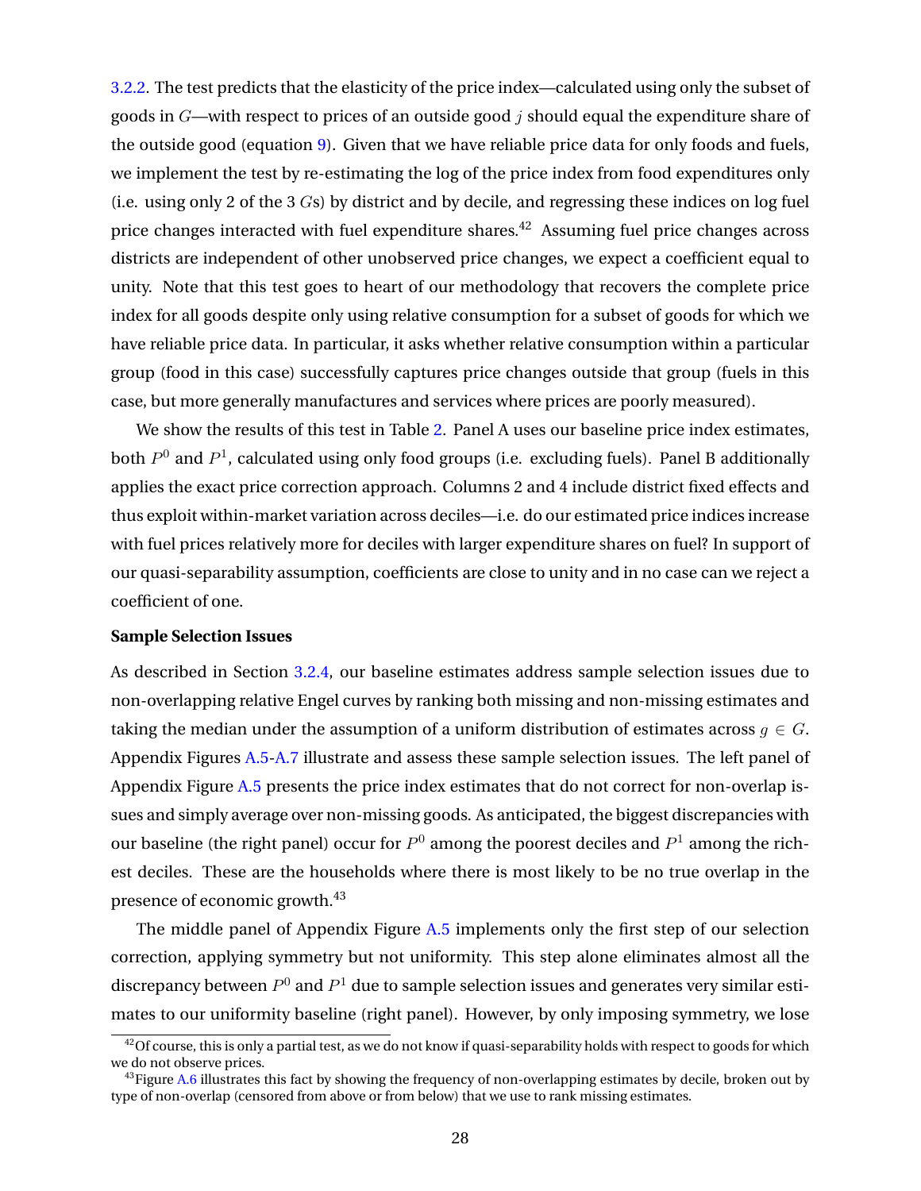3.2.2. The test predicts that the elasticity of the price index—calculated using only the subset of goods in $G$—with respect to prices of an outside good $j$ should equal the expenditure share of the outside good (equation 9). Given that we have reliable price data for only foods and fuels, we implement the test by re-estimating the log of the price index from food expenditures only (i.e. using only 2 of the 3 $G$s) by district and by decile, and regressing these indices on log fuel price changes interacted with fuel expenditure shares.[42] Assuming fuel price changes across districts are independent of other unobserved price changes, we expect a coefficient equal to unity. Note that this test goes to heart of our methodology that recovers the complete price index for all goods despite only using relative consumption for a subset of goods for which we have reliable price data. In particular, it asks whether relative consumption within a particular group (food in this case) successfully captures price changes outside that group (fuels in this case, but more generally manufactures and services where prices are poorly measured).

We show the results of this test in Table 2. Panel A uses our baseline price index estimates, both $P^0$ and $P^1$, calculated using only food groups (i.e. excluding fuels). Panel B additionally applies the exact price correction approach. Columns 2 and 4 include district fixed effects and thus exploit within-market variation across deciles—i.e. do our estimated price indices increase with fuel prices relatively more for deciles with larger expenditure shares on fuel? In support of our quasi-separability assumption, coefficients are close to unity and in no case can we reject a coefficient of one.

**Sample Selection Issues**

As described in Section 3.2.4, our baseline estimates address sample selection issues due to non-overlapping relative Engel curves by ranking both missing and non-missing estimates and taking the median under the assumption of a uniform distribution of estimates across $g \in G$. Appendix Figures A.5-A.7 illustrate and assess these sample selection issues. The left panel of Appendix Figure A.5 presents the price index estimates that do not correct for non-overlap issues and simply average over non-missing goods. As anticipated, the biggest discrepancies with our baseline (the right panel) occur for $P^0$ among the poorest deciles and $P^1$ among the richest deciles. These are the households where there is most likely to be no true overlap in the presence of economic growth.[43]

The middle panel of Appendix Figure A.5 implements only the first step of our selection correction, applying symmetry but not uniformity. This step alone eliminates almost all the discrepancy between $P^0$ and $P^1$ due to sample selection issues and generates very similar estimates to our uniformity baseline (right panel). However, by only imposing symmetry, we lose

[42] Of course, this is only a partial test, as we do not know if quasi-separability holds with respect to goods for which we do not observe prices.

[43] Figure A.6 illustrates this fact by showing the frequency of non-overlapping estimates by decile, broken out by type of non-overlap (censored from above or from below) that we use to rank missing estimates.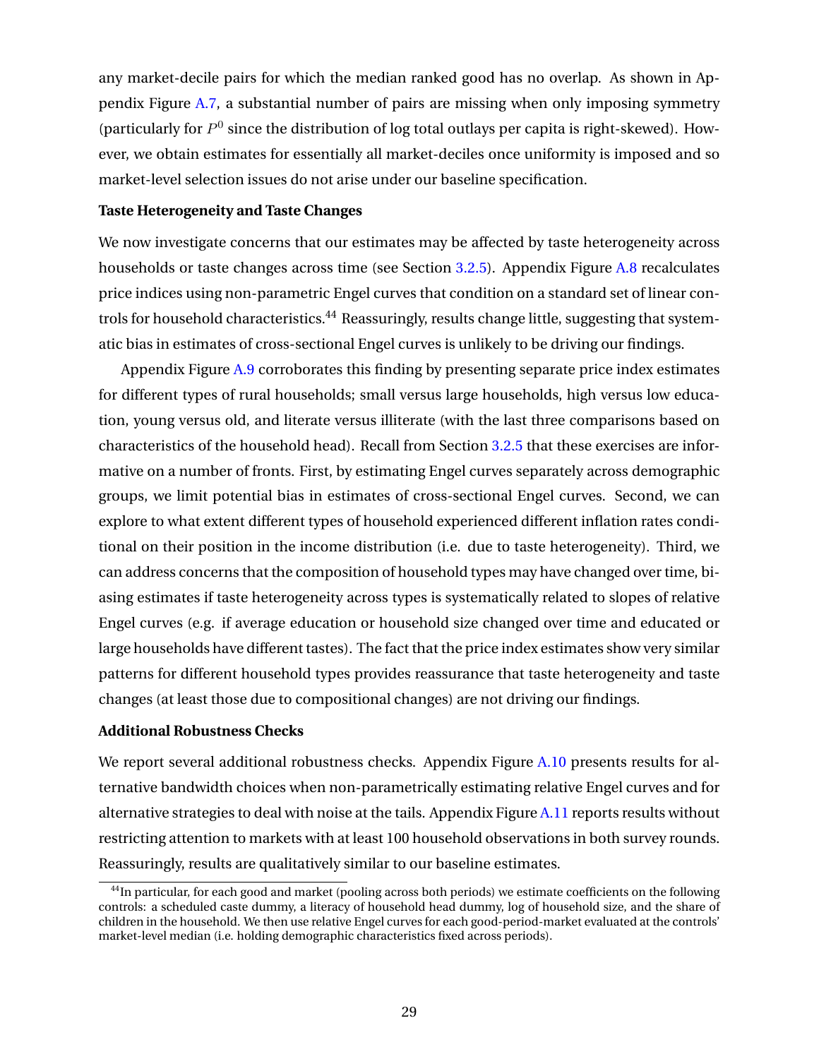any market-decile pairs for which the median ranked good has no overlap. As shown in Appendix Figure A.7, a substantial number of pairs are missing when only imposing symmetry (particularly for $P^0$ since the distribution of log total outlays per capita is right-skewed). However, we obtain estimates for essentially all market-deciles once uniformity is imposed and so market-level selection issues do not arise under our baseline specification.

**Taste Heterogeneity and Taste Changes**

We now investigate concerns that our estimates may be affected by taste heterogeneity across households or taste changes across time (see Section 3.2.5). Appendix Figure A.8 recalculates price indices using non-parametric Engel curves that condition on a standard set of linear controls for household characteristics.[44] Reassuringly, results change little, suggesting that systematic bias in estimates of cross-sectional Engel curves is unlikely to be driving our findings.

Appendix Figure A.9 corroborates this finding by presenting separate price index estimates for different types of rural households; small versus large households, high versus low education, young versus old, and literate versus illiterate (with the last three comparisons based on characteristics of the household head). Recall from Section 3.2.5 that these exercises are informative on a number of fronts. First, by estimating Engel curves separately across demographic groups, we limit potential bias in estimates of cross-sectional Engel curves. Second, we can explore to what extent different types of household experienced different inflation rates conditional on their position in the income distribution (i.e. due to taste heterogeneity). Third, we can address concerns that the composition of household types may have changed over time, biasing estimates if taste heterogeneity across types is systematically related to slopes of relative Engel curves (e.g. if average education or household size changed over time and educated or large households have different tastes). The fact that the price index estimates show very similar patterns for different household types provides reassurance that taste heterogeneity and taste changes (at least those due to compositional changes) are not driving our findings.

**Additional Robustness Checks**

We report several additional robustness checks. Appendix Figure A.10 presents results for alternative bandwidth choices when non-parametrically estimating relative Engel curves and for alternative strategies to deal with noise at the tails. Appendix Figure A.11 reports results without restricting attention to markets with at least 100 household observations in both survey rounds. Reassuringly, results are qualitatively similar to our baseline estimates.

[44] In particular, for each good and market (pooling across both periods) we estimate coefficients on the following controls: a scheduled caste dummy, a literacy of household head dummy, log of household size, and the share of children in the household. We then use relative Engel curves for each good-period-market evaluated at the controls' market-level median (i.e. holding demographic characteristics fixed across periods).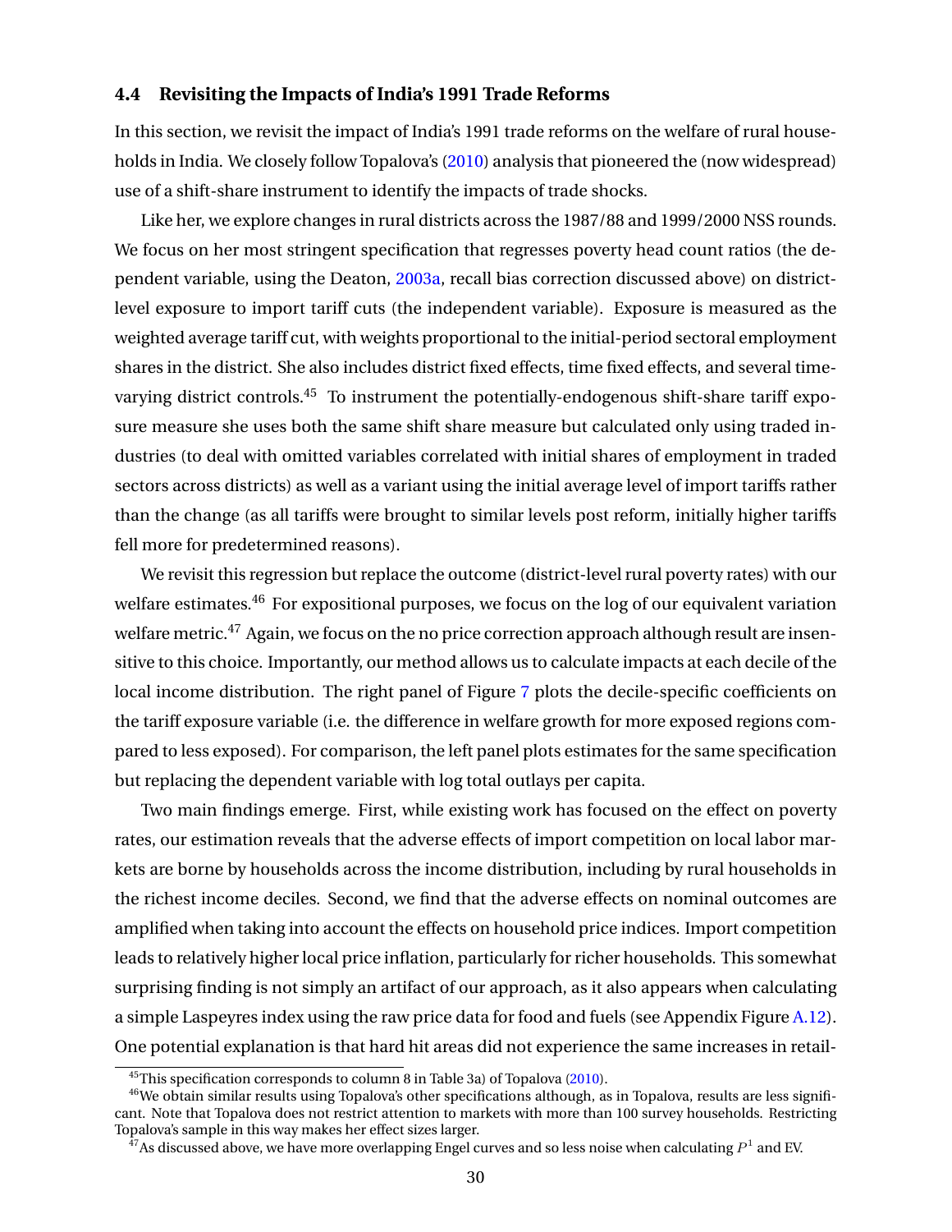### 4.4 Revisiting the Impacts of India's 1991 Trade Reforms

In this section, we revisit the impact of India's 1991 trade reforms on the welfare of rural households in India. We closely follow Topalova's (2010) analysis that pioneered the (now widespread) use of a shift-share instrument to identify the impacts of trade shocks.

Like her, we explore changes in rural districts across the 1987/88 and 1999/2000 NSS rounds. We focus on her most stringent specification that regresses poverty head count ratios (the dependent variable, using the Deaton, 2003a, recall bias correction discussed above) on district-level exposure to import tariff cuts (the independent variable). Exposure is measured as the weighted average tariff cut, with weights proportional to the initial-period sectoral employment shares in the district. She also includes district fixed effects, time fixed effects, and several time-varying district controls.[45] To instrument the potentially-endogenous shift-share tariff exposure measure she uses both the same shift share measure but calculated only using traded industries (to deal with omitted variables correlated with initial shares of employment in traded sectors across districts) as well as a variant using the initial average level of import tariffs rather than the change (as all tariffs were brought to similar levels post reform, initially higher tariffs fell more for predetermined reasons).

We revisit this regression but replace the outcome (district-level rural poverty rates) with our welfare estimates.[46] For expositional purposes, we focus on the log of our equivalent variation welfare metric.[47] Again, we focus on the no price correction approach although result are insensitive to this choice. Importantly, our method allows us to calculate impacts at each decile of the local income distribution. The right panel of Figure 7 plots the decile-specific coefficients on the tariff exposure variable (i.e. the difference in welfare growth for more exposed regions compared to less exposed). For comparison, the left panel plots estimates for the same specification but replacing the dependent variable with log total outlays per capita.

Two main findings emerge. First, while existing work has focused on the effect on poverty rates, our estimation reveals that the adverse effects of import competition on local labor markets are borne by households across the income distribution, including by rural households in the richest income deciles. Second, we find that the adverse effects on nominal outcomes are amplified when taking into account the effects on household price indices. Import competition leads to relatively higher local price inflation, particularly for richer households. This somewhat surprising finding is not simply an artifact of our approach, as it also appears when calculating a simple Laspeyres index using the raw price data for food and fuels (see Appendix Figure A.12). One potential explanation is that hard hit areas did not experience the same increases in retail-

---

[45] This specification corresponds to column 8 in Table 3a) of Topalova (2010).

[46] We obtain similar results using Topalova's other specifications although, as in Topalova, results are less significant. Note that Topalova does not restrict attention to markets with more than 100 survey households. Restricting Topalova's sample in this way makes her effect sizes larger.

[47] As discussed above, we have more overlapping Engel curves and so less noise when calculating $P^1$ and EV.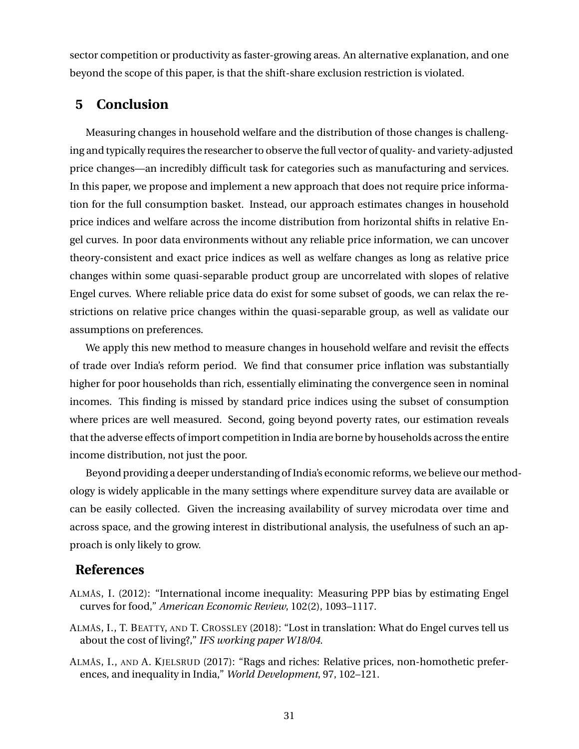sector competition or productivity as faster-growing areas. An alternative explanation, and one beyond the scope of this paper, is that the shift-share exclusion restriction is violated.

## 5 Conclusion

Measuring changes in household welfare and the distribution of those changes is challenging and typically requires the researcher to observe the full vector of quality- and variety-adjusted price changes—an incredibly difficult task for categories such as manufacturing and services. In this paper, we propose and implement a new approach that does not require price information for the full consumption basket. Instead, our approach estimates changes in household price indices and welfare across the income distribution from horizontal shifts in relative Engel curves. In poor data environments without any reliable price information, we can uncover theory-consistent and exact price indices as well as welfare changes as long as relative price changes within some quasi-separable product group are uncorrelated with slopes of relative Engel curves. Where reliable price data do exist for some subset of goods, we can relax the restrictions on relative price changes within the quasi-separable group, as well as validate our assumptions on preferences.

We apply this new method to measure changes in household welfare and revisit the effects of trade over India's reform period. We find that consumer price inflation was substantially higher for poor households than rich, essentially eliminating the convergence seen in nominal incomes. This finding is missed by standard price indices using the subset of consumption where prices are well measured. Second, going beyond poverty rates, our estimation reveals that the adverse effects of import competition in India are borne by households across the entire income distribution, not just the poor.

Beyond providing a deeper understanding of India's economic reforms, we believe our methodology is widely applicable in the many settings where expenditure survey data are available or can be easily collected. Given the increasing availability of survey microdata over time and across space, and the growing interest in distributional analysis, the usefulness of such an approach is only likely to grow.

## References

ALMÅS, I. (2012): "International income inequality: Measuring PPP bias by estimating Engel curves for food," *American Economic Review*, 102(2), 1093–1117.

ALMÅS, I., T. BEATTY, AND T. CROSSLEY (2018): "Lost in translation: What do Engel curves tell us about the cost of living?," *IFS working paper W18/04*.

ALMÅS, I., AND A. KJELSRUD (2017): "Rags and riches: Relative prices, non-homothetic preferences, and inequality in India," *World Development*, 97, 102–121.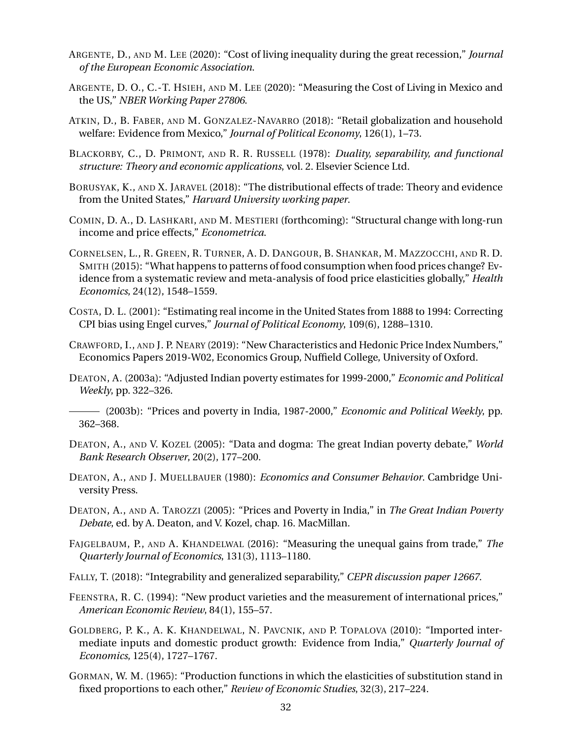ARGENTE, D., AND M. LEE (2020): "Cost of living inequality during the great recession," *Journal of the European Economic Association*.

ARGENTE, D. O., C.-T. HSIEH, AND M. LEE (2020): "Measuring the Cost of Living in Mexico and the US," *NBER Working Paper 27806*.

ATKIN, D., B. FABER, AND M. GONZALEZ-NAVARRO (2018): "Retail globalization and household welfare: Evidence from Mexico," *Journal of Political Economy*, 126(1), 1–73.

BLACKORBY, C., D. PRIMONT, AND R. R. RUSSELL (1978): *Duality, separability, and functional structure: Theory and economic applications*, vol. 2. Elsevier Science Ltd.

BORUSYAK, K., AND X. JARAVEL (2018): "The distributional effects of trade: Theory and evidence from the United States," *Harvard University working paper*.

COMIN, D. A., D. LASHKARI, AND M. MESTIERI (forthcoming): "Structural change with long-run income and price effects," *Econometrica*.

CORNELSEN, L., R. GREEN, R. TURNER, A. D. DANGOUR, B. SHANKAR, M. MAZZOCCHI, AND R. D. SMITH (2015): "What happens to patterns of food consumption when food prices change? Evidence from a systematic review and meta-analysis of food price elasticities globally," *Health Economics*, 24(12), 1548–1559.

COSTA, D. L. (2001): "Estimating real income in the United States from 1888 to 1994: Correcting CPI bias using Engel curves," *Journal of Political Economy*, 109(6), 1288–1310.

CRAWFORD, I., AND J. P. NEARY (2019): "New Characteristics and Hedonic Price Index Numbers," Economics Papers 2019-W02, Economics Group, Nuffield College, University of Oxford.

DEATON, A. (2003a): "Adjusted Indian poverty estimates for 1999-2000," *Economic and Political Weekly*, pp. 322–326.

——— (2003b): "Prices and poverty in India, 1987-2000," *Economic and Political Weekly*, pp. 362–368.

DEATON, A., AND V. KOZEL (2005): "Data and dogma: The great Indian poverty debate," *World Bank Research Observer*, 20(2), 177–200.

DEATON, A., AND J. MUELLBAUER (1980): *Economics and Consumer Behavior*. Cambridge University Press.

DEATON, A., AND A. TAROZZI (2005): "Prices and Poverty in India," in *The Great Indian Poverty Debate*, ed. by A. Deaton, and V. Kozel, chap. 16. MacMillan.

FAJGELBAUM, P., AND A. KHANDELWAL (2016): "Measuring the unequal gains from trade," *The Quarterly Journal of Economics*, 131(3), 1113–1180.

FALLY, T. (2018): "Integrability and generalized separability," *CEPR discussion paper 12667*.

FEENSTRA, R. C. (1994): "New product varieties and the measurement of international prices," *American Economic Review*, 84(1), 155–57.

GOLDBERG, P. K., A. K. KHANDELWAL, N. PAVCNIK, AND P. TOPALOVA (2010): "Imported intermediate inputs and domestic product growth: Evidence from India," *Quarterly Journal of Economics*, 125(4), 1727–1767.

GORMAN, W. M. (1965): "Production functions in which the elasticities of substitution stand in fixed proportions to each other," *Review of Economic Studies*, 32(3), 217–224.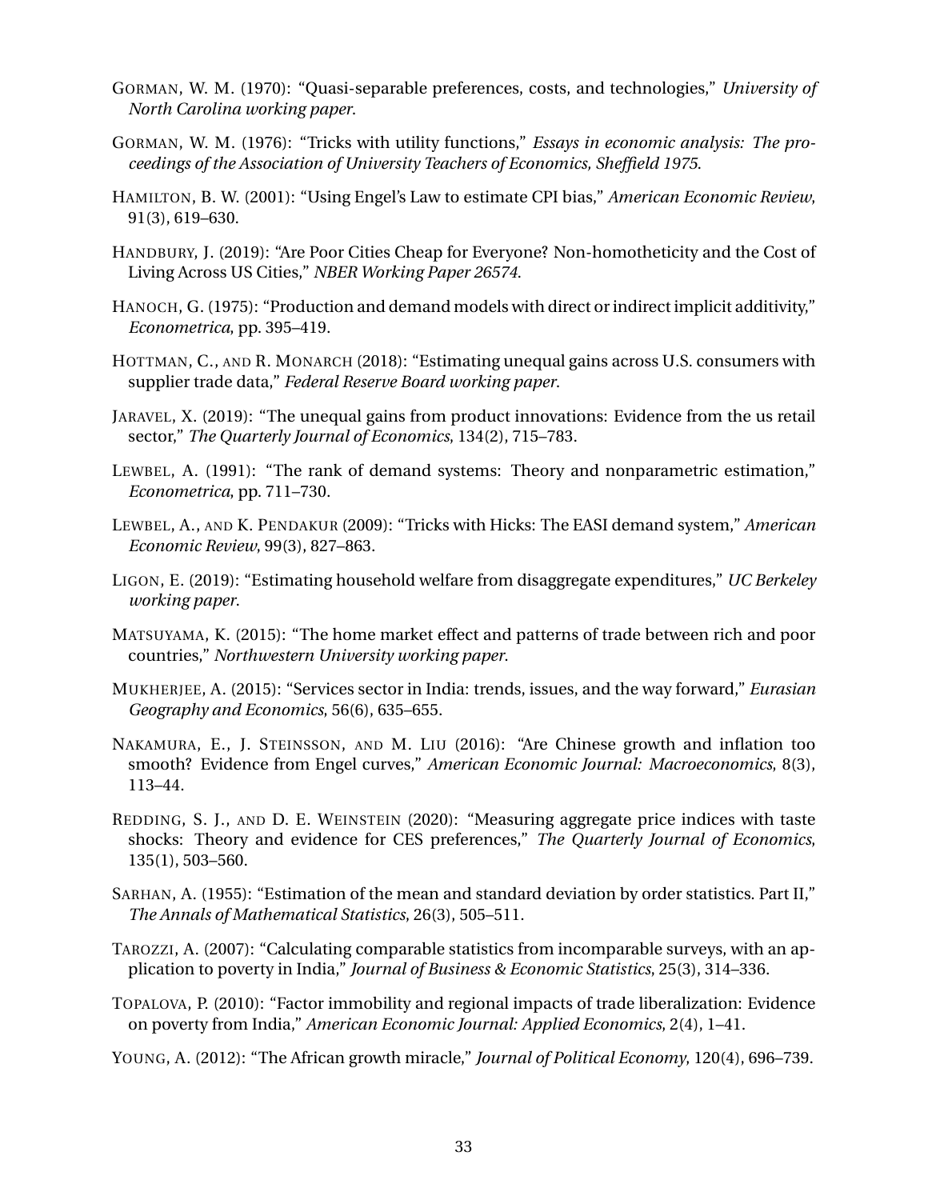GORMAN, W. M. (1970): "Quasi-separable preferences, costs, and technologies," *University of North Carolina working paper*.

GORMAN, W. M. (1976): "Tricks with utility functions," *Essays in economic analysis: The proceedings of the Association of University Teachers of Economics, Sheffield 1975*.

HAMILTON, B. W. (2001): "Using Engel's Law to estimate CPI bias," *American Economic Review*, 91(3), 619–630.

HANDBURY, J. (2019): "Are Poor Cities Cheap for Everyone? Non-homotheticity and the Cost of Living Across US Cities," *NBER Working Paper 26574*.

HANOCH, G. (1975): "Production and demand models with direct or indirect implicit additivity," *Econometrica*, pp. 395–419.

HOTTMAN, C., AND R. MONARCH (2018): "Estimating unequal gains across U.S. consumers with supplier trade data," *Federal Reserve Board working paper*.

JARAVEL, X. (2019): "The unequal gains from product innovations: Evidence from the us retail sector," *The Quarterly Journal of Economics*, 134(2), 715–783.

LEWBEL, A. (1991): "The rank of demand systems: Theory and nonparametric estimation," *Econometrica*, pp. 711–730.

LEWBEL, A., AND K. PENDAKUR (2009): "Tricks with Hicks: The EASI demand system," *American Economic Review*, 99(3), 827–863.

LIGON, E. (2019): "Estimating household welfare from disaggregate expenditures," *UC Berkeley working paper*.

MATSUYAMA, K. (2015): "The home market effect and patterns of trade between rich and poor countries," *Northwestern University working paper*.

MUKHERJEE, A. (2015): "Services sector in India: trends, issues, and the way forward," *Eurasian Geography and Economics*, 56(6), 635–655.

NAKAMURA, E., J. STEINSSON, AND M. LIU (2016): "Are Chinese growth and inflation too smooth? Evidence from Engel curves," *American Economic Journal: Macroeconomics*, 8(3), 113–44.

REDDING, S. J., AND D. E. WEINSTEIN (2020): "Measuring aggregate price indices with taste shocks: Theory and evidence for CES preferences," *The Quarterly Journal of Economics*, 135(1), 503–560.

SARHAN, A. (1955): "Estimation of the mean and standard deviation by order statistics. Part II," *The Annals of Mathematical Statistics*, 26(3), 505–511.

TAROZZI, A. (2007): "Calculating comparable statistics from incomparable surveys, with an application to poverty in India," *Journal of Business & Economic Statistics*, 25(3), 314–336.

TOPALOVA, P. (2010): "Factor immobility and regional impacts of trade liberalization: Evidence on poverty from India," *American Economic Journal: Applied Economics*, 2(4), 1–41.

YOUNG, A. (2012): "The African growth miracle," *Journal of Political Economy*, 120(4), 696–739.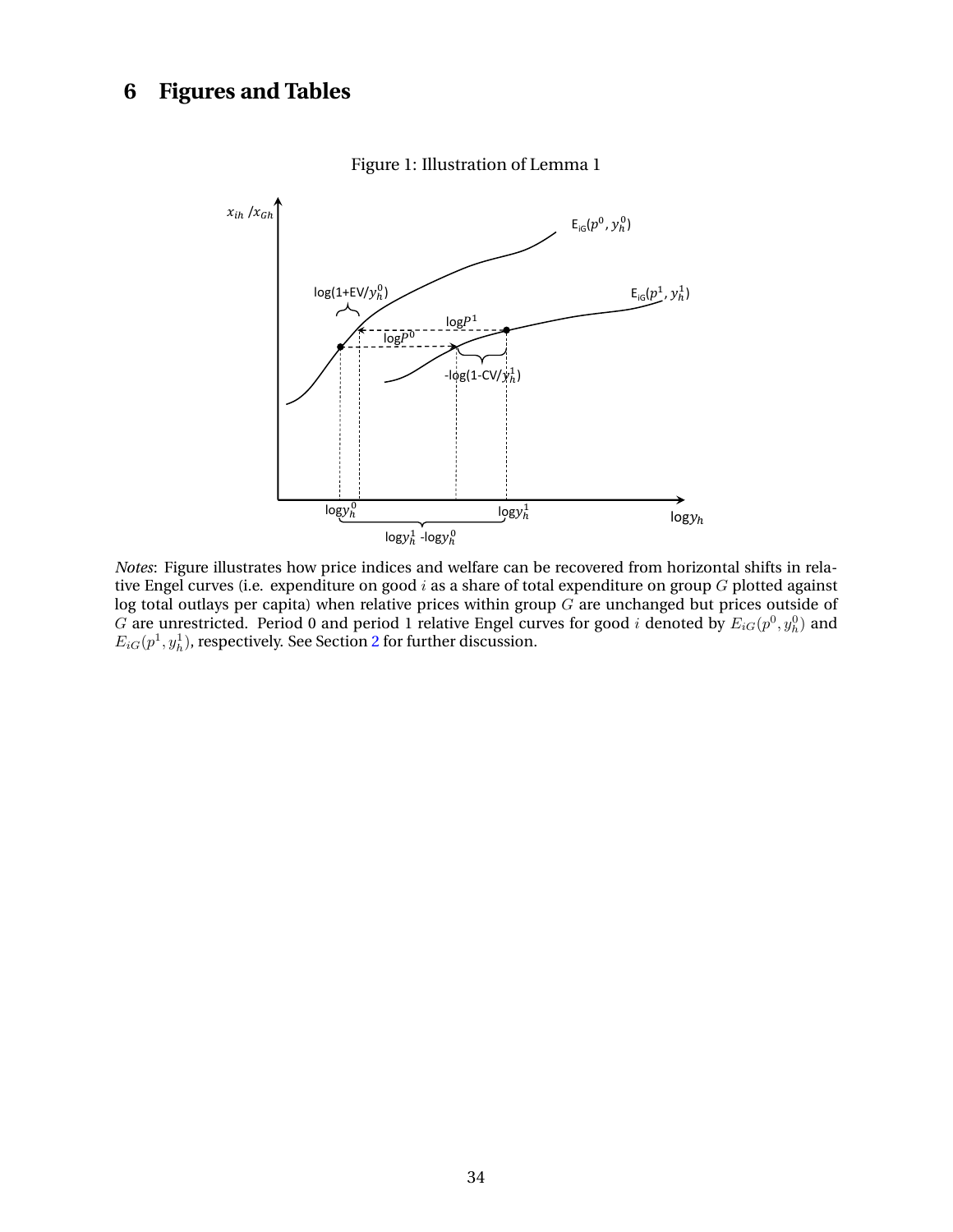# 6 Figures and Tables

Figure 1: Illustration of Lemma 1

*Notes*: Figure illustrates how price indices and welfare can be recovered from horizontal shifts in relative Engel curves (i.e. expenditure on good $i$ as a share of total expenditure on group $G$ plotted against log total outlays per capita) when relative prices within group $G$ are unchanged but prices outside of $G$ are unrestricted. Period 0 and period 1 relative Engel curves for good $i$ denoted by $E_{iG}(p^0, y_h^0)$ and $E_{iG}(p^1, y_h^1)$, respectively. See Section 2 for further discussion.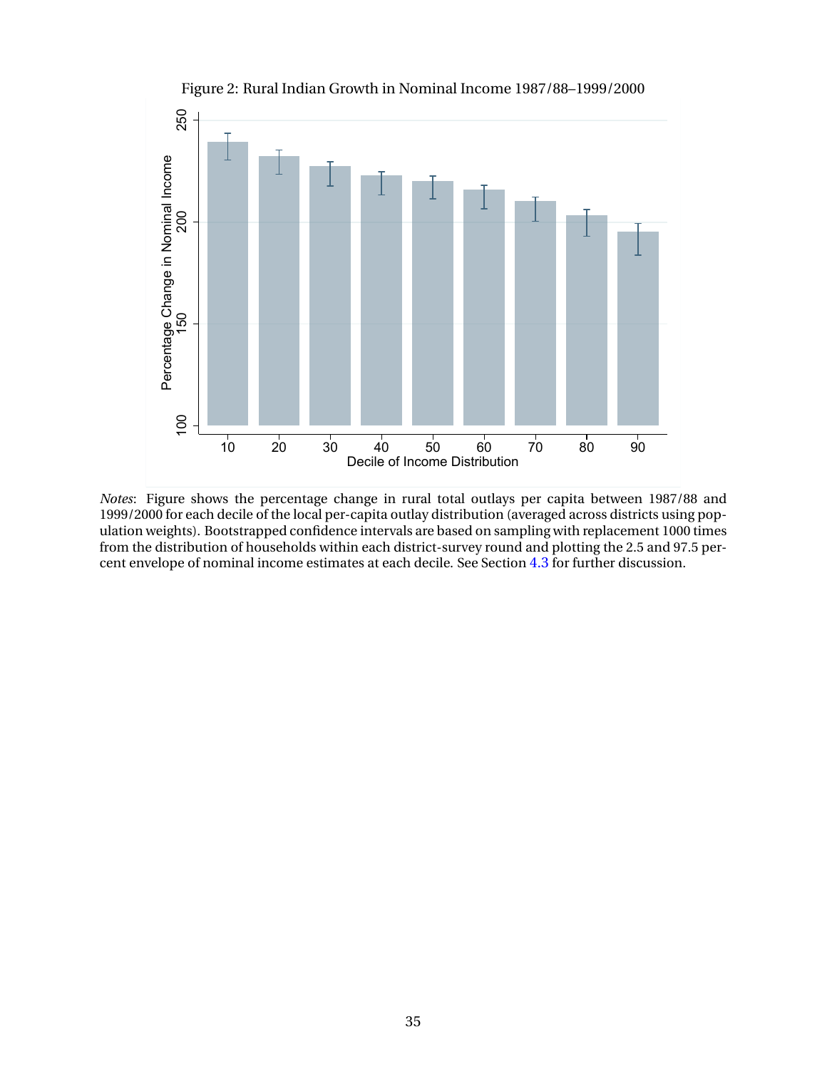Figure 2: Rural Indian Growth in Nominal Income 1987/88–1999/2000

*Notes*: Figure shows the percentage change in rural total outlays per capita between 1987/88 and 1999/2000 for each decile of the local per-capita outlay distribution (averaged across districts using population weights). Bootstrapped confidence intervals are based on sampling with replacement 1000 times from the distribution of households within each district-survey round and plotting the 2.5 and 97.5 percent envelope of nominal income estimates at each decile. See Section 4.3 for further discussion.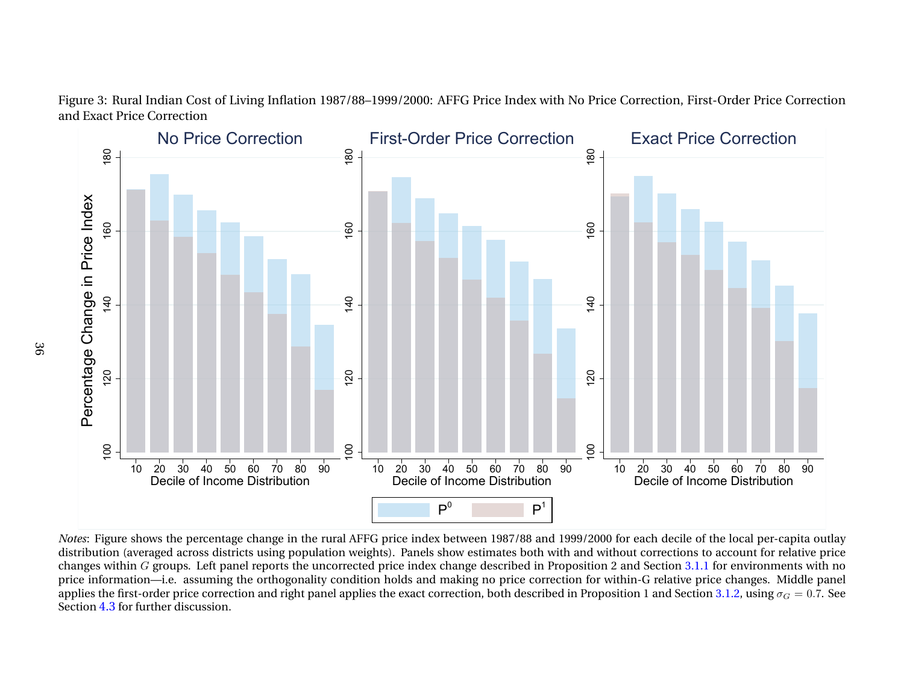Figure 3: Rural Indian Cost of Living Inflation 1987/88–1999/2000: AFFG Price Index with No Price Correction, First-Order Price Correction and Exact Price Correction

*Notes*: Figure shows the percentage change in the rural AFFG price index between 1987/88 and 1999/2000 for each decile of the local per-capita outlay distribution (averaged across districts using population weights). Panels show estimates both with and without corrections to account for relative price changes within $G$ groups. Left panel reports the uncorrected price index change described in Proposition 2 and Section 3.1.1 for environments with no price information—i.e. assuming the orthogonality condition holds and making no price correction for within-G relative price changes. Middle panel applies the first-order price correction and right panel applies the exact correction, both described in Proposition 1 and Section 3.1.2, using $\sigma_G = 0.7$. See Section 4.3 for further discussion.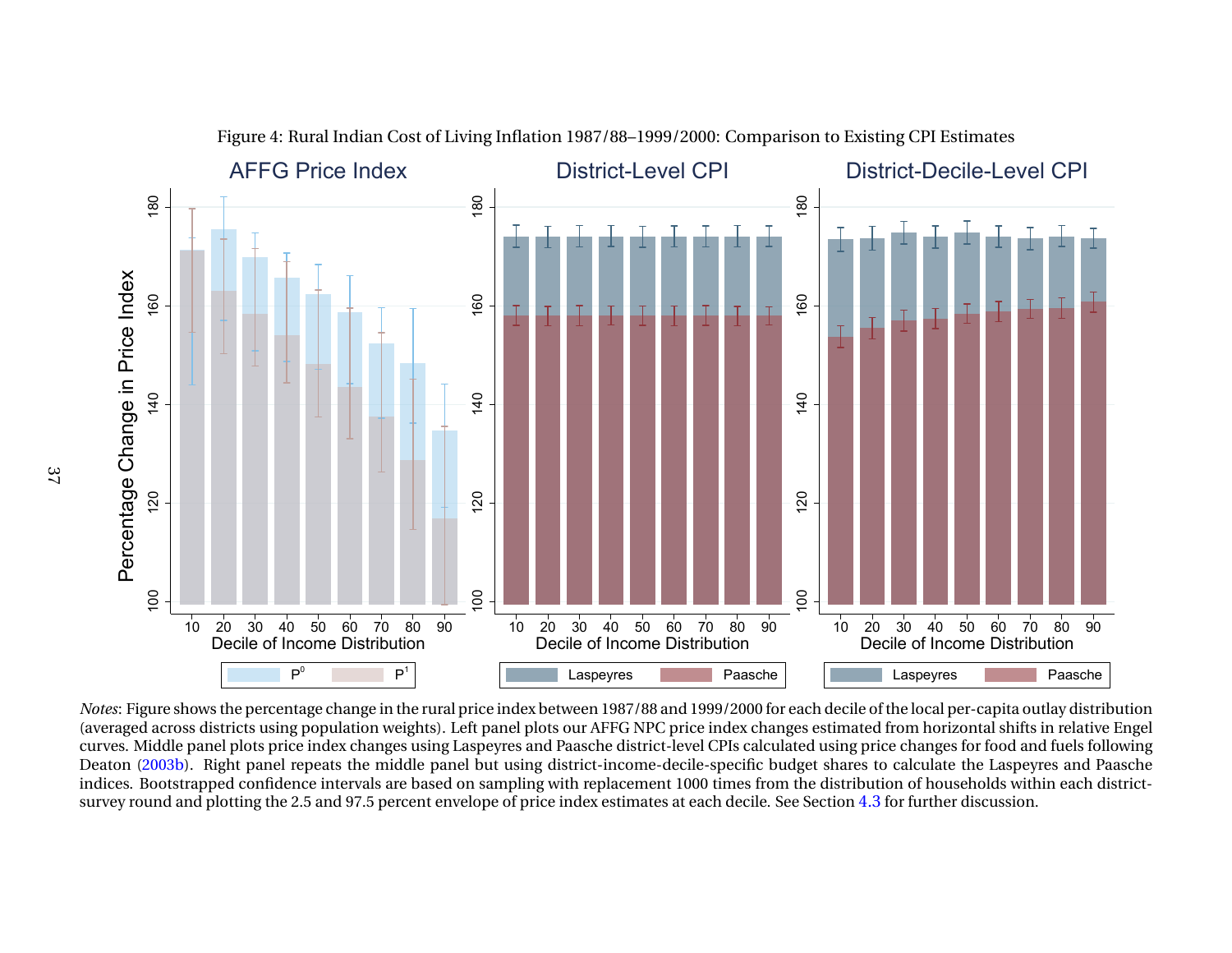Figure 4: Rural Indian Cost of Living Inflation 1987/88–1999/2000: Comparison to Existing CPI Estimates

*Notes*: Figure shows the percentage change in the rural price index between 1987/88 and 1999/2000 for each decile of the local per-capita outlay distribution (averaged across districts using population weights). Left panel plots our AFFG NPC price index changes estimated from horizontal shifts in relative Engel curves. Middle panel plots price index changes using Laspeyres and Paasche district-level CPIs calculated using price changes for food and fuels following Deaton (2003b). Right panel repeats the middle panel but using district-income-decile-specific budget shares to calculate the Laspeyres and Paasche indices. Bootstrapped confidence intervals are based on sampling with replacement 1000 times from the distribution of households within each district-survey round and plotting the 2.5 and 97.5 percent envelope of price index estimates at each decile. See Section 4.3 for further discussion.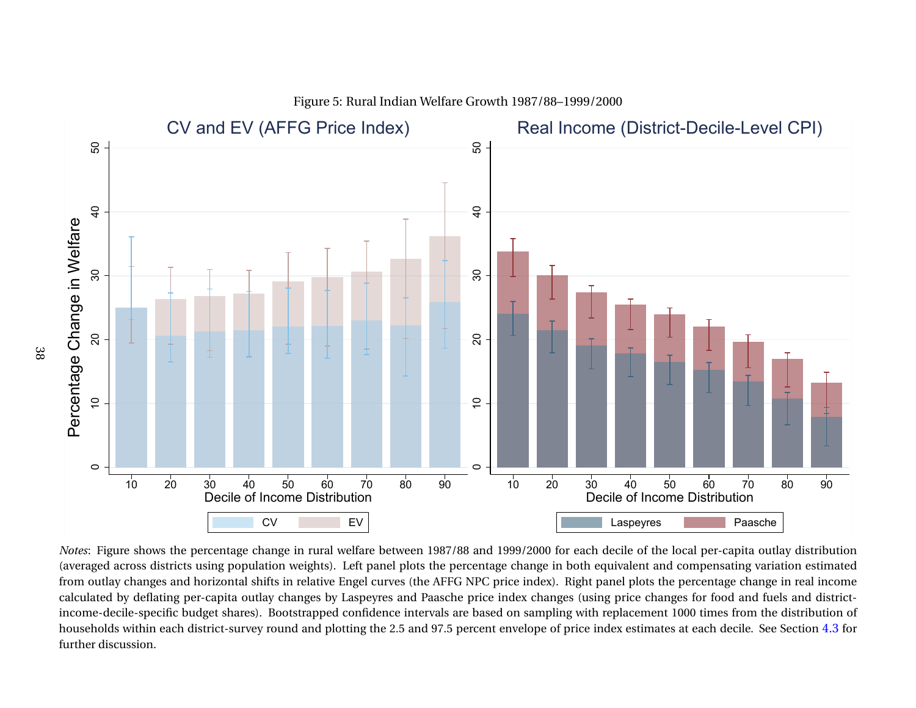Figure 5: Rural Indian Welfare Growth 1987/88–1999/2000

*Notes*: Figure shows the percentage change in rural welfare between 1987/88 and 1999/2000 for each decile of the local per-capita outlay distribution (averaged across districts using population weights). Left panel plots the percentage change in both equivalent and compensating variation estimated from outlay changes and horizontal shifts in relative Engel curves (the AFFG NPC price index). Right panel plots the percentage change in real income calculated by deflating per-capita outlay changes by Laspeyres and Paasche price index changes (using price changes for food and fuels and district-income-decile-specific budget shares). Bootstrapped confidence intervals are based on sampling with replacement 1000 times from the distribution of households within each district-survey round and plotting the 2.5 and 97.5 percent envelope of price index estimates at each decile. See Section 4.3 for further discussion.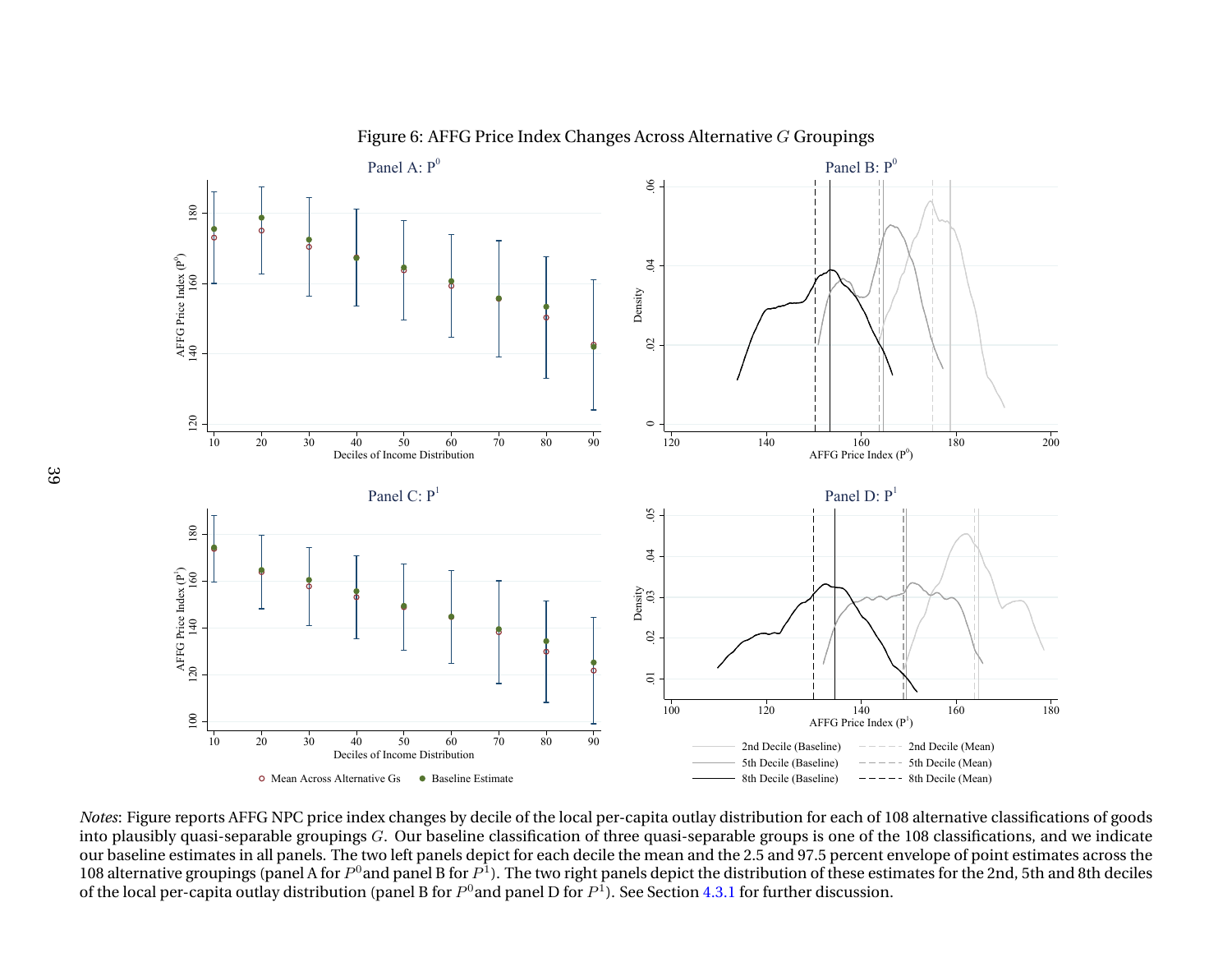Figure 6: AFFG Price Index Changes Across Alternative $G$ Groupings

*Notes*: Figure reports AFFG NPC price index changes by decile of the local per-capita outlay distribution for each of 108 alternative classifications of goods into plausibly quasi-separable groupings $G$. Our baseline classification of three quasi-separable groups is one of the 108 classifications, and we indicate our baseline estimates in all panels. The two left panels depict for each decile the mean and the 2.5 and 97.5 percent envelope of point estimates across the 108 alternative groupings (panel A for $P^0$and panel B for $P^1$). The two right panels depict the distribution of these estimates for the 2nd, 5th and 8th deciles of the local per-capita outlay distribution (panel B for $P^0$and panel D for $P^1$). See Section 4.3.1 for further discussion.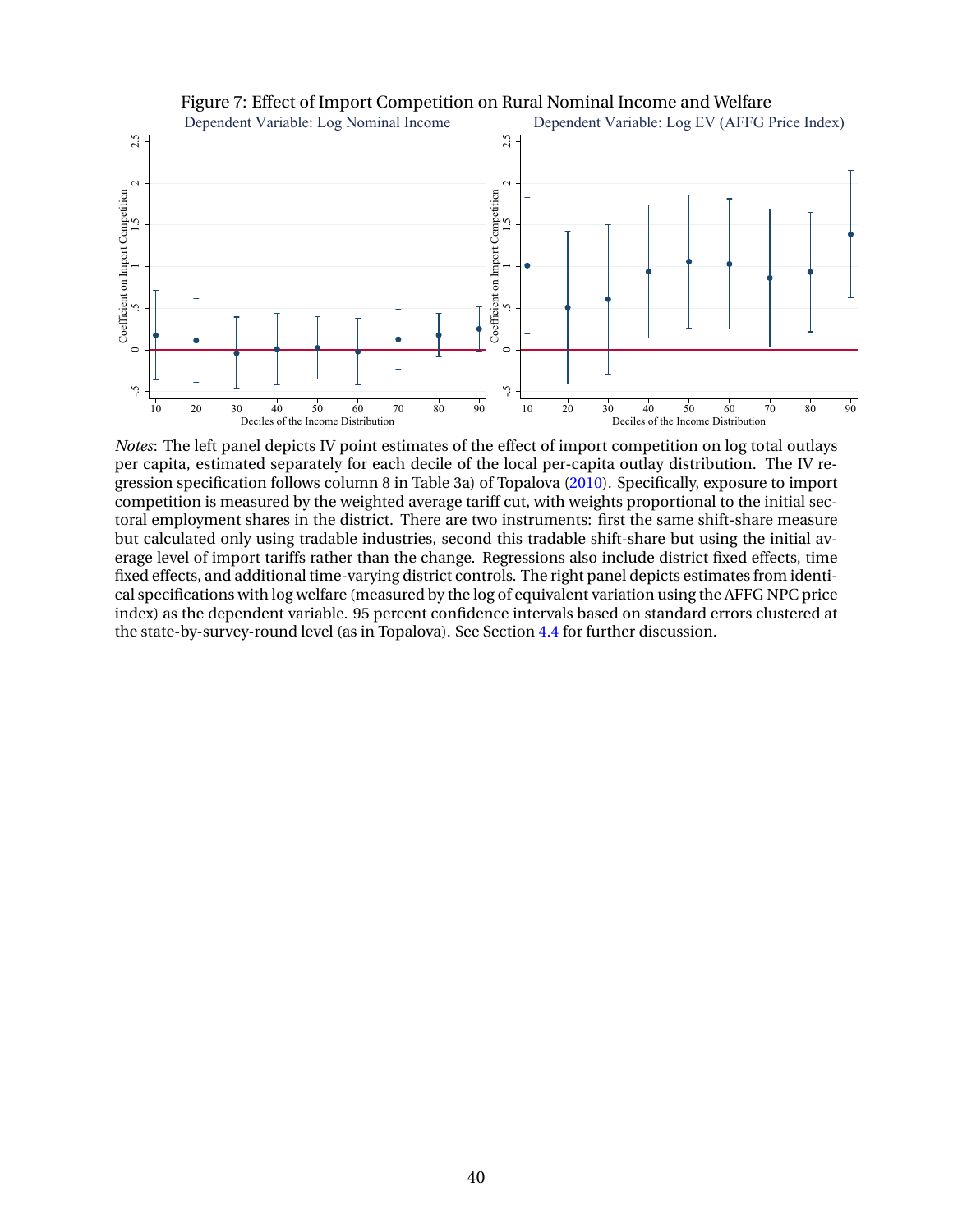Figure 7: Effect of Import Competition on Rural Nominal Income and Welfare

*Notes*: The left panel depicts IV point estimates of the effect of import competition on log total outlays per capita, estimated separately for each decile of the local per-capita outlay distribution. The IV regression specification follows column 8 in Table 3a) of Topalova (2010). Specifically, exposure to import competition is measured by the weighted average tariff cut, with weights proportional to the initial sectoral employment shares in the district. There are two instruments: first the same shift-share measure but calculated only using tradable industries, second this tradable shift-share but using the initial average level of import tariffs rather than the change. Regressions also include district fixed effects, time fixed effects, and additional time-varying district controls. The right panel depicts estimates from identical specifications with log welfare (measured by the log of equivalent variation using the AFFG NPC price index) as the dependent variable. 95 percent confidence intervals based on standard errors clustered at the state-by-survey-round level (as in Topalova). See Section 4.4 for further discussion.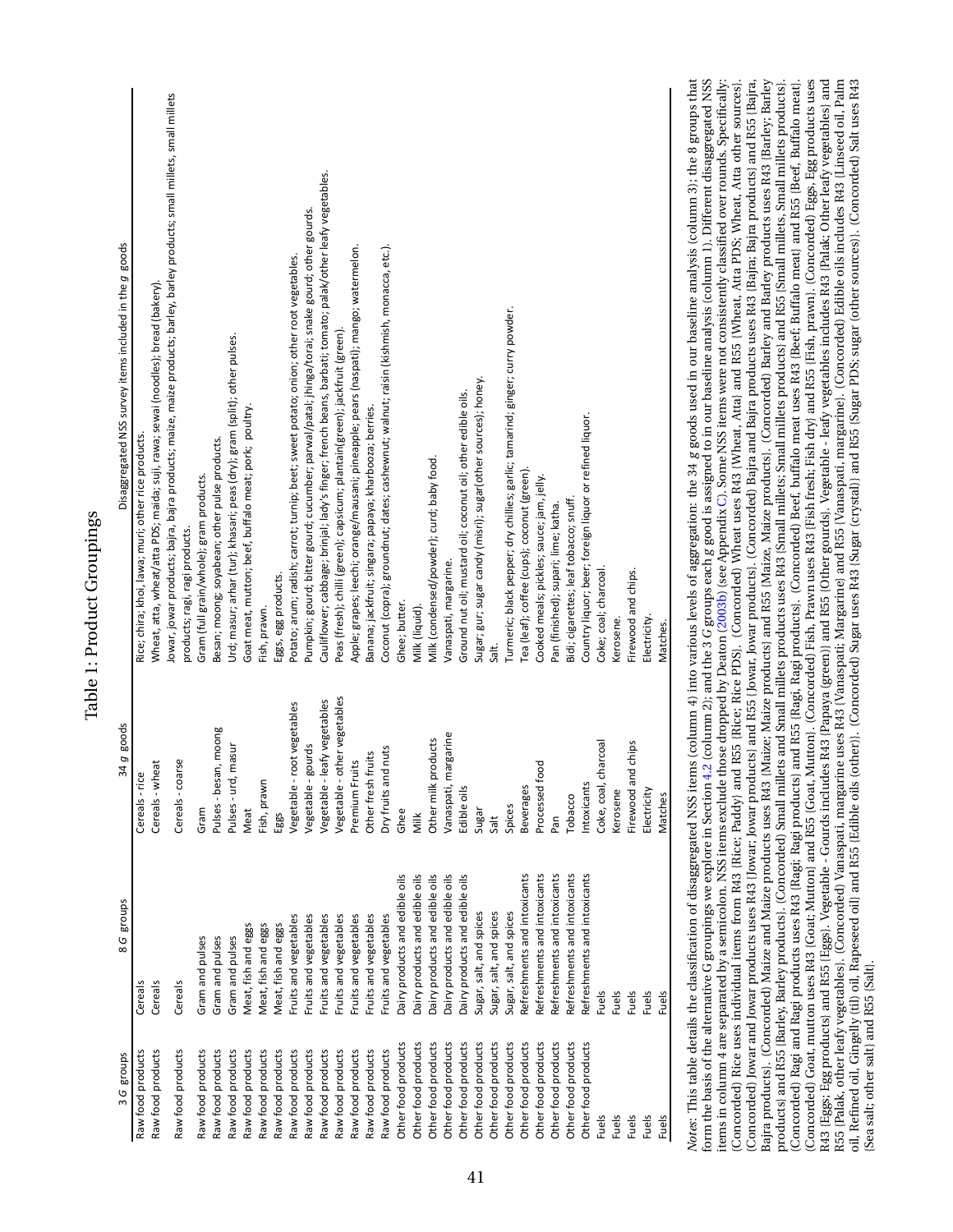# Table 1: Product Groupings

| 3 *G* groups | 8 *G* groups | 34 *g* goods | Disaggregated NSS survey items included in the *g* goods |
|---|---|---|---|
| Raw food products | Cereals | Cereals - rice | Rice; chira; khoi; lawa; muri; other rice products. |
| Raw food products | Cereals | Cereals - wheat | Wheat, atta, wheat/atta PDS; maida; suji, rawa; sewai (noodles); bread (bakery). |
| Raw food products | Cereals | Cereals - coarse | Jowar, jowar products; bajra, bajra products; maize, maize products; barley, barley products; small millets, small millets products; ragi, ragi products. |
| Raw food products | Gram and pulses | Gram | Gram (full grain/whole); gram products. |
| Raw food products | Gram and pulses | Pulses - besan, moong | Besan; moong; soyabean; other pulse products. |
| Raw food products | Gram and pulses | Pulses - urd, masur | Urd; masur; arhar (tur); khasari; peas (dry); gram (split); other pulses. |
| Raw food products | Meat, fish and eggs | Meat | Goat meat, mutton; beef, buffalo meat; pork; poultry. |
| Raw food products | Meat, fish and eggs | Fish, prawn | Fish, prawn. |
| Raw food products | Meat, fish and eggs | Eggs | Eggs, egg products. |
| Raw food products | Fruits and vegetables | Vegetable - root vegetables | Potato; arum; radish; carrot; turnip; beet; sweet potato; onion; other root vegetables. |
| Raw food products | Fruits and vegetables | Vegetable - gourds | Pumpkin; gourd; bitter gourd; cucumber; parwal/patal; jhinga/torai; snake gourd; other gourds. |
| Raw food products | Fruits and vegetables | Vegetable - leafy vegetables | Cauliflower; cabbage; brinjal; lady's finger; french beans, barbati; tomato; palak/other leafy vegetables. |
| Raw food products | Fruits and vegetables | Vegetable - other vegetables | Peas (fresh); chilli (green); capsicum; plantain(green); jackfruit (green). |
| Raw food products | Fruits and vegetables | Premium Fruits | Apple; grapes; leechi; orange/mausami; pineapple; pears (naspati); mango; watermelon. |
| Raw food products | Fruits and vegetables | Other fresh fruits | Banana; jackfruit; singara; papaya; kharbooza; berries. |
| Raw food products | Fruits and vegetables | Dry fruits and nuts | Coconut (copra); groundnut; dates; cashewnut; walnut; raisin (kishmish, monacca, etc.). |
| Other food products | Dairy products and edible oils | Ghee | Ghee; butter. |
| Other food products | Dairy products and edible oils | Milk | Milk (liquid). |
| Other food products | Dairy products and edible oils | Other milk products | Milk (condensed/powder); curd; baby food. |
| Other food products | Dairy products and edible oils | Vanaspati, margarine | Vanaspati, margarine. |
| Other food products | Dairy products and edible oils | Edible oils | Ground nut oil; mustard oil; coconut oil; other edible oils. |
| Other food products | Sugar, salt, and spices | Sugar | Sugar; gur; sugar candy (misri); sugar(other sources); honey. |
| Other food products | Sugar, salt, and spices | Salt | Salt. |
| Other food products | Sugar, salt, and spices | Spices | Turmeric; black pepper; dry chillies; garlic; tamarind; ginger; curry powder. |
| Other food products | Refreshments and intoxicants | Beverages | Tea (leaf); coffee (cups); coconut (green). |
| Other food products | Refreshments and intoxicants | Processed food | Cooked meals; pickles; sauce; jam, jelly. |
| Other food products | Refreshments and intoxicants | Pan | Pan (finished); supari; lime; katha. |
| Other food products | Refreshments and intoxicants | Tobacco | Bidi; cigarettes; leaf tobacco; snuff. |
| Other food products | Refreshments and intoxicants | Intoxicants | Country liquor; beer; foreign liquor or refined liquor. |
| Fuels | Fuels | Coke, coal, charcoal | Coke; coal; charcoal. |
| Fuels | Fuels | Kerosene | Kerosene. |
| Fuels | Fuels | Firewood and chips | Firewood and chips. |
| Fuels | Fuels | Electricity | Electricity. |
| Fuels | Fuels | Matches | Matches. |

*Notes*: This table details the classification of disaggregated NSS items (column 4) into various levels of aggregation: the 34 *g* goods used in our baseline analysis (column 3); the 8 groups that form the basis of the alternative G groupings we explore in Section 4.2 (column 2); and the 3 *G* groups each *g* good is assigned to in our baseline analysis (column 1). Different disaggregated NSS items in column 4 are separated by a semicolon. NSS items exclude those dropped by Deaton (2003b) (see Appendix C). Some NSS items were not consistently classified over rounds. Specifically: (Concorded) Rice uses individual items from R43 {Rice; Paddy} and R55 {Rice; Rice PDS}. (Concorded) Wheat uses R43 {Wheat, Atta} and R55 {Wheat, Atta PDS; Wheat, Atta other sources}. (Concorded) Jowar and Jowar products uses R43 {Jowar; Jowar products} and R55 {Jowar, Jowar products}. (Concorded) Bajra and Bajra products uses R43 {Bajra; Bajra products} and R55 {Bajra, Bajra products}. (Concorded) Maize and Maize products uses R43 {Maize; Maize products} and R55 {Maize, Maize products}. (Concorded) Barley and Barley products uses R43 {Barley; Barley products} and R55 {Barley, Barley products}. (Concorded) Small millets and Small millets products uses R43 {Small millets; Small millets products} and R55 {Small millets, Small millets products}. (Concorded) Ragi and Ragi products uses R43 {Ragi; Ragi products} and R55 {Ragi, Ragi products}. (Concorded) Beef, buffalo meat uses R43 {Beef; Buffalo meat} and R55 {Beef, Buffalo meat}. (Concorded) Goat, mutton uses R43 {Goat; Mutton} and R55 {Goat, Mutton}. (Concorded) Fish, Prawn uses R43 {Fish fresh; Fish dry} and R55 {Fish, prawn}. (Concorded) Eggs, Egg products uses R43 {Eggs; Egg products} and R55 {Eggs}. Vegetable - Gourds includes R43 {Papaya (green)} and R55 {Other gourds}. Vegetable - leafy vegetables includes R43 {Palak; Other leafy vegetables} and R55 {Palak, other leafy vegetables}. (Concorded) Vanaspati, margarine uses R43 {Vanaspati; Margarine} and R55 {Vanaspati, margarine}. (Concorded) Edible oils includes R43 {Linseed oil, Palm oil, Refined oil, Gingelly (til) oil, Rapeseed oil} and R55 {Edible oils (other)}. (Concorded) Sugar uses R43 {Sugar (crystal)} and R55 {Sugar PDS; sugar (other sources)}. (Concorded) Salt uses R43 {Sea salt; other salt} and R55 {Salt}.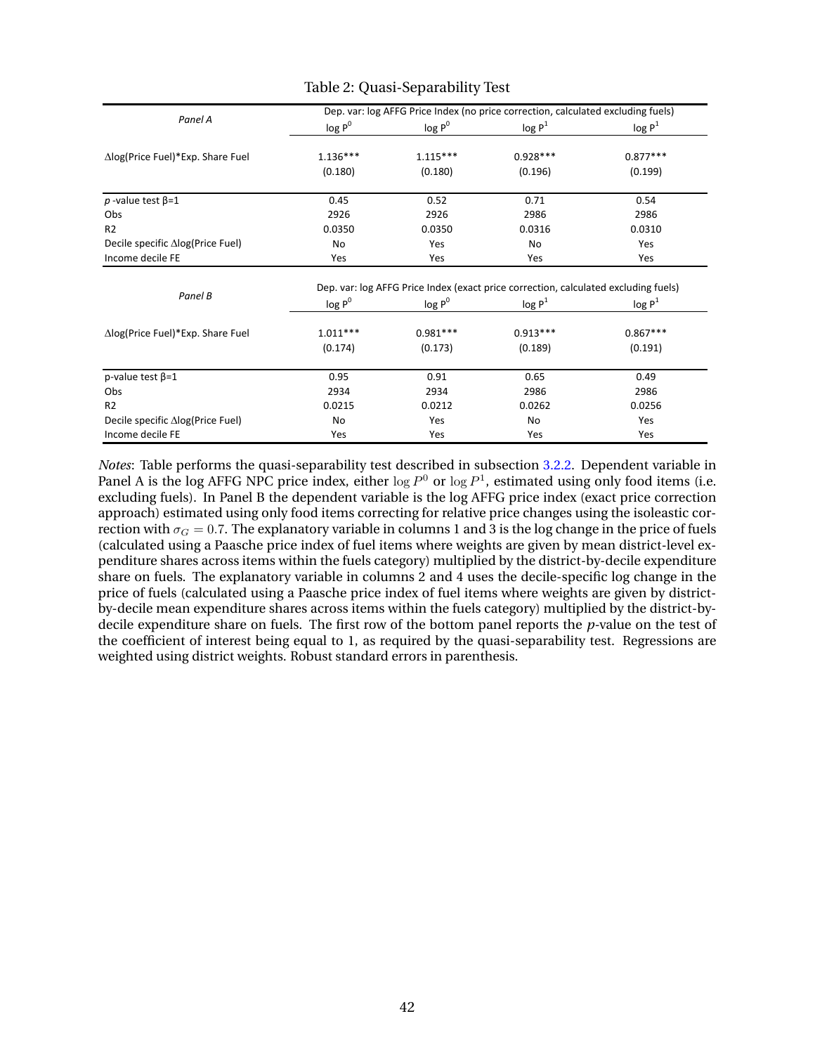Table 2: Quasi-Separability Test

| *Panel A* | Dep. var: log AFFG Price Index (no price correction, calculated excluding fuels) | | | |
|---|---|---|---|---|
| | $\log P^0$ | $\log P^0$ | $\log P^1$ | $\log P^1$ |
| ∆log(Price Fuel)*Exp. Share Fuel | 1.136*** | 1.115*** | 0.928*** | 0.877*** |
| | (0.180) | (0.180) | (0.196) | (0.199) |
| *p* -value test β=1 | 0.45 | 0.52 | 0.71 | 0.54 |
| Obs | 2926 | 2926 | 2986 | 2986 |
| R2 | 0.0350 | 0.0350 | 0.0316 | 0.0310 |
| Decile specific ∆log(Price Fuel) | No | Yes | No | Yes |
| Income decile FE | Yes | Yes | Yes | Yes |

| *Panel B* | Dep. var: log AFFG Price Index (exact price correction, calculated excluding fuels) | | | |
|---|---|---|---|---|
| | $\log P^0$ | $\log P^0$ | $\log P^1$ | $\log P^1$ |
| ∆log(Price Fuel)*Exp. Share Fuel | 1.011*** | 0.981*** | 0.913*** | 0.867*** |
| | (0.174) | (0.173) | (0.189) | (0.191) |
| p-value test β=1 | 0.95 | 0.91 | 0.65 | 0.49 |
| Obs | 2934 | 2934 | 2986 | 2986 |
| R2 | 0.0215 | 0.0212 | 0.0262 | 0.0256 |
| Decile specific ∆log(Price Fuel) | No | Yes | No | Yes |
| Income decile FE | Yes | Yes | Yes | Yes |

*Notes*: Table performs the quasi-separability test described in subsection 3.2.2. Dependent variable in Panel A is the log AFFG NPC price index, either $\log P^0$ or $\log P^1$, estimated using only food items (i.e. excluding fuels). In Panel B the dependent variable is the log AFFG price index (exact price correction approach) estimated using only food items correcting for relative price changes using the isoleastic correction with $\sigma_G = 0.7$. The explanatory variable in columns 1 and 3 is the log change in the price of fuels (calculated using a Paasche price index of fuel items where weights are given by mean district-level expenditure shares across items within the fuels category) multiplied by the district-by-decile expenditure share on fuels. The explanatory variable in columns 2 and 4 uses the decile-specific log change in the price of fuels (calculated using a Paasche price index of fuel items where weights are given by district-by-decile mean expenditure shares across items within the fuels category) multiplied by the district-by-decile expenditure share on fuels. The first row of the bottom panel reports the *p*-value on the test of the coefficient of interest being equal to 1, as required by the quasi-separability test. Regressions are weighted using district weights. Robust standard errors in parenthesis.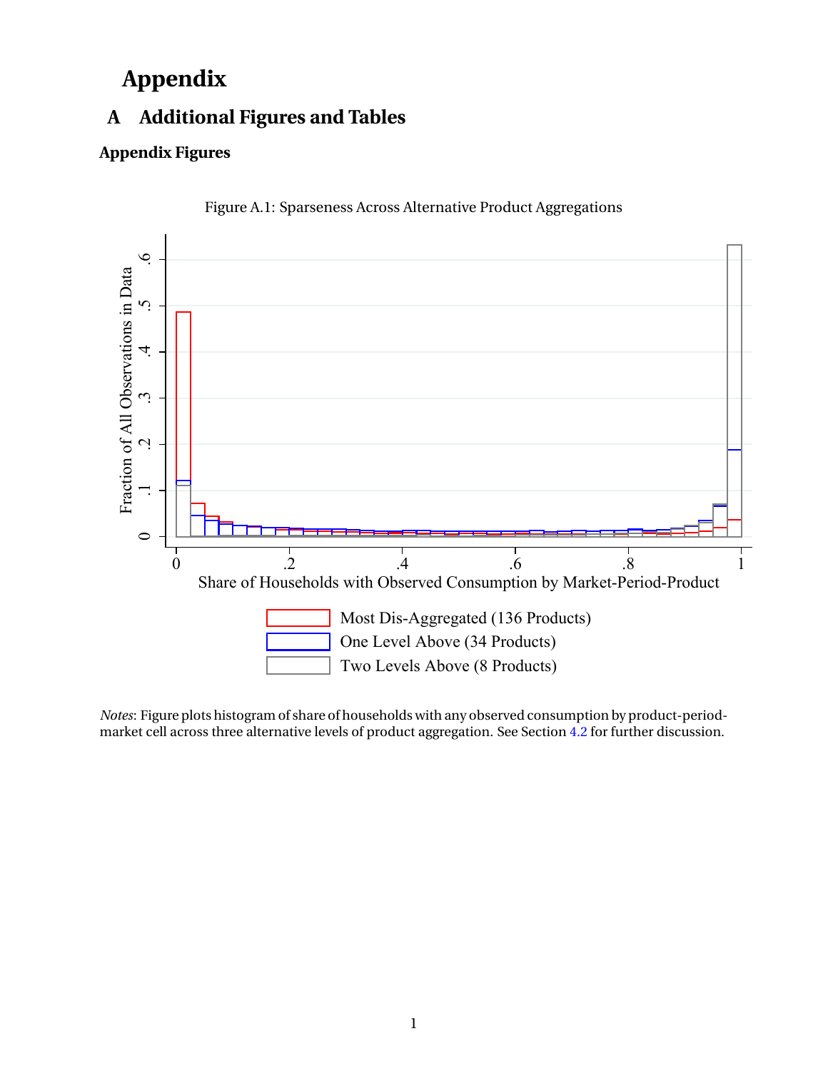# Appendix

## A Additional Figures and Tables

### Appendix Figures

Figure A.1: Sparseness Across Alternative Product Aggregations

*Notes*: Figure plots histogram of share of households with any observed consumption by product-period-market cell across three alternative levels of product aggregation. See Section 4.2 for further discussion.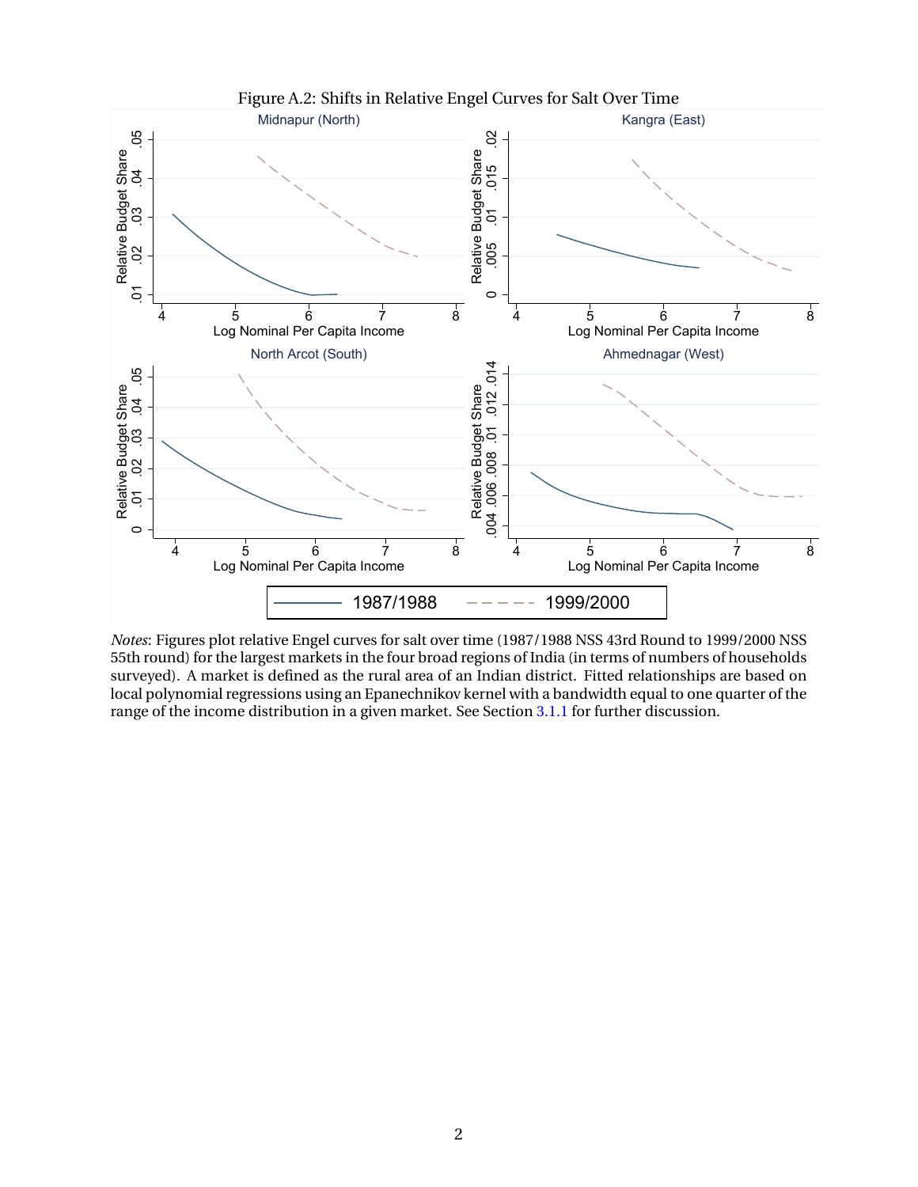Figure A.2: Shifts in Relative Engel Curves for Salt Over Time

*Notes*: Figures plot relative Engel curves for salt over time (1987/1988 NSS 43rd Round to 1999/2000 NSS 55th round) for the largest markets in the four broad regions of India (in terms of numbers of households surveyed). A market is defined as the rural area of an Indian district. Fitted relationships are based on local polynomial regressions using an Epanechnikov kernel with a bandwidth equal to one quarter of the range of the income distribution in a given market. See Section 3.1.1 for further discussion.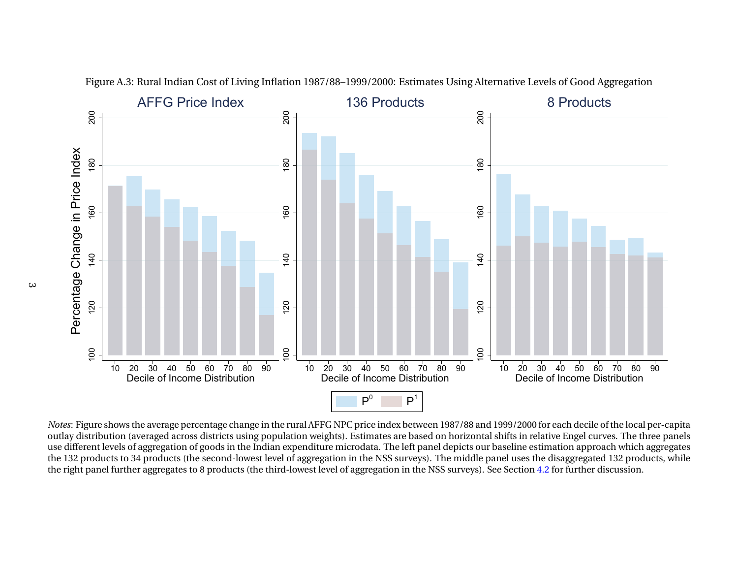Figure A.3: Rural Indian Cost of Living Inflation 1987/88–1999/2000: Estimates Using Alternative Levels of Good Aggregation

*Notes*: Figure shows the average percentage change in the rural AFFG NPC price index between 1987/88 and 1999/2000 for each decile of the local per-capita outlay distribution (averaged across districts using population weights). Estimates are based on horizontal shifts in relative Engel curves. The three panels use different levels of aggregation of goods in the Indian expenditure microdata. The left panel depicts our baseline estimation approach which aggregates the 132 products to 34 products (the second-lowest level of aggregation in the NSS surveys). The middle panel uses the disaggregated 132 products, while the right panel further aggregates to 8 products (the third-lowest level of aggregation in the NSS surveys). See Section 4.2 for further discussion.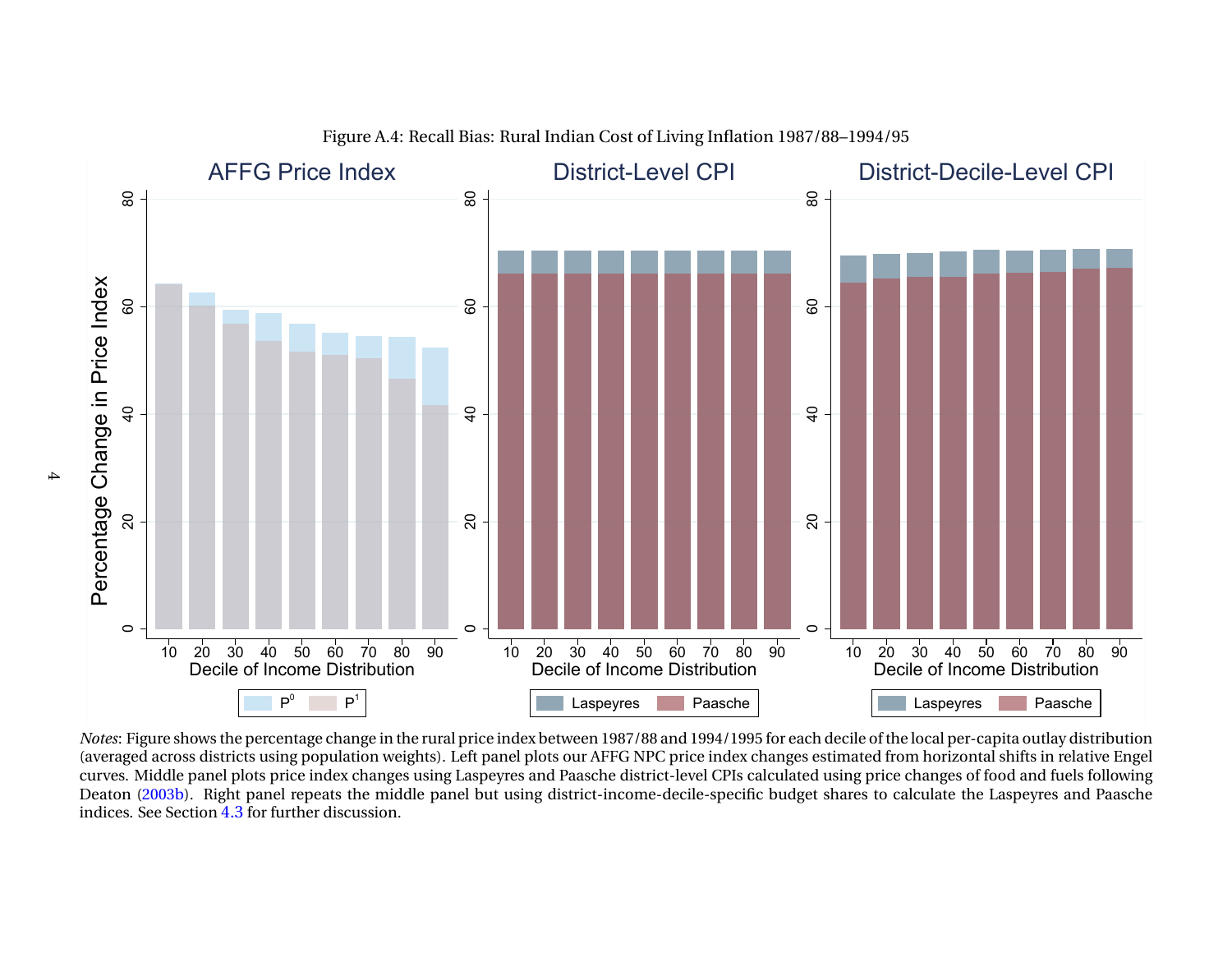Figure A.4: Recall Bias: Rural Indian Cost of Living Inflation 1987/88–1994/95

*Notes*: Figure shows the percentage change in the rural price index between 1987/88 and 1994/1995 for each decile of the local per-capita outlay distribution (averaged across districts using population weights). Left panel plots our AFFG NPC price index changes estimated from horizontal shifts in relative Engel curves. Middle panel plots price index changes using Laspeyres and Paasche district-level CPIs calculated using price changes of food and fuels following Deaton (2003b). Right panel repeats the middle panel but using district-income-decile-specific budget shares to calculate the Laspeyres and Paasche indices. See Section 4.3 for further discussion.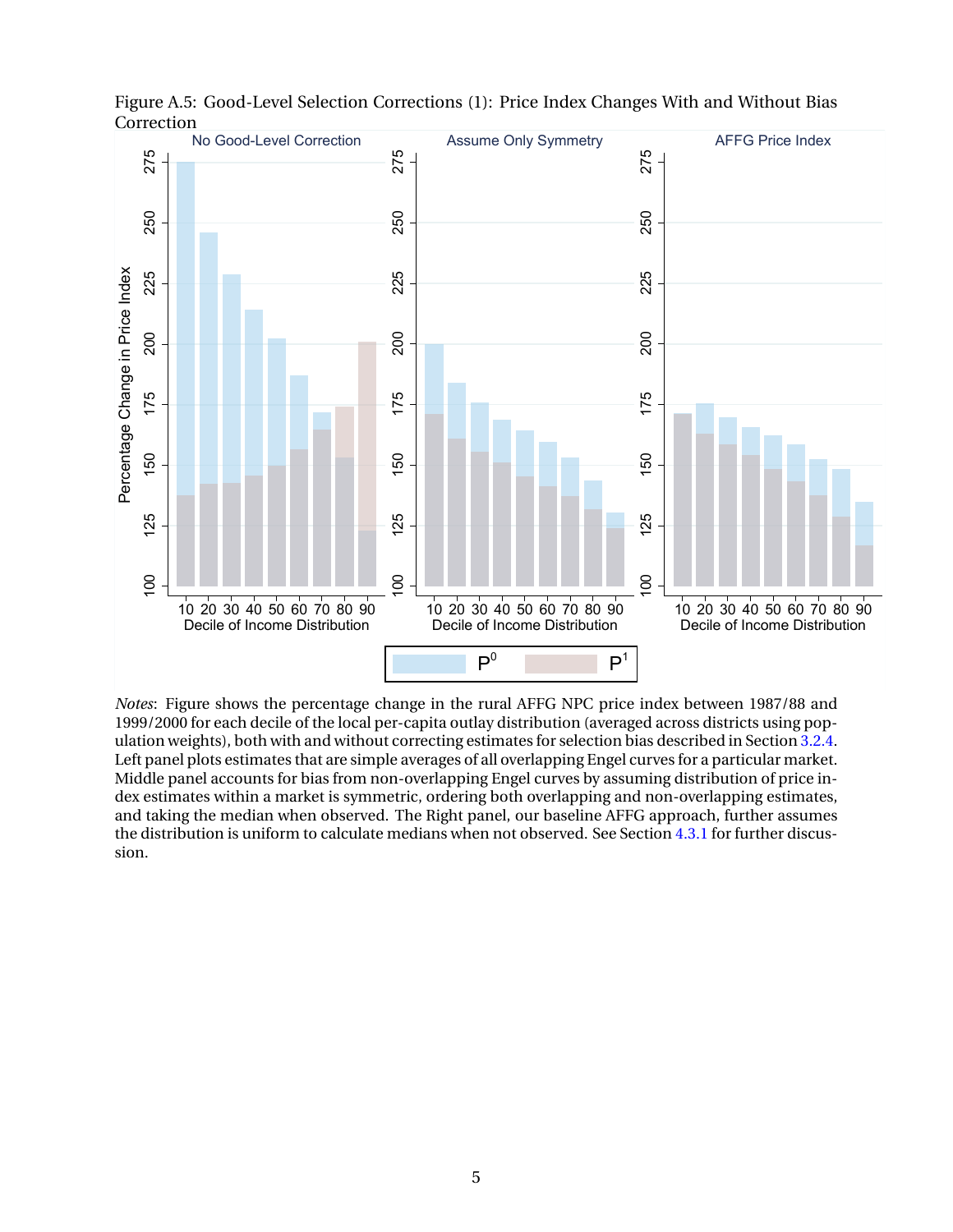Figure A.5: Good-Level Selection Corrections (1): Price Index Changes With and Without Bias Correction

*Notes*: Figure shows the percentage change in the rural AFFG NPC price index between 1987/88 and 1999/2000 for each decile of the local per-capita outlay distribution (averaged across districts using population weights), both with and without correcting estimates for selection bias described in Section 3.2.4. Left panel plots estimates that are simple averages of all overlapping Engel curves for a particular market. Middle panel accounts for bias from non-overlapping Engel curves by assuming distribution of price index estimates within a market is symmetric, ordering both overlapping and non-overlapping estimates, and taking the median when observed. The Right panel, our baseline AFFG approach, further assumes the distribution is uniform to calculate medians when not observed. See Section 4.3.1 for further discussion.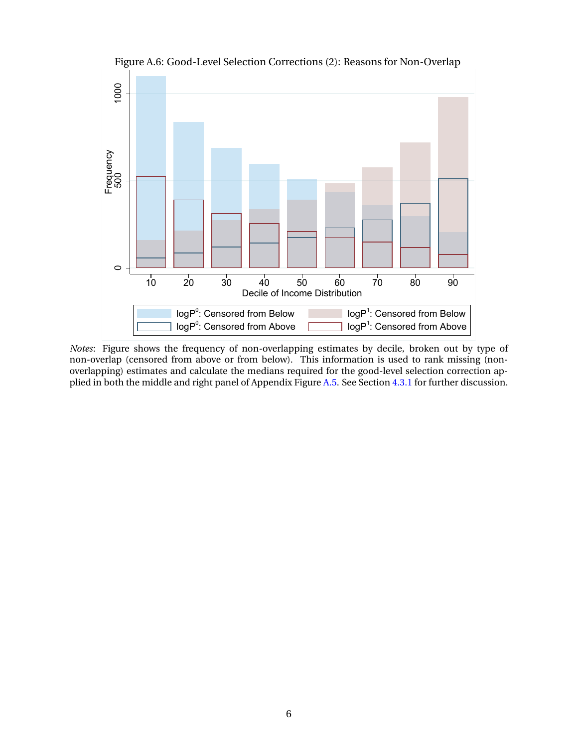Figure A.6: Good-Level Selection Corrections (2): Reasons for Non-Overlap

*Notes*: Figure shows the frequency of non-overlapping estimates by decile, broken out by type of non-overlap (censored from above or from below). This information is used to rank missing (non-overlapping) estimates and calculate the medians required for the good-level selection correction applied in both the middle and right panel of Appendix Figure A.5. See Section 4.3.1 for further discussion.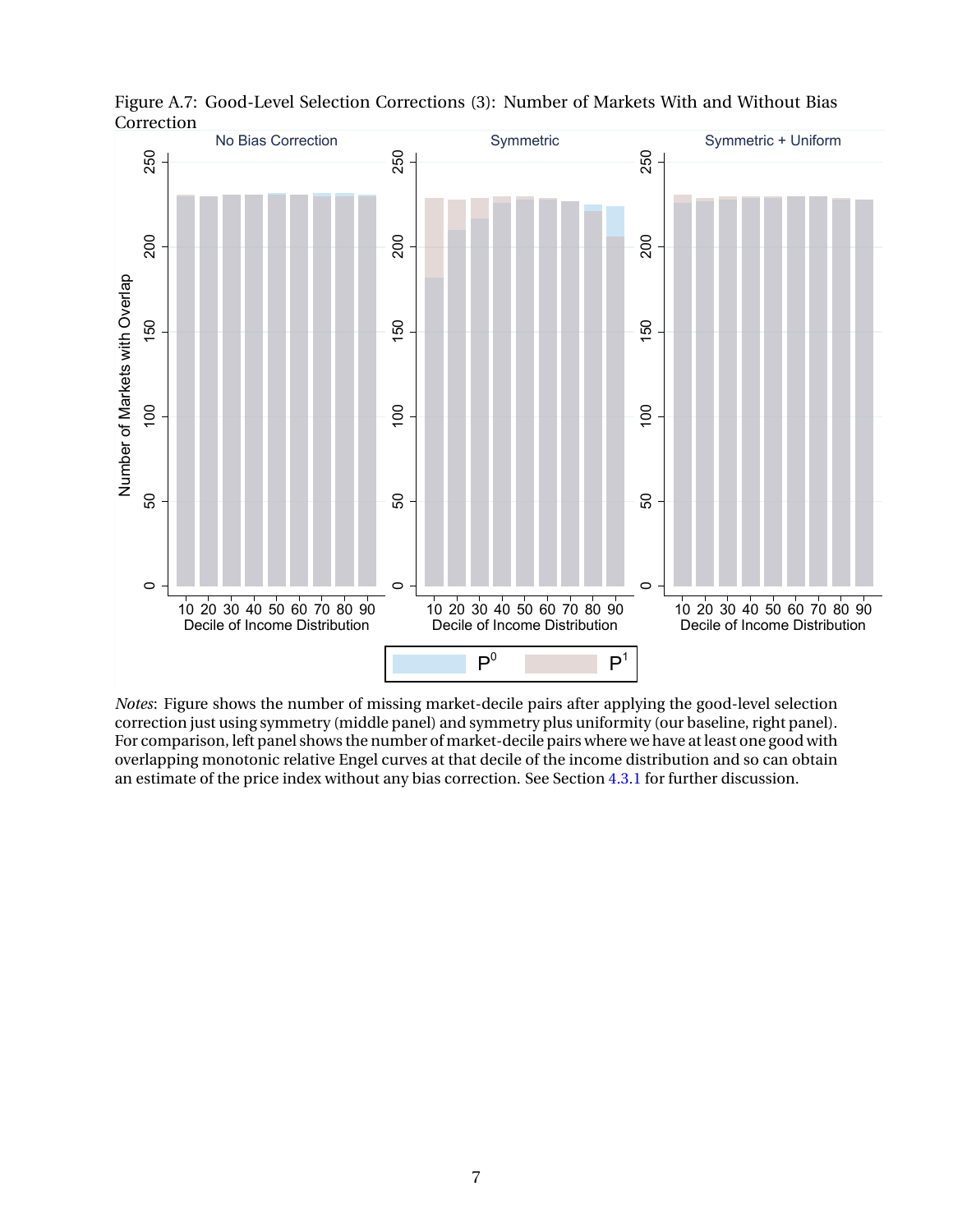Figure A.7: Good-Level Selection Corrections (3): Number of Markets With and Without Bias Correction

*Notes*: Figure shows the number of missing market-decile pairs after applying the good-level selection correction just using symmetry (middle panel) and symmetry plus uniformity (our baseline, right panel). For comparison, left panel shows the number of market-decile pairs where we have at least one good with overlapping monotonic relative Engel curves at that decile of the income distribution and so can obtain an estimate of the price index without any bias correction. See Section 4.3.1 for further discussion.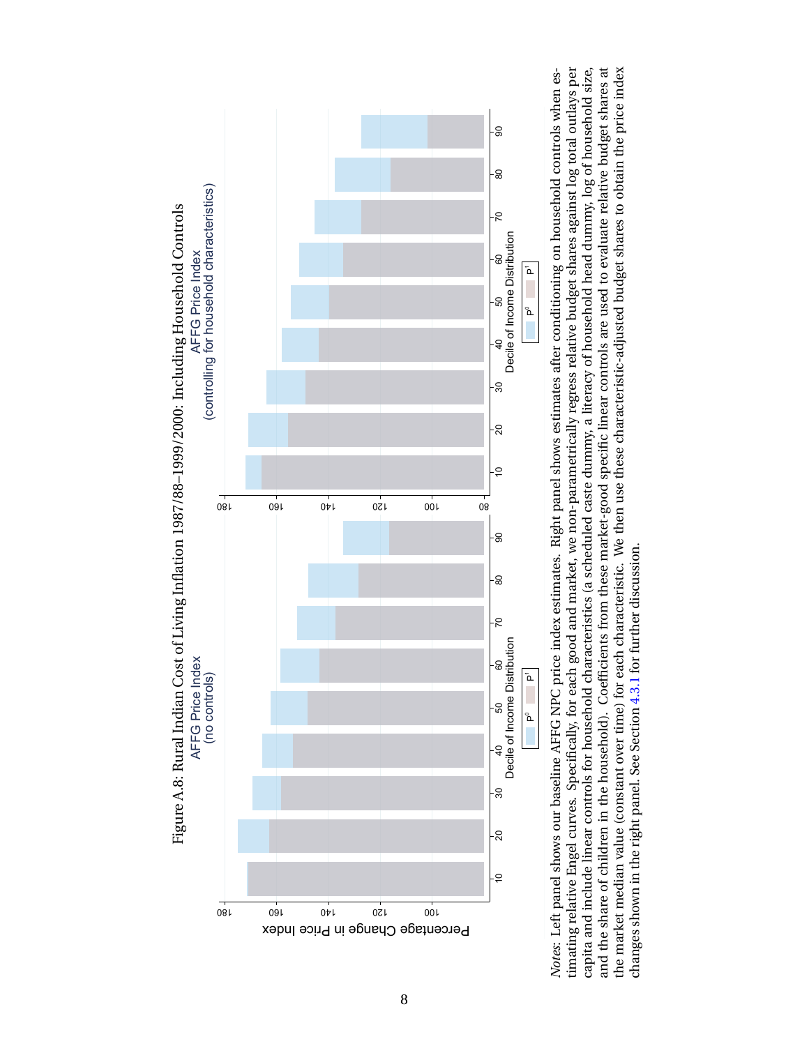Figure A.8: Rural Indian Cost of Living Inflation 1987/88–1999/2000: Including Household Controls

*Notes*: Left panel shows our baseline AFFG NPC price index estimates. Right panel shows estimates after conditioning on household controls when estimating relative Engel curves. Specifically, for each good and market, we non-parametrically regress relative budget shares against log total outlays per capita and include linear controls for household characteristics (a scheduled caste dummy, a literacy of household head dummy, log of household size, and the share of children in the household). Coefficients from these market-good specific linear controls are used to evaluate relative budget shares at the market median value (constant over time) for each characteristic. We then use these characteristic-adjusted budget shares to obtain the price index changes shown in the right panel. See Section 4.3.1 for further discussion.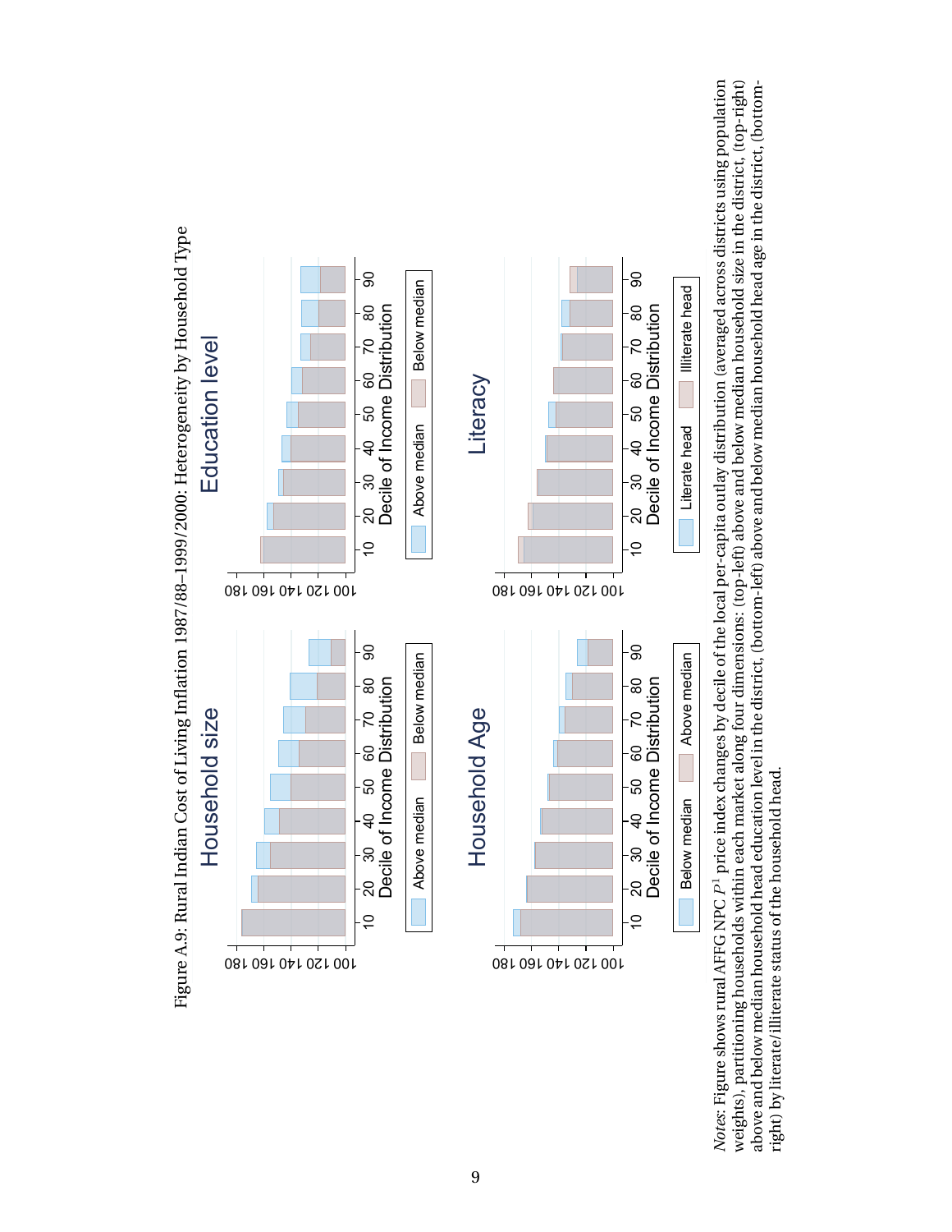Figure A.9: Rural Indian Cost of Living Inflation 1987/88–1999/2000: Heterogeneity by Household Type

*Notes*: Figure shows rural AFFG NPC $P^1$ price index changes by decile of the local per-capita outlay distribution (averaged across districts using population weights), partitioning households within each market along four dimensions: (top-left) above and below median household size in the district, (top-right) above and below median household head education level in the district, (bottom-left) above and below median household head age in the district, (bottom-right) by literate/illiterate status of the household head.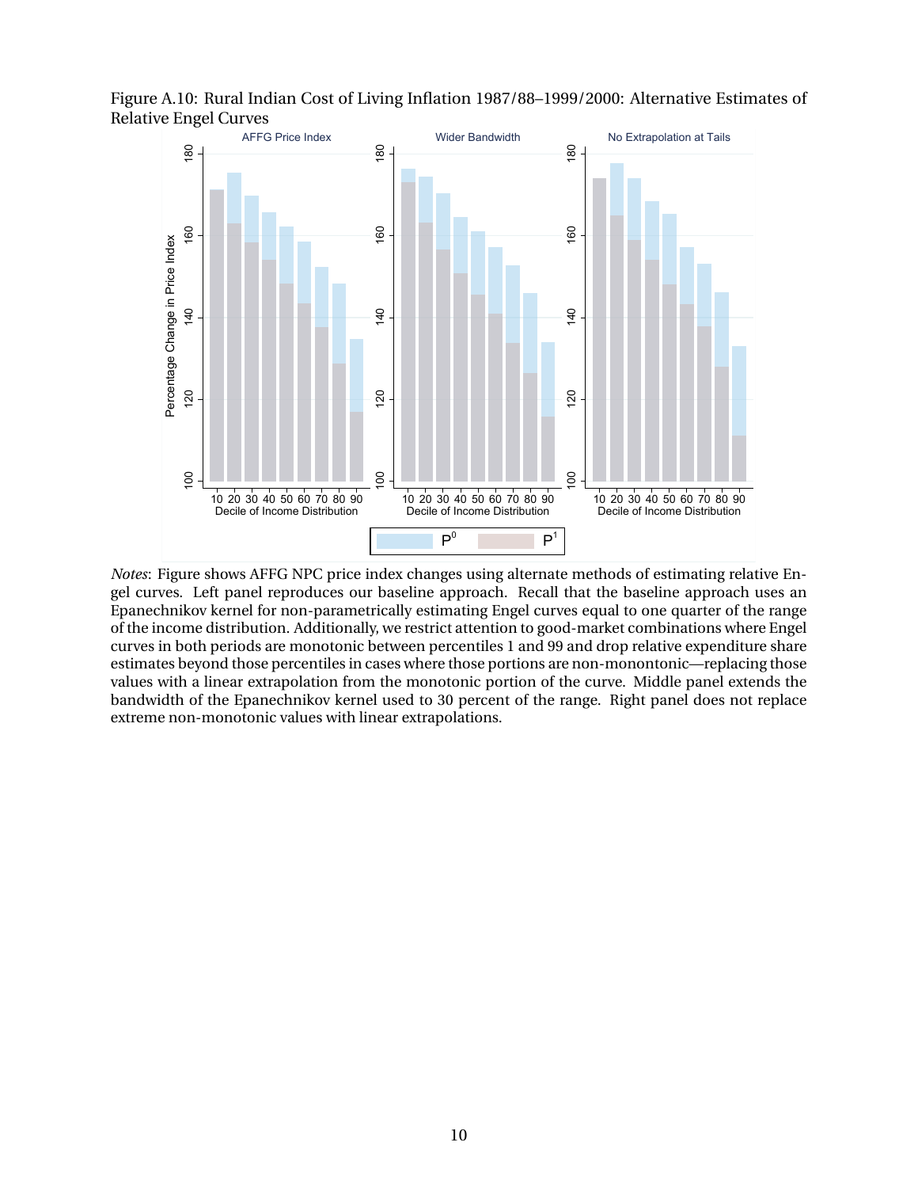Figure A.10: Rural Indian Cost of Living Inflation 1987/88–1999/2000: Alternative Estimates of Relative Engel Curves

*Notes*: Figure shows AFFG NPC price index changes using alternate methods of estimating relative Engel curves. Left panel reproduces our baseline approach. Recall that the baseline approach uses an Epanechnikov kernel for non-parametrically estimating Engel curves equal to one quarter of the range of the income distribution. Additionally, we restrict attention to good-market combinations where Engel curves in both periods are monotonic between percentiles 1 and 99 and drop relative expenditure share estimates beyond those percentiles in cases where those portions are non-monontonic—replacing those values with a linear extrapolation from the monotonic portion of the curve. Middle panel extends the bandwidth of the Epanechnikov kernel used to 30 percent of the range. Right panel does not replace extreme non-monotonic values with linear extrapolations.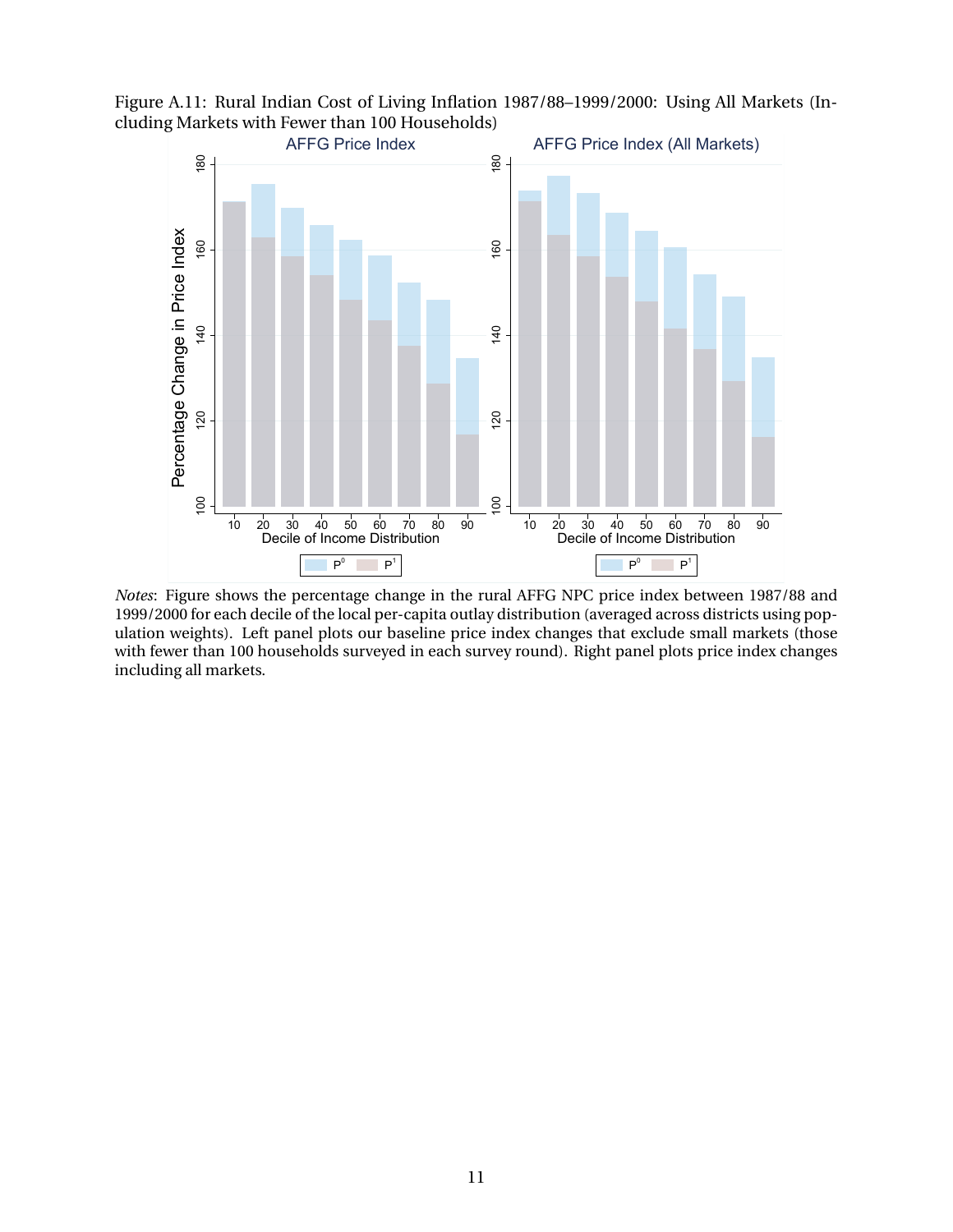Figure A.11: Rural Indian Cost of Living Inflation 1987/88–1999/2000: Using All Markets (Including Markets with Fewer than 100 Households)

*Notes*: Figure shows the percentage change in the rural AFFG NPC price index between 1987/88 and 1999/2000 for each decile of the local per-capita outlay distribution (averaged across districts using population weights). Left panel plots our baseline price index changes that exclude small markets (those with fewer than 100 households surveyed in each survey round). Right panel plots price index changes including all markets.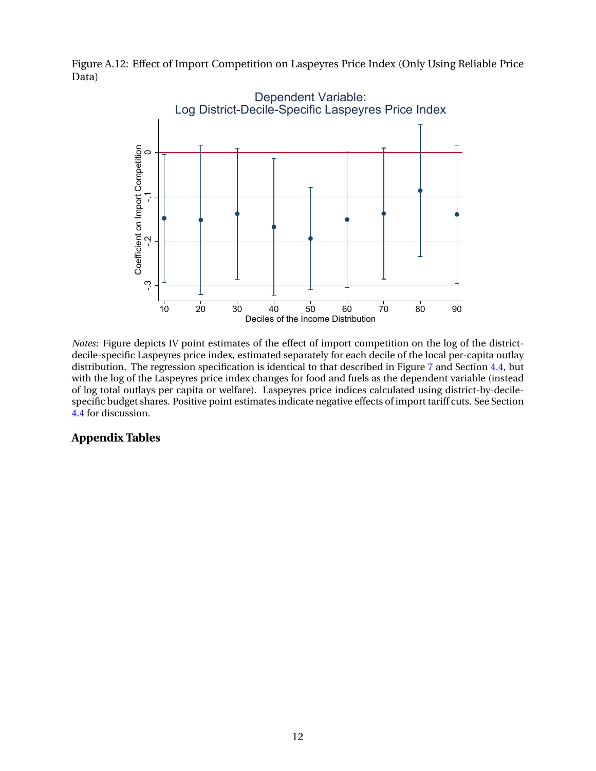Figure A.12: Effect of Import Competition on Laspeyres Price Index (Only Using Reliable Price Data)

*Notes*: Figure depicts IV point estimates of the effect of import competition on the log of the district-decile-specific Laspeyres price index, estimated separately for each decile of the local per-capita outlay distribution. The regression specification is identical to that described in Figure 7 and Section 4.4, but with the log of the Laspeyres price index changes for food and fuels as the dependent variable (instead of log total outlays per capita or welfare). Laspeyres price indices calculated using district-by-decile-specific budget shares. Positive point estimates indicate negative effects of import tariff cuts. See Section 4.4 for discussion.

## Appendix Tables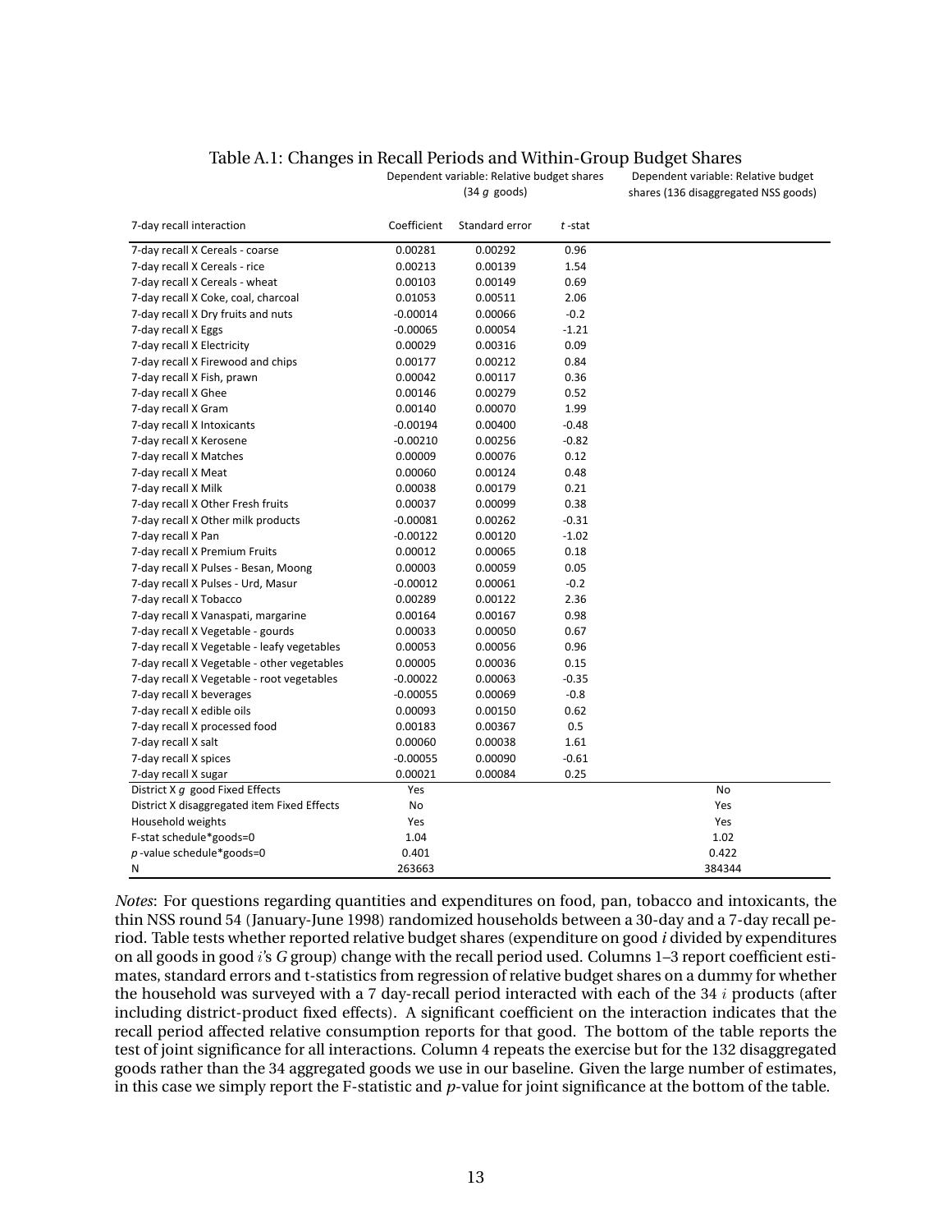# Table A.1: Changes in Recall Periods and Within-Group Budget Shares

| 7-day recall interaction | Dependent variable: Relative budget shares (34 $g$ goods) Coefficient | Standard error | $t$-stat | Dependent variable: Relative budget shares (136 disaggregated NSS goods) |
|---|---|---|---|---|
| 7-day recall X Cereals - coarse | 0.00281 | 0.00292 | 0.96 | |
| 7-day recall X Cereals - rice | 0.00213 | 0.00139 | 1.54 | |
| 7-day recall X Cereals - wheat | 0.00103 | 0.00149 | 0.69 | |
| 7-day recall X Coke, coal, charcoal | 0.01053 | 0.00511 | 2.06 | |
| 7-day recall X Dry fruits and nuts | -0.00014 | 0.00066 | -0.2 | |
| 7-day recall X Eggs | -0.00065 | 0.00054 | -1.21 | |
| 7-day recall X Electricity | 0.00029 | 0.00316 | 0.09 | |
| 7-day recall X Firewood and chips | 0.00177 | 0.00212 | 0.84 | |
| 7-day recall X Fish, prawn | 0.00042 | 0.00117 | 0.36 | |
| 7-day recall X Ghee | 0.00146 | 0.00279 | 0.52 | |
| 7-day recall X Gram | 0.00140 | 0.00070 | 1.99 | |
| 7-day recall X Intoxicants | -0.00194 | 0.00400 | -0.48 | |
| 7-day recall X Kerosene | -0.00210 | 0.00256 | -0.82 | |
| 7-day recall X Matches | 0.00009 | 0.00076 | 0.12 | |
| 7-day recall X Meat | 0.00060 | 0.00124 | 0.48 | |
| 7-day recall X Milk | 0.00038 | 0.00179 | 0.21 | |
| 7-day recall X Other Fresh fruits | 0.00037 | 0.00099 | 0.38 | |
| 7-day recall X Other milk products | -0.00081 | 0.00262 | -0.31 | |
| 7-day recall X Pan | -0.00122 | 0.00120 | -1.02 | |
| 7-day recall X Premium Fruits | 0.00012 | 0.00065 | 0.18 | |
| 7-day recall X Pulses - Besan, Moong | 0.00003 | 0.00059 | 0.05 | |
| 7-day recall X Pulses - Urd, Masur | -0.00012 | 0.00061 | -0.2 | |
| 7-day recall X Tobacco | 0.00289 | 0.00122 | 2.36 | |
| 7-day recall X Vanaspati, margarine | 0.00164 | 0.00167 | 0.98 | |
| 7-day recall X Vegetable - gourds | 0.00033 | 0.00050 | 0.67 | |
| 7-day recall X Vegetable - leafy vegetables | 0.00053 | 0.00056 | 0.96 | |
| 7-day recall X Vegetable - other vegetables | 0.00005 | 0.00036 | 0.15 | |
| 7-day recall X Vegetable - root vegetables | -0.00022 | 0.00063 | -0.35 | |
| 7-day recall X beverages | -0.00055 | 0.00069 | -0.8 | |
| 7-day recall X edible oils | 0.00093 | 0.00150 | 0.62 | |
| 7-day recall X processed food | 0.00183 | 0.00367 | 0.5 | |
| 7-day recall X salt | 0.00060 | 0.00038 | 1.61 | |
| 7-day recall X spices | -0.00055 | 0.00090 | -0.61 | |
| 7-day recall X sugar | 0.00021 | 0.00084 | 0.25 | |
| District X $g$ good Fixed Effects | Yes | | | No |
| District X disaggregated item Fixed Effects | No | | | Yes |
| Household weights | Yes | | | Yes |
| F-stat schedule*goods=0 | 1.04 | | | 1.02 |
| $p$-value schedule*goods=0 | 0.401 | | | 0.422 |
| N | 263663 | | | 384344 |

*Notes*: For questions regarding quantities and expenditures on food, pan, tobacco and intoxicants, the thin NSS round 54 (January-June 1998) randomized households between a 30-day and a 7-day recall period. Table tests whether reported relative budget shares (expenditure on good $i$ divided by expenditures on all goods in good $i$'s $G$ group) change with the recall period used. Columns 1–3 report coefficient estimates, standard errors and t-statistics from regression of relative budget shares on a dummy for whether the household was surveyed with a 7 day-recall period interacted with each of the 34 $i$ products (after including district-product fixed effects). A significant coefficient on the interaction indicates that the recall period affected relative consumption reports for that good. The bottom of the table reports the test of joint significance for all interactions. Column 4 repeats the exercise but for the 132 disaggregated goods rather than the 34 aggregated goods we use in our baseline. Given the large number of estimates, in this case we simply report the F-statistic and $p$-value for joint significance at the bottom of the table.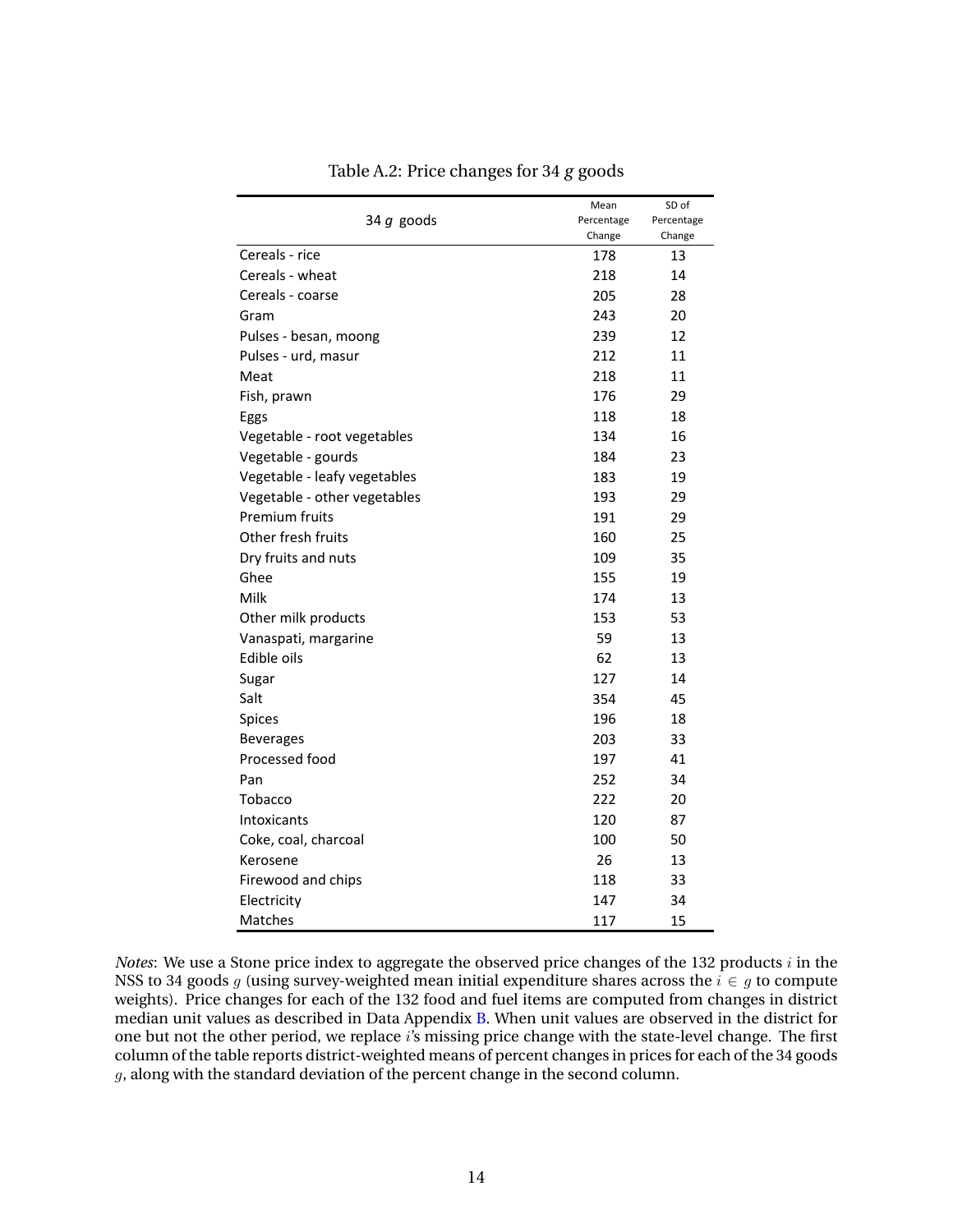Table A.2: Price changes for 34 $g$ goods

| 34 $g$ goods | Mean Percentage Change | SD of Percentage Change |
|---|---|---|
| Cereals - rice | 178 | 13 |
| Cereals - wheat | 218 | 14 |
| Cereals - coarse | 205 | 28 |
| Gram | 243 | 20 |
| Pulses - besan, moong | 239 | 12 |
| Pulses - urd, masur | 212 | 11 |
| Meat | 218 | 11 |
| Fish, prawn | 176 | 29 |
| Eggs | 118 | 18 |
| Vegetable - root vegetables | 134 | 16 |
| Vegetable - gourds | 184 | 23 |
| Vegetable - leafy vegetables | 183 | 19 |
| Vegetable - other vegetables | 193 | 29 |
| Premium fruits | 191 | 29 |
| Other fresh fruits | 160 | 25 |
| Dry fruits and nuts | 109 | 35 |
| Ghee | 155 | 19 |
| Milk | 174 | 13 |
| Other milk products | 153 | 53 |
| Vanaspati, margarine | 59 | 13 |
| Edible oils | 62 | 13 |
| Sugar | 127 | 14 |
| Salt | 354 | 45 |
| Spices | 196 | 18 |
| Beverages | 203 | 33 |
| Processed food | 197 | 41 |
| Pan | 252 | 34 |
| Tobacco | 222 | 20 |
| Intoxicants | 120 | 87 |
| Coke, coal, charcoal | 100 | 50 |
| Kerosene | 26 | 13 |
| Firewood and chips | 118 | 33 |
| Electricity | 147 | 34 |
| Matches | 117 | 15 |

*Notes*: We use a Stone price index to aggregate the observed price changes of the 132 products $i$ in the NSS to 34 goods $g$ (using survey-weighted mean initial expenditure shares across the $i \in g$ to compute weights). Price changes for each of the 132 food and fuel items are computed from changes in district median unit values as described in Data Appendix B. When unit values are observed in the district for one but not the other period, we replace $i$'s missing price change with the state-level change. The first column of the table reports district-weighted means of percent changes in prices for each of the 34 goods $g$, along with the standard deviation of the percent change in the second column.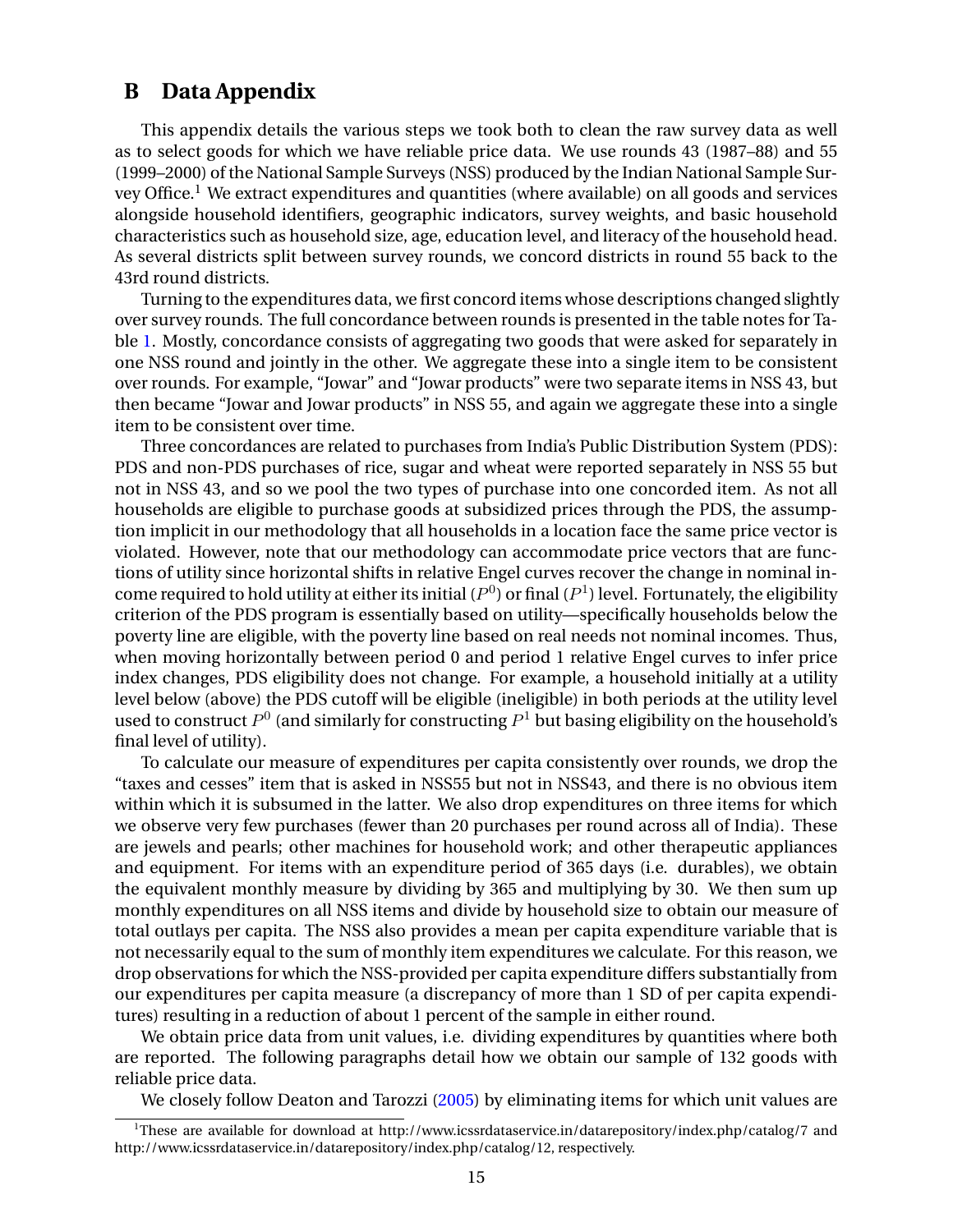# B Data Appendix

This appendix details the various steps we took both to clean the raw survey data as well as to select goods for which we have reliable price data. We use rounds 43 (1987–88) and 55 (1999–2000) of the National Sample Surveys (NSS) produced by the Indian National Sample Survey Office.[1] We extract expenditures and quantities (where available) on all goods and services alongside household identifiers, geographic indicators, survey weights, and basic household characteristics such as household size, age, education level, and literacy of the household head. As several districts split between survey rounds, we concord districts in round 55 back to the 43rd round districts.

Turning to the expenditures data, we first concord items whose descriptions changed slightly over survey rounds. The full concordance between rounds is presented in the table notes for Table 1. Mostly, concordance consists of aggregating two goods that were asked for separately in one NSS round and jointly in the other. We aggregate these into a single item to be consistent over rounds. For example, "Jowar" and "Jowar products" were two separate items in NSS 43, but then became "Jowar and Jowar products" in NSS 55, and again we aggregate these into a single item to be consistent over time.

Three concordances are related to purchases from India's Public Distribution System (PDS): PDS and non-PDS purchases of rice, sugar and wheat were reported separately in NSS 55 but not in NSS 43, and so we pool the two types of purchase into one concorded item. As not all households are eligible to purchase goods at subsidized prices through the PDS, the assumption implicit in our methodology that all households in a location face the same price vector is violated. However, note that our methodology can accommodate price vectors that are functions of utility since horizontal shifts in relative Engel curves recover the change in nominal income required to hold utility at either its initial ($P^0$) or final ($P^1$) level. Fortunately, the eligibility criterion of the PDS program is essentially based on utility—specifically households below the poverty line are eligible, with the poverty line based on real needs not nominal incomes. Thus, when moving horizontally between period 0 and period 1 relative Engel curves to infer price index changes, PDS eligibility does not change. For example, a household initially at a utility level below (above) the PDS cutoff will be eligible (ineligible) in both periods at the utility level used to construct $P^0$ (and similarly for constructing $P^1$ but basing eligibility on the household's final level of utility).

To calculate our measure of expenditures per capita consistently over rounds, we drop the "taxes and cesses" item that is asked in NSS55 but not in NSS43, and there is no obvious item within which it is subsumed in the latter. We also drop expenditures on three items for which we observe very few purchases (fewer than 20 purchases per round across all of India). These are jewels and pearls; other machines for household work; and other therapeutic appliances and equipment. For items with an expenditure period of 365 days (i.e. durables), we obtain the equivalent monthly measure by dividing by 365 and multiplying by 30. We then sum up monthly expenditures on all NSS items and divide by household size to obtain our measure of total outlays per capita. The NSS also provides a mean per capita expenditure variable that is not necessarily equal to the sum of monthly item expenditures we calculate. For this reason, we drop observations for which the NSS-provided per capita expenditure differs substantially from our expenditures per capita measure (a discrepancy of more than 1 SD of per capita expenditures) resulting in a reduction of about 1 percent of the sample in either round.

We obtain price data from unit values, i.e. dividing expenditures by quantities where both are reported. The following paragraphs detail how we obtain our sample of 132 goods with reliable price data.

We closely follow Deaton and Tarozzi (2005) by eliminating items for which unit values are

[1] These are available for download at http://www.icssrdataservice.in/datarepository/index.php/catalog/7 and http://www.icssrdataservice.in/datarepository/index.php/catalog/12, respectively.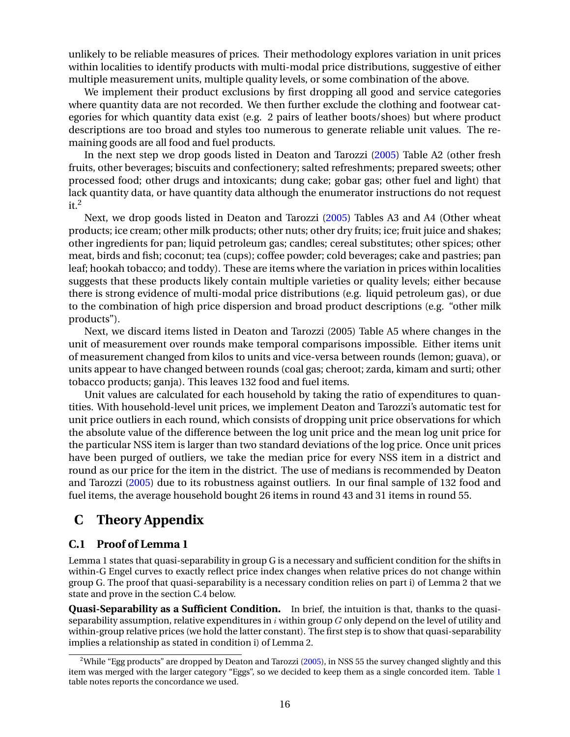unlikely to be reliable measures of prices. Their methodology explores variation in unit prices within localities to identify products with multi-modal price distributions, suggestive of either multiple measurement units, multiple quality levels, or some combination of the above.

We implement their product exclusions by first dropping all good and service categories where quantity data are not recorded. We then further exclude the clothing and footwear categories for which quantity data exist (e.g. 2 pairs of leather boots/shoes) but where product descriptions are too broad and styles too numerous to generate reliable unit values. The remaining goods are all food and fuel products.

In the next step we drop goods listed in Deaton and Tarozzi (2005) Table A2 (other fresh fruits, other beverages; biscuits and confectionery; salted refreshments; prepared sweets; other processed food; other drugs and intoxicants; dung cake; gobar gas; other fuel and light) that lack quantity data, or have quantity data although the enumerator instructions do not request it.[2]

Next, we drop goods listed in Deaton and Tarozzi (2005) Tables A3 and A4 (Other wheat products; ice cream; other milk products; other nuts; other dry fruits; ice; fruit juice and shakes; other ingredients for pan; liquid petroleum gas; candles; cereal substitutes; other spices; other meat, birds and fish; coconut; tea (cups); coffee powder; cold beverages; cake and pastries; pan leaf; hookah tobacco; and toddy). These are items where the variation in prices within localities suggests that these products likely contain multiple varieties or quality levels; either because there is strong evidence of multi-modal price distributions (e.g. liquid petroleum gas), or due to the combination of high price dispersion and broad product descriptions (e.g. "other milk products").

Next, we discard items listed in Deaton and Tarozzi (2005) Table A5 where changes in the unit of measurement over rounds make temporal comparisons impossible. Either items unit of measurement changed from kilos to units and vice-versa between rounds (lemon; guava), or units appear to have changed between rounds (coal gas; cheroot; zarda, kimam and surti; other tobacco products; ganja). This leaves 132 food and fuel items.

Unit values are calculated for each household by taking the ratio of expenditures to quantities. With household-level unit prices, we implement Deaton and Tarozzi's automatic test for unit price outliers in each round, which consists of dropping unit price observations for which the absolute value of the difference between the log unit price and the mean log unit price for the particular NSS item is larger than two standard deviations of the log price. Once unit prices have been purged of outliers, we take the median price for every NSS item in a district and round as our price for the item in the district. The use of medians is recommended by Deaton and Tarozzi (2005) due to its robustness against outliers. In our final sample of 132 food and fuel items, the average household bought 26 items in round 43 and 31 items in round 55.

# C Theory Appendix

## C.1 Proof of Lemma 1

Lemma 1 states that quasi-separability in group G is a necessary and sufficient condition for the shifts in within-G Engel curves to exactly reflect price index changes when relative prices do not change within group G. The proof that quasi-separability is a necessary condition relies on part i) of Lemma 2 that we state and prove in the section C.4 below.

**Quasi-Separability as a Sufficient Condition.** In brief, the intuition is that, thanks to the quasi-separability assumption, relative expenditures in $i$ within group $G$ only depend on the level of utility and within-group relative prices (we hold the latter constant). The first step is to show that quasi-separability implies a relationship as stated in condition i) of Lemma 2.

[2] While "Egg products" are dropped by Deaton and Tarozzi (2005), in NSS 55 the survey changed slightly and this item was merged with the larger category "Eggs", so we decided to keep them as a single concorded item. Table 1 table notes reports the concordance we used.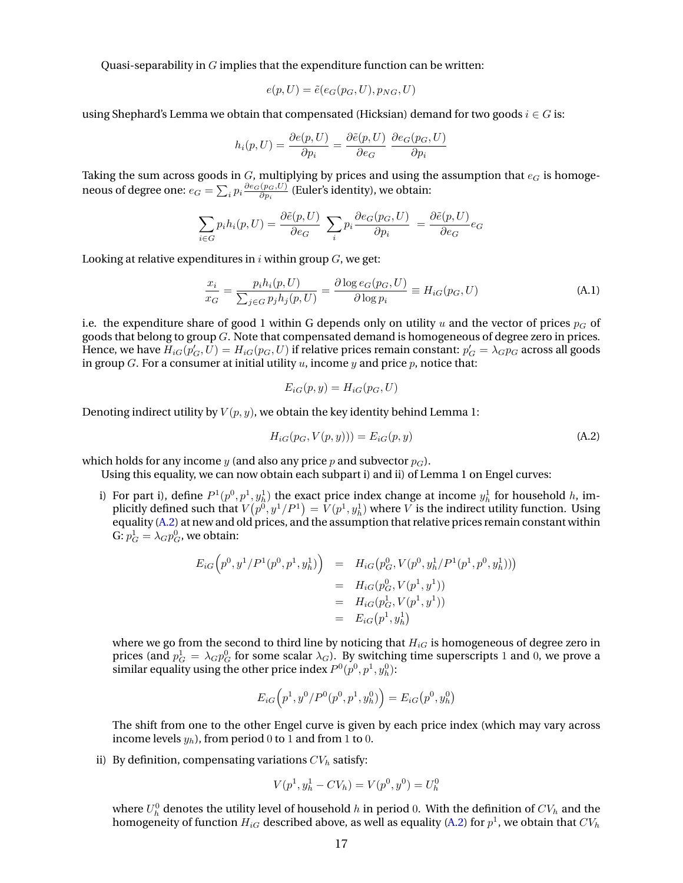Quasi-separability in $G$ implies that the expenditure function can be written:

$$e(p, U) = \tilde{e}(e_G(p_G, U), p_{NG}, U)$$

using Shephard's Lemma we obtain that compensated (Hicksian) demand for two goods $i \in G$ is:

$$h_i(p, U) = \frac{\partial e(p, U)}{\partial p_i} = \frac{\partial \tilde{e}(p, U)}{\partial e_G} \frac{\partial e_G(p_G, U)}{\partial p_i}$$

Taking the sum across goods in $G$, multiplying by prices and using the assumption that $e_G$ is homogeneous of degree one: $e_G = \sum_i p_i \frac{\partial e_G(p_G, U)}{\partial p_i}$ (Euler's identity), we obtain:

$$\sum_{i \in G} p_i h_i(p, U) = \frac{\partial \tilde{e}(p, U)}{\partial e_G} \sum_i p_i \frac{\partial e_G(p_G, U)}{\partial p_i} = \frac{\partial \tilde{e}(p, U)}{\partial e_G} e_G$$

Looking at relative expenditures in $i$ within group $G$, we get:

$$\frac{x_i}{x_G} = \frac{p_i h_i(p, U)}{\sum_{j \in G} p_j h_j(p, U)} = \frac{\partial \log e_G(p_G, U)}{\partial \log p_i} \equiv H_{iG}(p_G, U) \tag{A.1}$$

i.e. the expenditure share of good 1 within G depends only on utility $u$ and the vector of prices $p_G$ of goods that belong to group $G$. Note that compensated demand is homogeneous of degree zero in prices. Hence, we have $H_{iG}(p'_G, U) = H_{iG}(p_G, U)$ if relative prices remain constant: $p'_G = \lambda_G p_G$ across all goods in group $G$. For a consumer at initial utility $u$, income $y$ and price $p$, notice that:

$$E_{iG}(p, y) = H_{iG}(p_G, U)$$

Denoting indirect utility by $V(p, y)$, we obtain the key identity behind Lemma 1:

$$H_{iG}(p_G, V(p, y))) = E_{iG}(p, y) \tag{A.2}$$

which holds for any income $y$ (and also any price $p$ and subvector $p_G$).

Using this equality, we can now obtain each subpart i) and ii) of Lemma 1 on Engel curves:

i) For part i), define $P^1(p^0, p^1, y^1_h)$ the exact price index change at income $y^1_h$ for household $h$, implicitly defined such that $V\big(p^0, y^1/P^1\big) = V(p^1, y^1_h)$ where $V$ is the indirect utility function. Using equality (A.2) at new and old prices, and the assumption that relative prices remain constant within G: $p^1_G = \lambda_G p^0_G$, we obtain:

$$\begin{aligned} E_{iG}\Big(p^0, y^1/P^1(p^0, p^1, y^1_h)\Big) &= H_{iG}\big(p^0_G, V(p^0, y^1_h/P^1(p^1, p^0, y^1_h))\big) \\ &= H_{iG}(p^0_G, V(p^1, y^1)) \\ &= H_{iG}(p^1_G, V(p^1, y^1)) \\ &= E_{iG}\big(p^1, y^1_h\big) \end{aligned}$$

where we go from the second to third line by noticing that $H_{iG}$ is homogeneous of degree zero in prices (and $p^1_G = \lambda_G p^0_G$ for some scalar $\lambda_G$). By switching time superscripts $1$ and $0$, we prove a similar equality using the other price index $P^0(p^0, p^1, y^0_h)$:

$$E_{iG}\Big(p^1, y^0/P^0(p^0, p^1, y^0_h)\Big) = E_{iG}\big(p^0, y^0_h\big)$$

The shift from one to the other Engel curve is given by each price index (which may vary across income levels $y_h$), from period $0$ to $1$ and from $1$ to $0$.

ii) By definition, compensating variations $CV_h$ satisfy:

$$V(p^1, y^1_h - CV_h) = V(p^0, y^0) = U^0_h$$

where $U^0_h$ denotes the utility level of household $h$ in period $0$. With the definition of $CV_h$ and the homogeneity of function $H_{iG}$ described above, as well as equality (A.2) for $p^1$, we obtain that $CV_h$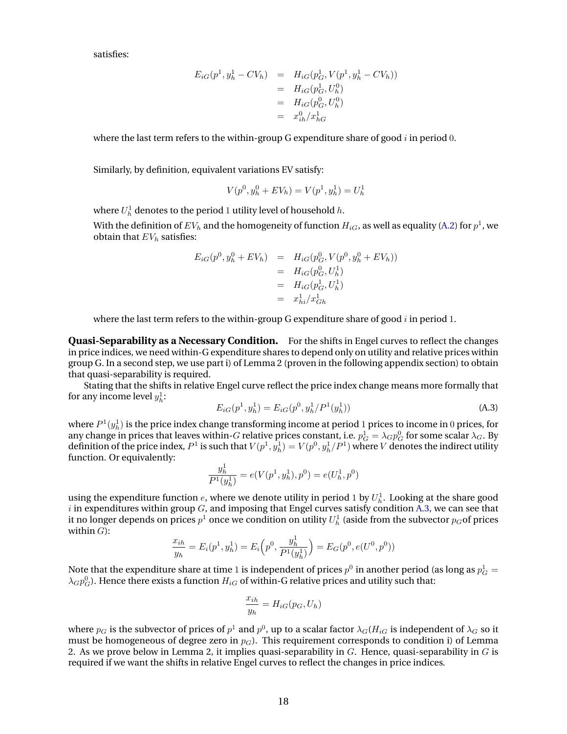satisfies:

$$
\begin{aligned}
E_{iG}(p^1, y_h^1 - CV_h) &= H_{iG}(p_G^1, V(p^1, y_h^1 - CV_h)) \\
&= H_{iG}(p_G^1, U_h^0) \\
&= H_{iG}(p_G^0, U_h^0) \\
&= x_{ih}^0 / x_{hG}^1
\end{aligned}
$$

where the last term refers to the within-group G expenditure share of good $i$ in period $0$.

Similarly, by definition, equivalent variations EV satisfy:

$$
V(p^0, y_h^0 + EV_h) = V(p^1, y_h^1) = U_h^1
$$

where $U_h^1$ denotes to the period $1$ utility level of household $h$.

With the definition of $EV_h$ and the homogeneity of function $H_{iG}$, as well as equality (A.2) for $p^1$, we obtain that $EV_h$ satisfies:

$$
\begin{aligned}
E_{iG}(p^0, y_h^0 + EV_h) &= H_{iG}(p_G^0, V(p^0, y_h^0 + EV_h)) \\
&= H_{iG}(p_G^0, U_h^1) \\
&= H_{iG}(p_G^1, U_h^1) \\
&= x_{hi}^1 / x_{Gh}^1
\end{aligned}
$$

where the last term refers to the within-group G expenditure share of good $i$ in period $1$.

**Quasi-Separability as a Necessary Condition.** For the shifts in Engel curves to reflect the changes in price indices, we need within-G expenditure shares to depend only on utility and relative prices within group G. In a second step, we use part i) of Lemma 2 (proven in the following appendix section) to obtain that quasi-separability is required.

Stating that the shifts in relative Engel curve reflect the price index change means more formally that for any income level $y_h^1$:

$$
E_{iG}(p^1, y_h^1) = E_{iG}(p^0, y_h^1 / P^1(y_h^1)) \tag{A.3}
$$

where $P^1(y_h^1)$ is the price index change transforming income at period $1$ prices to income in $0$ prices, for any change in prices that leaves within-$G$ relative prices constant, i.e. $p_G^1 = \lambda_G p_G^0$ for some scalar $\lambda_G$. By definition of the price index, $P^1$ is such that $V(p^1, y_h^1) = V(p^0, y_h^1/P^1)$ where $V$ denotes the indirect utility function. Or equivalently:

$$
\frac{y_h^1}{P^1(y_h^1)} = e(V(p^1, y_h^1), p^0) = e(U_h^1, p^0)
$$

using the expenditure function $e$, where we denote utility in period $1$ by $U_h^1$. Looking at the share good $i$ in expenditures within group $G$, and imposing that Engel curves satisfy condition A.3, we can see that it no longer depends on prices $p^1$ once we condition on utility $U_h^1$ (aside from the subvector $p_G$ of prices within $G$):

$$
\frac{x_{ih}}{y_h} = E_i(p^1, y_h^1) = E_i\Big(p^0, \frac{y_h^1}{P^1(y_h^1)}\Big) = E_G(p^0, e(U^0, p^0))
$$

Note that the expenditure share at time $1$ is independent of prices $p^0$ in another period (as long as $p_G^1 = \lambda_G p_G^0$). Hence there exists a function $H_{iG}$ of within-G relative prices and utility such that:

$$
\frac{x_{ih}}{y_h} = H_{iG}(p_G, U_h)
$$

where $p_G$ is the subvector of prices of $p^1$ and $p^0$, up to a scalar factor $\lambda_G$ ($H_{iG}$ is independent of $\lambda_G$ so it must be homogeneous of degree zero in $p_G$). This requirement corresponds to condition i) of Lemma 2. As we prove below in Lemma 2, it implies quasi-separability in $G$. Hence, quasi-separability in $G$ is required if we want the shifts in relative Engel curves to reflect the changes in price indices.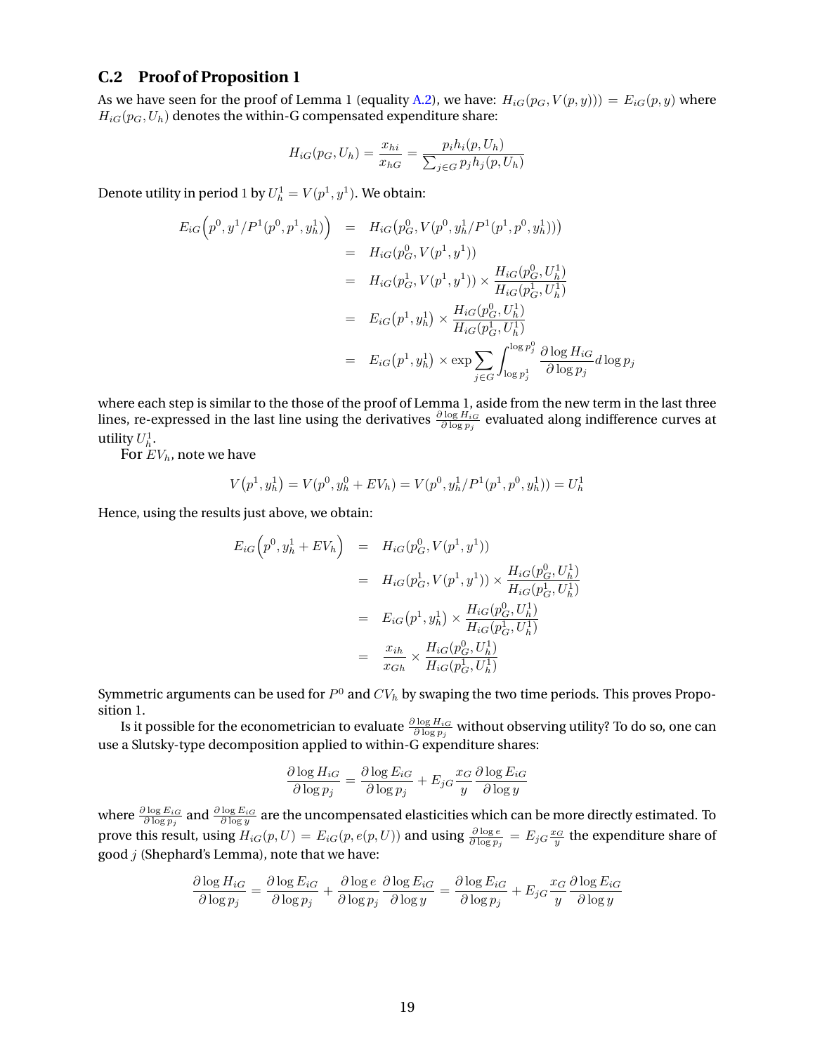### C.2 Proof of Proposition 1

As we have seen for the proof of Lemma 1 (equality A.2), we have: $H_{iG}(p_G, V(p, y))) = E_{iG}(p, y)$ where $H_{iG}(p_G, U_h)$ denotes the within-G compensated expenditure share:

$$H_{iG}(p_G, U_h) = \frac{x_{hi}}{x_{hG}} = \frac{p_i h_i(p, U_h)}{\sum_{j \in G} p_j h_j(p, U_h)}$$

Denote utility in period 1 by $U_h^1 = V(p^1, y^1)$. We obtain:

$$\begin{aligned}
E_{iG}\Big(p^0, y^1/P^1(p^0, p^1, y_h^1)\Big) &= H_{iG}\big(p_G^0, V(p^0, y_h^1/P^1(p^1, p^0, y_h^1))\big) \\
&= H_{iG}(p_G^0, V(p^1, y^1)) \\
&= H_{iG}(p_G^1, V(p^1, y^1)) \times \frac{H_{iG}(p_G^0, U_h^1)}{H_{iG}(p_G^1, U_h^1)} \\
&= E_{iG}(p^1, y_h^1) \times \frac{H_{iG}(p_G^0, U_h^1)}{H_{iG}(p_G^1, U_h^1)} \\
&= E_{iG}(p^1, y_h^1) \times \exp \sum_{j \in G} \int_{\log p_j^1}^{\log p_j^0} \frac{\partial \log H_{iG}}{\partial \log p_j} d \log p_j
\end{aligned}$$

where each step is similar to the those of the proof of Lemma 1, aside from the new term in the last three lines, re-expressed in the last line using the derivatives $\frac{\partial \log H_{iG}}{\partial \log p_j}$ evaluated along indifference curves at utility $U_h^1$.

For $EV_h$, note we have

$$V(p^1, y_h^1) = V(p^0, y_h^0 + EV_h) = V(p^0, y_h^1/P^1(p^1, p^0, y_h^1)) = U_h^1$$

Hence, using the results just above, we obtain:

$$\begin{aligned}
E_{iG}\Big(p^0, y_h^1 + EV_h\Big) &= H_{iG}(p_G^0, V(p^1, y^1)) \\
&= H_{iG}(p_G^1, V(p^1, y^1)) \times \frac{H_{iG}(p_G^0, U_h^1)}{H_{iG}(p_G^1, U_h^1)} \\
&= E_{iG}(p^1, y_h^1) \times \frac{H_{iG}(p_G^0, U_h^1)}{H_{iG}(p_G^1, U_h^1)} \\
&= \frac{x_{ih}}{x_{Gh}} \times \frac{H_{iG}(p_G^0, U_h^1)}{H_{iG}(p_G^1, U_h^1)}
\end{aligned}$$

Symmetric arguments can be used for $P^0$ and $CV_h$ by swaping the two time periods. This proves Proposition 1.

Is it possible for the econometrician to evaluate $\frac{\partial \log H_{iG}}{\partial \log p_j}$ without observing utility? To do so, one can use a Slutsky-type decomposition applied to within-G expenditure shares:

$$\frac{\partial \log H_{iG}}{\partial \log p_j} = \frac{\partial \log E_{iG}}{\partial \log p_j} + E_{jG} \frac{x_G}{y} \frac{\partial \log E_{iG}}{\partial \log y}$$

where $\frac{\partial \log E_{iG}}{\partial \log p_j}$ and $\frac{\partial \log E_{iG}}{\partial \log y}$ are the uncompensated elasticities which can be more directly estimated. To prove this result, using $H_{iG}(p, U) = E_{iG}(p, e(p, U))$ and using $\frac{\partial \log e}{\partial \log p_j} = E_{jG} \frac{x_G}{y}$ the expenditure share of good $j$ (Shephard's Lemma), note that we have:

$$\frac{\partial \log H_{iG}}{\partial \log p_j} = \frac{\partial \log E_{iG}}{\partial \log p_j} + \frac{\partial \log e}{\partial \log p_j} \frac{\partial \log E_{iG}}{\partial \log y} = \frac{\partial \log E_{iG}}{\partial \log p_j} + E_{jG} \frac{x_G}{y} \frac{\partial \log E_{iG}}{\partial \log y}$$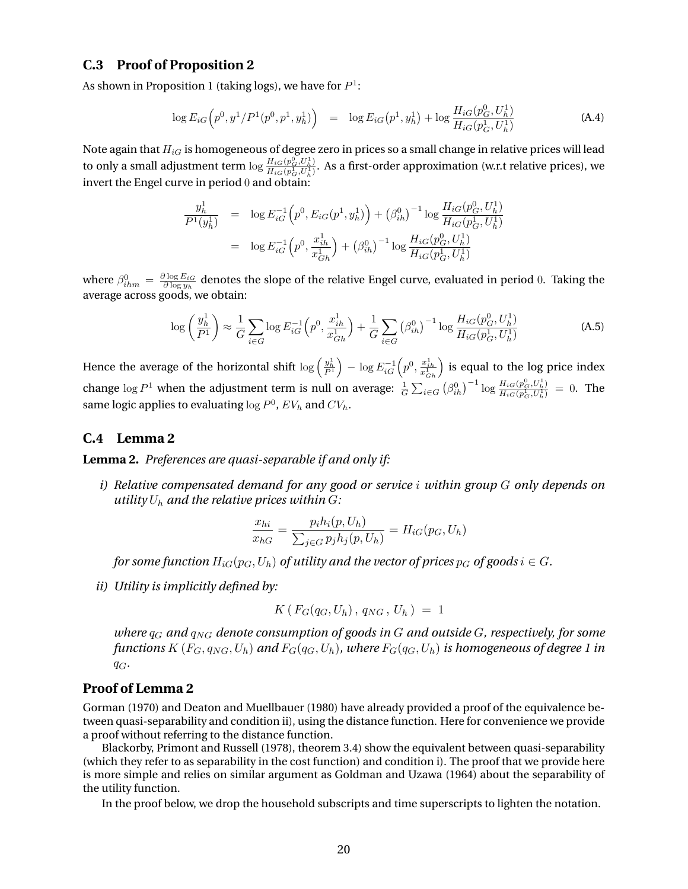## C.3 Proof of Proposition 2

As shown in Proposition 1 (taking logs), we have for $P^1$:

$$\log E_{iG}\Big(p^0, y^1/P^1(p^0,p^1,y_h^1)\Big) \quad = \quad \log E_{iG}\big(p^1, y_h^1\big) + \log \frac{H_{iG}(p_G^0, U_h^1)}{H_{iG}(p_G^1, U_h^1)} \tag{A.4}$$

Note again that $H_{iG}$ is homogeneous of degree zero in prices so a small change in relative prices will lead to only a small adjustment term $\log \frac{H_{iG}(p_G^0, U_h^1)}{H_{iG}(p_G^1, U_h^1)}$. As a first-order approximation (w.r.t relative prices), we invert the Engel curve in period 0 and obtain:

$$\begin{aligned}
\frac{y_h^1}{P^1(y_h^1)} \quad &= \quad \log E_{iG}^{-1}\Big(p^0, E_{iG}(p^1, y_h^1)\Big) + \big(\beta_{ih}^0\big)^{-1} \log \frac{H_{iG}(p_G^0, U_h^1)}{H_{iG}(p_G^1, U_h^1)} \\
&= \quad \log E_{iG}^{-1}\Big(p^0, \frac{x_{ih}^1}{x_{Gh}^1}\Big) + \big(\beta_{ih}^0\big)^{-1} \log \frac{H_{iG}(p_G^0, U_h^1)}{H_{iG}(p_G^1, U_h^1)}
\end{aligned}$$

where $\beta_{ihm}^0 = \frac{\partial \log E_{iG}}{\partial \log y_h}$ denotes the slope of the relative Engel curve, evaluated in period 0. Taking the average across goods, we obtain:

$$\log\left(\frac{y_h^1}{P^1}\right) \approx \frac{1}{G}\sum_{i \in G} \log E_{iG}^{-1}\Big(p^0, \frac{x_{ih}^1}{x_{Gh}^1}\Big) + \frac{1}{G}\sum_{i \in G} \big(\beta_{ih}^0\big)^{-1} \log \frac{H_{iG}(p_G^0, U_h^1)}{H_{iG}(p_G^1, U_h^1)} \tag{A.5}$$

Hence the average of the horizontal shift $\log\left(\frac{y_h^1}{P^1}\right) - \log E_{iG}^{-1}\Big(p^0, \frac{x_{ih}^1}{x_{Gh}^1}\Big)$ is equal to the log price index change $\log P^1$ when the adjustment term is null on average: $\frac{1}{G}\sum_{i \in G} \big(\beta_{ih}^0\big)^{-1} \log \frac{H_{iG}(p_G^0, U_h^1)}{H_{iG}(p_G^1, U_h^1)} = 0$. The same logic applies to evaluating $\log P^0$, $EV_h$ and $CV_h$.

## C.4 Lemma 2

**Lemma 2.** *Preferences are quasi-separable if and only if:*

*i) Relative compensated demand for any good or service $i$ within group $G$ only depends on utility $U_h$ and the relative prices within $G$:*

$$\frac{x_{hi}}{x_{hG}} = \frac{p_i h_i(p, U_h)}{\sum_{j \in G} p_j h_j(p, U_h)} = H_{iG}(p_G, U_h)$$

*for some function $H_{iG}(p_G, U_h)$ of utility and the vector of prices $p_G$ of goods $i \in G$.*

*ii) Utility is implicitly defined by:*

$$K\,(\,F_G(q_G, U_h)\,,\,q_{NG}\,,\,U_h\,) \;=\; 1$$

*where $q_G$ and $q_{NG}$ denote consumption of goods in $G$ and outside $G$, respectively, for some functions $K\,(F_G, q_{NG}, U_h)$ and $F_G(q_G, U_h)$, where $F_G(q_G, U_h)$ is homogeneous of degree 1 in $q_G$.*

### Proof of Lemma 2

Gorman (1970) and Deaton and Muellbauer (1980) have already provided a proof of the equivalence between quasi-separability and condition ii), using the distance function. Here for convenience we provide a proof without referring to the distance function.

Blackorby, Primont and Russell (1978), theorem 3.4) show the equivalent between quasi-separability (which they refer to as separability in the cost function) and condition i). The proof that we provide here is more simple and relies on similar argument as Goldman and Uzawa (1964) about the separability of the utility function.

In the proof below, we drop the household subscripts and time superscripts to lighten the notation.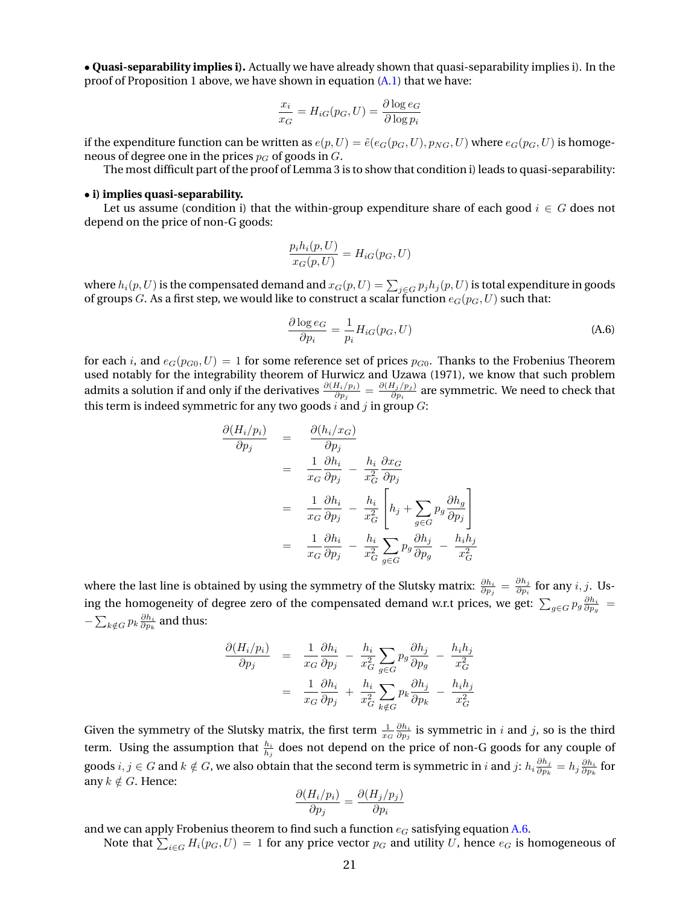• **Quasi-separability implies i).** Actually we have already shown that quasi-separability implies i). In the proof of Proposition 1 above, we have shown in equation (A.1) that we have:

$$\frac{x_i}{x_G} = H_{iG}(p_G, U) = \frac{\partial \log e_G}{\partial \log p_i}$$

if the expenditure function can be written as $e(p, U) = \tilde{e}(e_G(p_G, U), p_{NG}, U)$ where $e_G(p_G, U)$ is homogeneous of degree one in the prices $p_G$ of goods in $G$.

The most difficult part of the proof of Lemma 3 is to show that condition i) leads to quasi-separability:

• **i) implies quasi-separability.**

Let us assume (condition i) that the within-group expenditure share of each good $i \in G$ does not depend on the price of non-G goods:

$$\frac{p_i h_i(p, U)}{x_G(p, U)} = H_{iG}(p_G, U)$$

where $h_i(p, U)$ is the compensated demand and $x_G(p, U) = \sum_{j \in G} p_j h_j(p, U)$ is total expenditure in goods of groups $G$. As a first step, we would like to construct a scalar function $e_G(p_G, U)$ such that:

$$\frac{\partial \log e_G}{\partial p_i} = \frac{1}{p_i} H_{iG}(p_G, U) \tag{A.6}$$

for each $i$, and $e_G(p_{G0}, U) = 1$ for some reference set of prices $p_{G0}$. Thanks to the Frobenius Theorem used notably for the integrability theorem of Hurwicz and Uzawa (1971), we know that such problem admits a solution if and only if the derivatives $\frac{\partial (H_i/p_i)}{\partial p_j} = \frac{\partial (H_j/p_j)}{\partial p_i}$ are symmetric. We need to check that this term is indeed symmetric for any two goods $i$ and $j$ in group $G$:

$$\begin{aligned}
\frac{\partial (H_i/p_i)}{\partial p_j} &= \frac{\partial (h_i/x_G)}{\partial p_j} \\
&= \frac{1}{x_G}\frac{\partial h_i}{\partial p_j} - \frac{h_i}{x_G^2}\frac{\partial x_G}{\partial p_j} \\
&= \frac{1}{x_G}\frac{\partial h_i}{\partial p_j} - \frac{h_i}{x_G^2}\left[h_j + \sum_{g \in G} p_g \frac{\partial h_g}{\partial p_j}\right] \\
&= \frac{1}{x_G}\frac{\partial h_i}{\partial p_j} - \frac{h_i}{x_G^2}\sum_{g \in G} p_g \frac{\partial h_j}{\partial p_g} - \frac{h_i h_j}{x_G^2}
\end{aligned}$$

where the last line is obtained by using the symmetry of the Slutsky matrix: $\frac{\partial h_i}{\partial p_j} = \frac{\partial h_j}{\partial p_i}$ for any $i, j$. Using the homogeneity of degree zero of the compensated demand w.r.t prices, we get: $\sum_{g \in G} p_g \frac{\partial h_i}{\partial p_g} = -\sum_{k \notin G} p_k \frac{\partial h_i}{\partial p_k}$ and thus:

$$\begin{aligned}
\frac{\partial (H_i/p_i)}{\partial p_j} &= \frac{1}{x_G}\frac{\partial h_i}{\partial p_j} - \frac{h_i}{x_G^2}\sum_{g \in G} p_g \frac{\partial h_j}{\partial p_g} - \frac{h_i h_j}{x_G^2} \\
&= \frac{1}{x_G}\frac{\partial h_i}{\partial p_j} + \frac{h_i}{x_G^2}\sum_{k \notin G} p_k \frac{\partial h_j}{\partial p_k} - \frac{h_i h_j}{x_G^2}
\end{aligned}$$

Given the symmetry of the Slutsky matrix, the first term $\frac{1}{x_G}\frac{\partial h_i}{\partial p_j}$ is symmetric in $i$ and $j$, so is the third term. Using the assumption that $\frac{h_i}{h_j}$ does not depend on the price of non-G goods for any couple of goods $i, j \in G$ and $k \notin G$, we also obtain that the second term is symmetric in $i$ and $j$: $h_i \frac{\partial h_j}{\partial p_k} = h_j \frac{\partial h_i}{\partial p_k}$ for any $k \notin G$. Hence:

$$\frac{\partial (H_i/p_i)}{\partial p_j} = \frac{\partial (H_j/p_j)}{\partial p_i}$$

and we can apply Frobenius theorem to find such a function $e_G$ satisfying equation A.6.

Note that $\sum_{i \in G} H_i(p_G, U) = 1$ for any price vector $p_G$ and utility $U$, hence $e_G$ is homogeneous of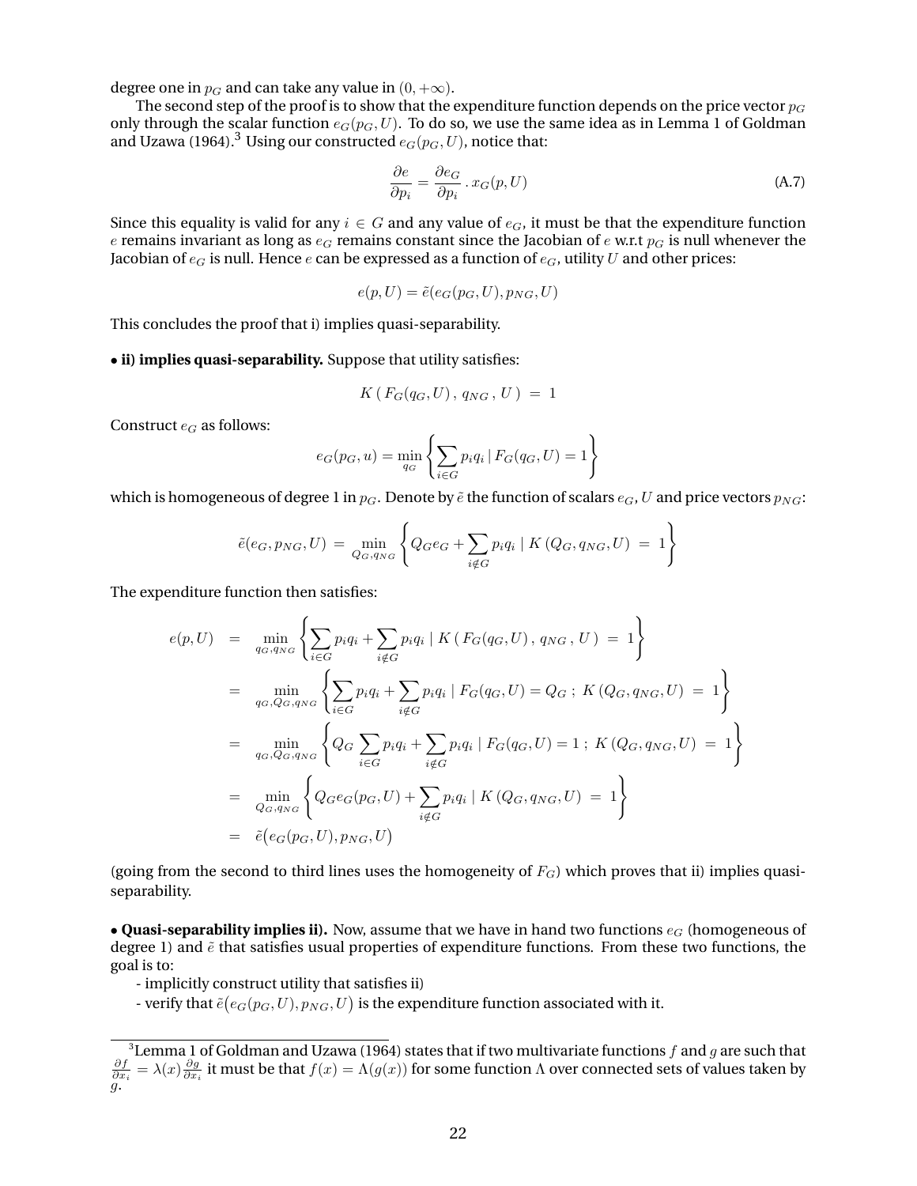degree one in $p_G$ and can take any value in $(0, +\infty)$.

The second step of the proof is to show that the expenditure function depends on the price vector $p_G$ only through the scalar function $e_G(p_G, U)$. To do so, we use the same idea as in Lemma 1 of Goldman and Uzawa (1964).[3] Using our constructed $e_G(p_G, U)$, notice that:

$$\frac{\partial e}{\partial p_i} = \frac{\partial e_G}{\partial p_i} \cdot x_G(p, U) \tag{A.7}$$

Since this equality is valid for any $i \in G$ and any value of $e_G$, it must be that the expenditure function $e$ remains invariant as long as $e_G$ remains constant since the Jacobian of $e$ w.r.t $p_G$ is null whenever the Jacobian of $e_G$ is null. Hence $e$ can be expressed as a function of $e_G$, utility $U$ and other prices:

$$e(p, U) = \tilde{e}(e_G(p_G, U), p_{NG}, U)$$

This concludes the proof that i) implies quasi-separability.

• **ii) implies quasi-separability.** Suppose that utility satisfies:

$$K\,(\,F_G(q_G, U)\,,\,q_{NG}\,,\,U\,)\;=\;1$$

Construct $e_G$ as follows:

$$e_G(p_G, u) = \min_{q_G} \left\{ \sum_{i \in G} p_i q_i \,|\, F_G(q_G, U) = 1 \right\}$$

which is homogeneous of degree 1 in $p_G$. Denote by $\tilde{e}$ the function of scalars $e_G$, $U$ and price vectors $p_{NG}$:

$$\tilde{e}(e_G, p_{NG}, U) \;=\; \min_{Q_G, q_{NG}} \left\{ Q_G e_G + \sum_{i \notin G} p_i q_i \;|\; K\,(Q_G, q_{NG}, U) \;=\; 1 \right\}$$

The expenditure function then satisfies:

$$\begin{aligned}
e(p, U) &= \min_{q_G, q_{NG}} \left\{ \sum_{i \in G} p_i q_i + \sum_{i \notin G} p_i q_i \;|\; K\,(\,F_G(q_G, U)\,,\,q_{NG}\,,\,U\,) \;=\; 1 \right\} \\
&= \min_{q_G, Q_G, q_{NG}} \left\{ \sum_{i \in G} p_i q_i + \sum_{i \notin G} p_i q_i \;|\; F_G(q_G, U) = Q_G\;;\; K\,(Q_G, q_{NG}, U) \;=\; 1 \right\} \\
&= \min_{q_G, Q_G, q_{NG}} \left\{ Q_G \sum_{i \in G} p_i q_i + \sum_{i \notin G} p_i q_i \;|\; F_G(q_G, U) = 1\;;\; K\,(Q_G, q_{NG}, U) \;=\; 1 \right\} \\
&= \min_{Q_G, q_{NG}} \left\{ Q_G e_G(p_G, U) + \sum_{i \notin G} p_i q_i \;|\; K\,(Q_G, q_{NG}, U) \;=\; 1 \right\} \\
&= \tilde{e}\big(e_G(p_G, U), p_{NG}, U\big)
\end{aligned}$$

(going from the second to third lines uses the homogeneity of $F_G$) which proves that ii) implies quasi-separability.

• **Quasi-separability implies ii).** Now, assume that we have in hand two functions $e_G$ (homogeneous of degree 1) and $\tilde{e}$ that satisfies usual properties of expenditure functions. From these two functions, the goal is to:

- implicitly construct utility that satisfies ii)
- verify that $\tilde{e}\big(e_G(p_G, U), p_{NG}, U\big)$ is the expenditure function associated with it.

[3] Lemma 1 of Goldman and Uzawa (1964) states that if two multivariate functions $f$ and $g$ are such that $\frac{\partial f}{\partial x_i} = \lambda(x)\frac{\partial g}{\partial x_i}$ it must be that $f(x) = \Lambda(g(x))$ for some function $\Lambda$ over connected sets of values taken by $g$.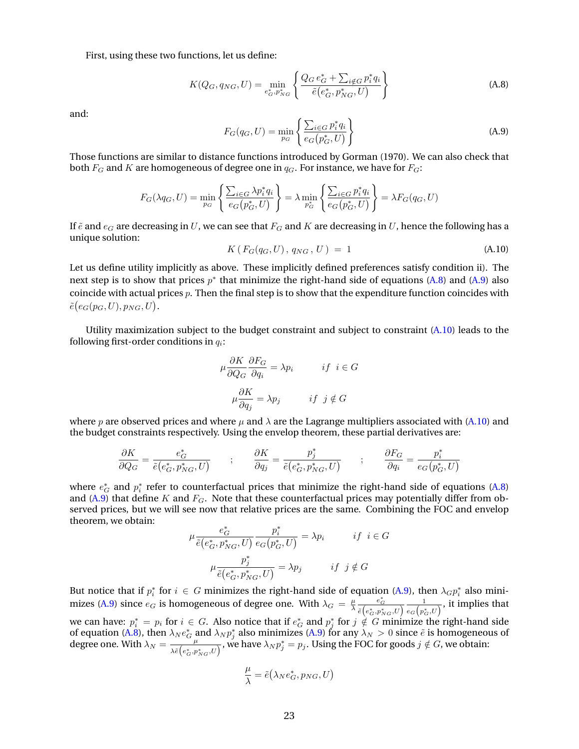First, using these two functions, let us define:

$$K(Q_G, q_{NG}, U) = \min_{e_G^*, p_{NG}^*} \left\{ \frac{Q_G\, e_G^* + \sum_{i \notin G} p_i^* q_i}{\tilde{e}\big(e_G^*, p_{NG}^*, U\big)} \right\} \tag{A.8}$$

and:

$$F_G(q_G, U) = \min_{p_G} \left\{ \frac{\sum_{i \in G} p_i^* q_i}{e_G\big(p_G^*, U\big)} \right\} \tag{A.9}$$

Those functions are similar to distance functions introduced by Gorman (1970). We can also check that both $F_G$ and $K$ are homogeneous of degree one in $q_G$. For instance, we have for $F_G$:

$$F_G(\lambda q_G, U) = \min_{p_G} \left\{ \frac{\sum_{i \in G} \lambda p_i^* q_i}{e_G\big(p_G^*, U\big)} \right\} = \lambda \min_{p_G^*} \left\{ \frac{\sum_{i \in G} p_i^* q_i}{e_G\big(p_G^*, U\big)} \right\} = \lambda F_G(q_G, U)$$

If $\tilde{e}$ and $e_G$ are decreasing in $U$, we can see that $F_G$ and $K$ are decreasing in $U$, hence the following has a unique solution:

$$K\left( F_G(q_G, U)\, ,\, q_{NG}\, ,\, U \right) \;=\; 1 \tag{A.10}$$

Let us define utility implicitly as above. These implicitly defined preferences satisfy condition ii). The next step is to show that prices $p^*$ that minimize the right-hand side of equations (A.8) and (A.9) also coincide with actual prices $p$. Then the final step is to show that the expenditure function coincides with $\tilde{e}\big(e_G(p_G, U), p_{NG}, U\big)$.

Utility maximization subject to the budget constraint and subject to constraint (A.10) leads to the following first-order conditions in $q_i$:

$$\mu \frac{\partial K}{\partial Q_G} \frac{\partial F_G}{\partial q_i} = \lambda p_i \qquad if \;\; i \in G$$

$$\mu \frac{\partial K}{\partial q_j} = \lambda p_j \qquad if \;\; j \notin G$$

where $p$ are observed prices and where $\mu$ and $\lambda$ are the Lagrange multipliers associated with (A.10) and the budget constraints respectively. Using the envelop theorem, these partial derivatives are:

$$\frac{\partial K}{\partial Q_G} = \frac{e_G^*}{\tilde{e}\big(e_G^*, p_{NG}^*, U\big)} \qquad ; \qquad \frac{\partial K}{\partial q_j} = \frac{p_j^*}{\tilde{e}\big(e_G^*, p_{NG}^*, U\big)} \qquad ; \qquad \frac{\partial F_G}{\partial q_i} = \frac{p_i^*}{e_G\big(p_G^*, U\big)}$$

where $e_G^*$ and $p_i^*$ refer to counterfactual prices that minimize the right-hand side of equations (A.8) and (A.9) that define $K$ and $F_G$. Note that these counterfactual prices may potentially differ from observed prices, but we will see now that relative prices are the same. Combining the FOC and envelop theorem, we obtain:

$$\mu \frac{e_G^*}{\tilde{e}\big(e_G^*, p_{NG}^*, U\big)} \frac{p_i^*}{e_G\big(p_G^*, U\big)} = \lambda p_i \qquad if \;\; i \in G$$

$$\mu \frac{p_j^*}{\tilde{e}\big(e_G^*, p_{NG}^*, U\big)} = \lambda p_j \qquad if \;\; j \notin G$$

But notice that if $p_i^*$ for $i \in G$ minimizes the right-hand side of equation (A.9), then $\lambda_G p_i^*$ also minimizes (A.9) since $e_G$ is homogeneous of degree one. With $\lambda_G = \frac{\mu}{\lambda} \frac{e_G^*}{\tilde{e}\left(e_G^*, p_{NG}^*, U\right)} \frac{1}{e_G\left(p_G^*, U\right)}$, it implies that we can have: $p_i^* = p_i$ for $i \in G$. Also notice that if $e_G^*$ and $p_j^*$ for $j \notin G$ minimize the right-hand side of equation (A.8), then $\lambda_N e_G^*$ and $\lambda_N p_j^*$ also minimizes (A.9) for any $\lambda_N > 0$ since $\tilde{e}$ is homogeneous of degree one. With $\lambda_N = \frac{\mu}{\lambda \tilde{e}\left(e_G^*, p_{NG}^*, U\right)}$, we have $\lambda_N p_j^* = p_j$. Using the FOC for goods $j \notin G$, we obtain:

$$\frac{\mu}{\lambda} = \tilde{e}\big(\lambda_N e_G^*, p_{NG}, U\big)$$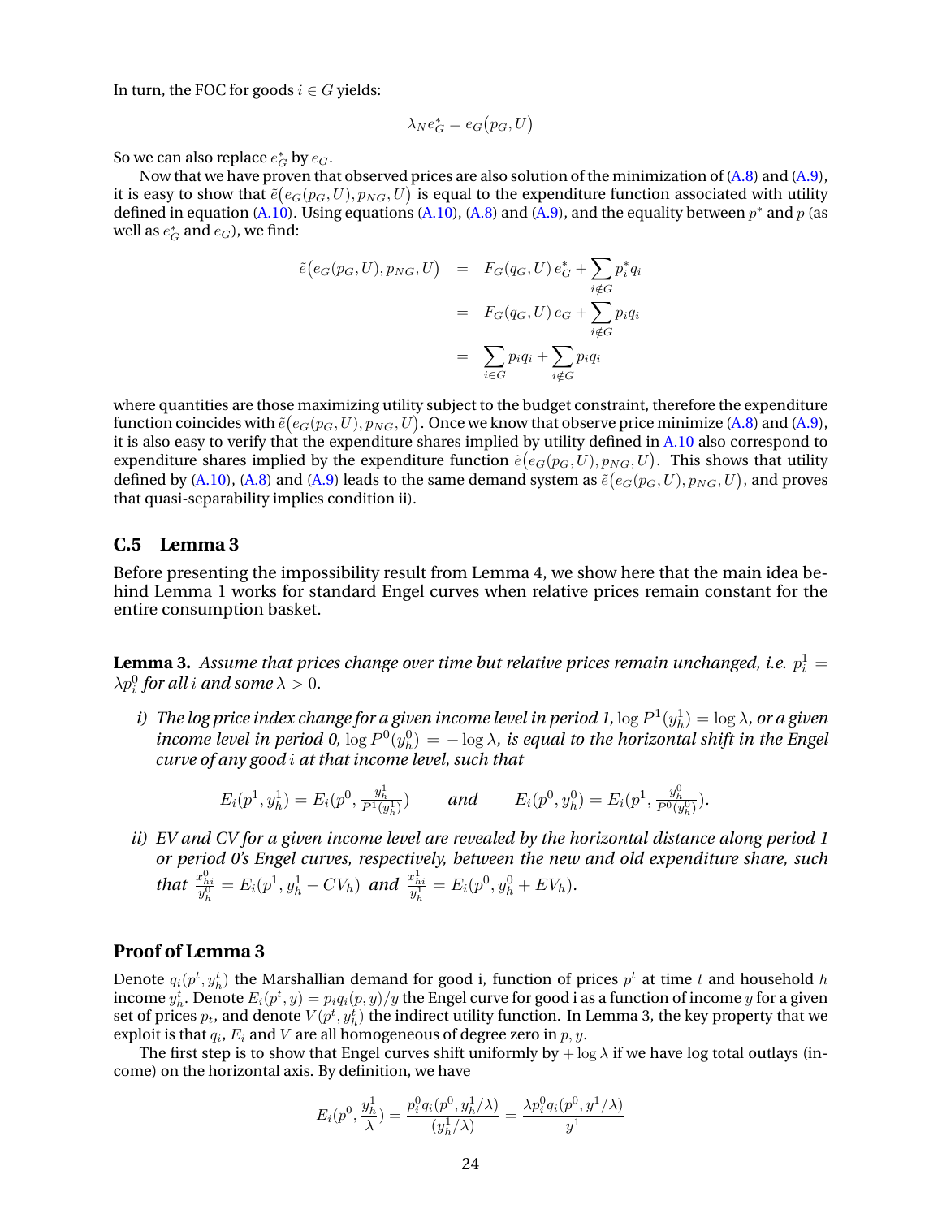In turn, the FOC for goods $i \in G$ yields:

$$\lambda_N e^*_G = e_G(p_G, U)$$

So we can also replace $e^*_G$ by $e_G$.

Now that we have proven that observed prices are also solution of the minimization of (A.8) and (A.9), it is easy to show that $\tilde{e}\big(e_G(p_G, U), p_{NG}, U\big)$ is equal to the expenditure function associated with utility defined in equation (A.10). Using equations (A.10), (A.8) and (A.9), and the equality between $p^*$ and $p$ (as well as $e^*_G$ and $e_G$), we find:

$$\begin{aligned}
\tilde{e}\big(e_G(p_G, U), p_{NG}, U\big) &= F_G(q_G, U)\, e^*_G + \sum_{i \notin G} p^*_i q_i \\
&= F_G(q_G, U)\, e_G + \sum_{i \notin G} p_i q_i \\
&= \sum_{i \in G} p_i q_i + \sum_{i \notin G} p_i q_i
\end{aligned}$$

where quantities are those maximizing utility subject to the budget constraint, therefore the expenditure function coincides with $\tilde{e}\big(e_G(p_G, U), p_{NG}, U\big)$. Once we know that observe price minimize (A.8) and (A.9), it is also easy to verify that the expenditure shares implied by utility defined in A.10 also correspond to expenditure shares implied by the expenditure function $\tilde{e}\big(e_G(p_G, U), p_{NG}, U\big)$. This shows that utility defined by (A.10), (A.8) and (A.9) leads to the same demand system as $\tilde{e}\big(e_G(p_G, U), p_{NG}, U\big)$, and proves that quasi-separability implies condition ii).

## C.5 Lemma 3

Before presenting the impossibility result from Lemma 4, we show here that the main idea behind Lemma 1 works for standard Engel curves when relative prices remain constant for the entire consumption basket.

**Lemma 3.** *Assume that prices change over time but relative prices remain unchanged, i.e.* $p^1_i = \lambda p^0_i$ *for all* $i$ *and some* $\lambda > 0$.

*i) The log price index change for a given income level in period 1,* $\log P^1(y^1_h) = \log \lambda$*, or a given income level in period 0,* $\log P^0(y^0_h) = -\log \lambda$*, is equal to the horizontal shift in the Engel curve of any good* $i$ *at that income level, such that*

$$E_i(p^1, y^1_h) = E_i\Big(p^0, \frac{y^1_h}{P^1(y^1_h)}\Big) \qquad \textit{and} \qquad E_i(p^0, y^0_h) = E_i\Big(p^1, \frac{y^0_h}{P^0(y^0_h)}\Big).$$

*ii) EV and CV for a given income level are revealed by the horizontal distance along period 1 or period 0's Engel curves, respectively, between the new and old expenditure share, such that* $\frac{x^0_{hi}}{y^0_h} = E_i(p^1, y^1_h - CV_h)$ *and* $\frac{x^1_{hi}}{y^1_h} = E_i(p^0, y^0_h + EV_h)$.

### Proof of Lemma 3

Denote $q_i(p^t, y^t_h)$ the Marshallian demand for good i, function of prices $p^t$ at time $t$ and household $h$ income $y^t_h$. Denote $E_i(p^t, y) = p_i q_i(p, y)/y$ the Engel curve for good i as a function of income $y$ for a given set of prices $p_t$, and denote $V(p^t, y^t_h)$ the indirect utility function. In Lemma 3, the key property that we exploit is that $q_i$, $E_i$ and $V$ are all homogeneous of degree zero in $p, y$.

The first step is to show that Engel curves shift uniformly by $+\log \lambda$ if we have log total outlays (income) on the horizontal axis. By definition, we have

$$E_i\Big(p^0, \frac{y^1_h}{\lambda}\Big) = \frac{p^0_i q_i(p^0, y^1_h/\lambda)}{(y^1_h/\lambda)} = \frac{\lambda p^0_i q_i(p^0, y^1/\lambda)}{y^1}$$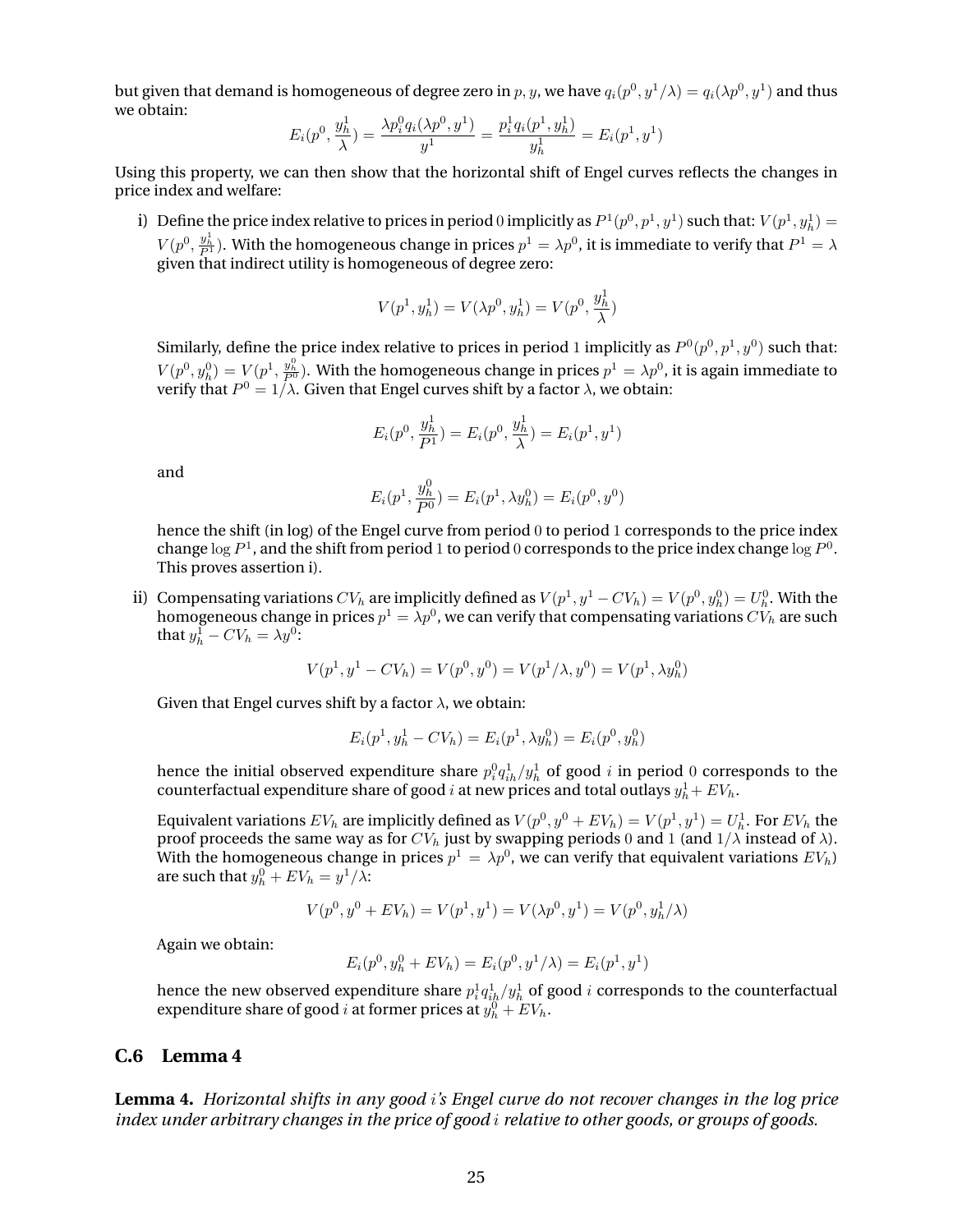but given that demand is homogeneous of degree zero in $p, y$, we have $q_i(p^0, y^1/\lambda) = q_i(\lambda p^0, y^1)$ and thus we obtain:

$$E_i(p^0, \frac{y_h^1}{\lambda}) = \frac{\lambda p_i^0 q_i(\lambda p^0, y^1)}{y^1} = \frac{p_i^1 q_i(p^1, y_h^1)}{y_h^1} = E_i(p^1, y^1)$$

Using this property, we can then show that the horizontal shift of Engel curves reflects the changes in price index and welfare:

i) Define the price index relative to prices in period 0 implicitly as $P^1(p^0, p^1, y^1)$ such that: $V(p^1, y_h^1) = V(p^0, \frac{y_h^1}{P^1})$. With the homogeneous change in prices $p^1 = \lambda p^0$, it is immediate to verify that $P^1 = \lambda$ given that indirect utility is homogeneous of degree zero:

$$V(p^1, y_h^1) = V(\lambda p^0, y_h^1) = V(p^0, \frac{y_h^1}{\lambda})$$

Similarly, define the price index relative to prices in period 1 implicitly as $P^0(p^0, p^1, y^0)$ such that: $V(p^0, y_h^0) = V(p^1, \frac{y_h^0}{P^0})$. With the homogeneous change in prices $p^1 = \lambda p^0$, it is again immediate to verify that $P^0 = 1/\lambda$. Given that Engel curves shift by a factor $\lambda$, we obtain:

$$E_i(p^0, \frac{y_h^1}{P^1}) = E_i(p^0, \frac{y_h^1}{\lambda}) = E_i(p^1, y^1)$$

and

$$E_i(p^1, \frac{y_h^0}{P^0}) = E_i(p^1, \lambda y_h^0) = E_i(p^0, y^0)$$

hence the shift (in log) of the Engel curve from period 0 to period 1 corresponds to the price index change $\log P^1$, and the shift from period 1 to period 0 corresponds to the price index change $\log P^0$. This proves assertion i).

ii) Compensating variations $CV_h$ are implicitly defined as $V(p^1, y^1 - CV_h) = V(p^0, y_h^0) = U_h^0$. With the homogeneous change in prices $p^1 = \lambda p^0$, we can verify that compensating variations $CV_h$ are such that $y_h^1 - CV_h = \lambda y^0$:

$$V(p^1, y^1 - CV_h) = V(p^0, y^0) = V(p^1/\lambda, y^0) = V(p^1, \lambda y_h^0)$$

Given that Engel curves shift by a factor $\lambda$, we obtain:

$$E_i(p^1, y_h^1 - CV_h) = E_i(p^1, \lambda y_h^0) = E_i(p^0, y_h^0)$$

hence the initial observed expenditure share $p_i^0 q_{ih}^1 / y_h^1$ of good $i$ in period 0 corresponds to the counterfactual expenditure share of good $i$ at new prices and total outlays $y_h^1 + EV_h$.

Equivalent variations $EV_h$ are implicitly defined as $V(p^0, y^0 + EV_h) = V(p^1, y^1) = U_h^1$. For $EV_h$ the proof proceeds the same way as for $CV_h$ just by swapping periods 0 and 1 (and $1/\lambda$ instead of $\lambda$). With the homogeneous change in prices $p^1 = \lambda p^0$, we can verify that equivalent variations $EV_h$) are such that $y_h^0 + EV_h = y^1/\lambda$:

$$V(p^0, y^0 + EV_h) = V(p^1, y^1) = V(\lambda p^0, y^1) = V(p^0, y_h^1/\lambda)$$

Again we obtain:

$$E_i(p^0, y_h^0 + EV_h) = E_i(p^0, y^1/\lambda) = E_i(p^1, y^1)$$

hence the new observed expenditure share $p_i^1 q_{ih}^1 / y_h^1$ of good $i$ corresponds to the counterfactual expenditure share of good $i$ at former prices at $y_h^0 + EV_h$.

## C.6 Lemma 4

**Lemma 4.** *Horizontal shifts in any good $i$'s Engel curve do not recover changes in the log price index under arbitrary changes in the price of good $i$ relative to other goods, or groups of goods.*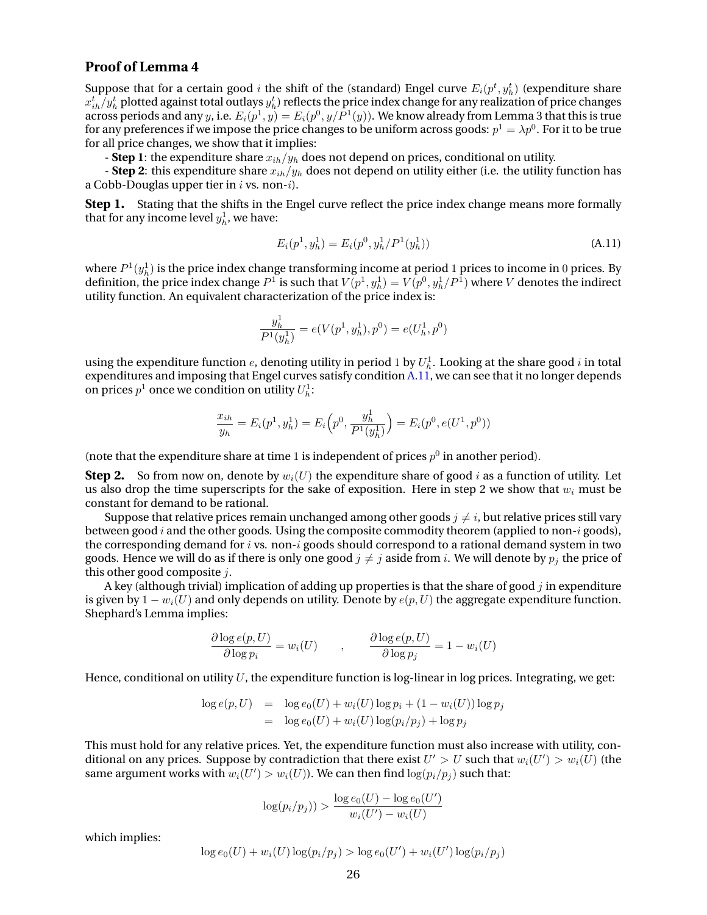## Proof of Lemma 4

Suppose that for a certain good $i$ the shift of the (standard) Engel curve $E_i(p^t, y_h^t)$ (expenditure share $x_{ih}^t/y_h^t$ plotted against total outlays $y_h^t$) reflects the price index change for any realization of price changes across periods and any $y$, i.e. $E_i(p^1, y) = E_i(p^0, y/P^1(y))$. We know already from Lemma 3 that this is true for any preferences if we impose the price changes to be uniform across goods: $p^1 = \lambda p^0$. For it to be true for all price changes, we show that it implies:

- **Step 1**: the expenditure share $x_{ih}/y_h$ does not depend on prices, conditional on utility.
- **Step 2**: this expenditure share $x_{ih}/y_h$ does not depend on utility either (i.e. the utility function has a Cobb-Douglas upper tier in $i$ vs. non-$i$).

**Step 1.** Stating that the shifts in the Engel curve reflect the price index change means more formally that for any income level $y_h^1$, we have:

$$E_i(p^1, y_h^1) = E_i(p^0, y_h^1/P^1(y_h^1)) \tag{A.11}$$

where $P^1(y_h^1)$ is the price index change transforming income at period 1 prices to income in 0 prices. By definition, the price index change $P^1$ is such that $V(p^1, y_h^1) = V(p^0, y_h^1/P^1)$ where $V$ denotes the indirect utility function. An equivalent characterization of the price index is:

$$\frac{y_h^1}{P^1(y_h^1)} = e(V(p^1, y_h^1), p^0) = e(U_h^1, p^0)$$

using the expenditure function $e$, denoting utility in period 1 by $U_h^1$. Looking at the share good $i$ in total expenditures and imposing that Engel curves satisfy condition A.11, we can see that it no longer depends on prices $p^1$ once we condition on utility $U_h^1$:

$$\frac{x_{ih}}{y_h} = E_i(p^1, y_h^1) = E_i\Big(p^0, \frac{y_h^1}{P^1(y_h^1)}\Big) = E_i(p^0, e(U^1, p^0))$$

(note that the expenditure share at time 1 is independent of prices $p^0$ in another period).

**Step 2.** So from now on, denote by $w_i(U)$ the expenditure share of good $i$ as a function of utility. Let us also drop the time superscripts for the sake of exposition. Here in step 2 we show that $w_i$ must be constant for demand to be rational.

Suppose that relative prices remain unchanged among other goods $j \neq i$, but relative prices still vary between good $i$ and the other goods. Using the composite commodity theorem (applied to non-$i$ goods), the corresponding demand for $i$ vs. non-$i$ goods should correspond to a rational demand system in two goods. Hence we will do as if there is only one good $j \neq j$ aside from $i$. We will denote by $p_j$ the price of this other good composite $j$.

A key (although trivial) implication of adding up properties is that the share of good $j$ in expenditure is given by $1 - w_i(U)$ and only depends on utility. Denote by $e(p, U)$ the aggregate expenditure function. Shephard's Lemma implies:

$$\frac{\partial \log e(p, U)}{\partial \log p_i} = w_i(U) \qquad , \qquad \frac{\partial \log e(p, U)}{\partial \log p_j} = 1 - w_i(U)$$

Hence, conditional on utility $U$, the expenditure function is log-linear in log prices. Integrating, we get:

$$\begin{aligned}
\log e(p, U) &= \log e_0(U) + w_i(U) \log p_i + (1 - w_i(U)) \log p_j \\
&= \log e_0(U) + w_i(U) \log(p_i/p_j) + \log p_j
\end{aligned}$$

This must hold for any relative prices. Yet, the expenditure function must also increase with utility, conditional on any prices. Suppose by contradiction that there exist $U' > U$ such that $w_i(U') > w_i(U)$ (the same argument works with $w_i(U') > w_i(U)$). We can then find $\log(p_i/p_j)$ such that:

$$\log(p_i/p_j)) > \frac{\log e_0(U) - \log e_0(U')}{w_i(U') - w_i(U)}$$

which implies:

$$\log e_0(U) + w_i(U) \log(p_i/p_j) > \log e_0(U') + w_i(U') \log(p_i/p_j)$$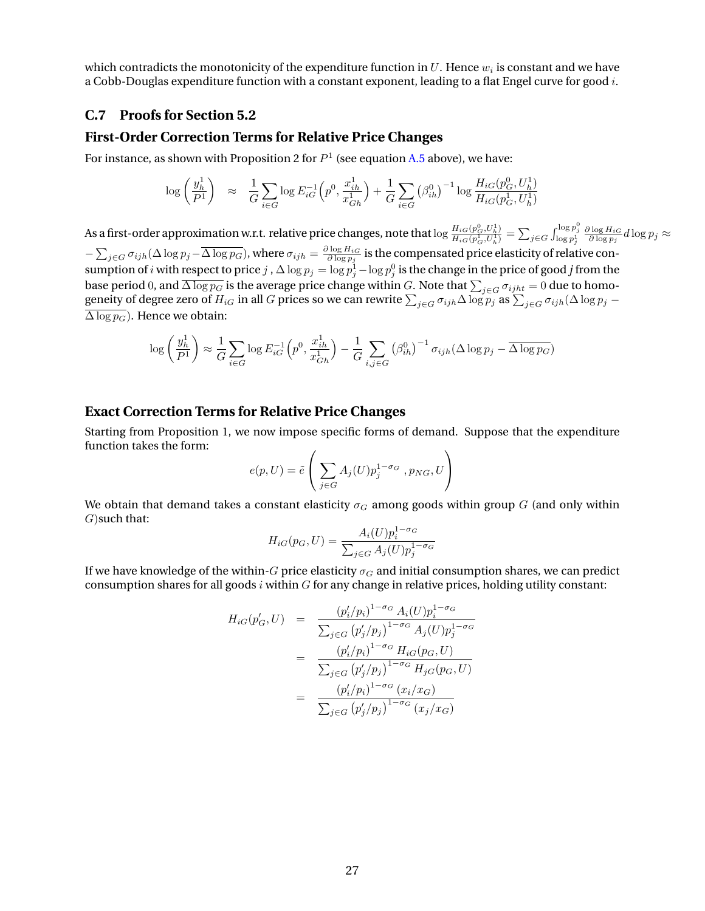which contradicts the monotonicity of the expenditure function in $U$. Hence $w_i$ is constant and we have a Cobb-Douglas expenditure function with a constant exponent, leading to a flat Engel curve for good $i$.

## C.7 Proofs for Section 5.2

### First-Order Correction Terms for Relative Price Changes

For instance, as shown with Proposition 2 for $P^1$ (see equation A.5 above), we have:

$$\log\left(\frac{y_h^1}{P^1}\right) \approx \frac{1}{G}\sum_{i\in G}\log E_{iG}^{-1}\left(p^0, \frac{x_{ih}^1}{x_{Gh}^1}\right) + \frac{1}{G}\sum_{i\in G}\left(\beta_{ih}^0\right)^{-1}\log\frac{H_{iG}(p_G^0, U_h^1)}{H_{iG}(p_G^1, U_h^1)}$$

As a first-order approximation w.r.t. relative price changes, note that $\log\frac{H_{iG}(p_G^0,U_h^1)}{H_{iG}(p_G^1,U_h^1)} = \sum_{j\in G}\int_{\log p_j^1}^{\log p_j^0}\frac{\partial\log H_{iG}}{\partial\log p_j}d\log p_j \approx -\sum_{j\in G}\sigma_{ijh}(\Delta\log p_j - \overline{\Delta\log p_G})$, where $\sigma_{ijh} = \frac{\partial\log H_{iG}}{\partial\log p_j}$ is the compensated price elasticity of relative consumption of $i$ with respect to price $j$, $\Delta\log p_j = \log p_j^1 - \log p_j^0$ is the change in the price of good $j$ from the base period 0, and $\overline{\Delta\log p_G}$ is the average price change within $G$. Note that $\sum_{j\in G}\sigma_{ijht} = 0$ due to homogeneity of degree zero of $H_{iG}$ in all $G$ prices so we can rewrite $\sum_{j\in G}\sigma_{ijh}\Delta\log p_j$ as $\sum_{j\in G}\sigma_{ijh}(\Delta\log p_j - \overline{\Delta\log p_G})$. Hence we obtain:

$$\log\left(\frac{y_h^1}{P^1}\right) \approx \frac{1}{G}\sum_{i\in G}\log E_{iG}^{-1}\left(p^0, \frac{x_{ih}^1}{x_{Gh}^1}\right) - \frac{1}{G}\sum_{i,j\in G}\left(\beta_{ih}^0\right)^{-1}\sigma_{ijh}(\Delta\log p_j - \overline{\Delta\log p_G})$$

### Exact Correction Terms for Relative Price Changes

Starting from Proposition 1, we now impose specific forms of demand. Suppose that the expenditure function takes the form:

$$e(p,U) = \tilde{e}\left(\sum_{j\in G}A_j(U)p_j^{1-\sigma_G}\ , p_{NG}, U\right)$$

We obtain that demand takes a constant elasticity $\sigma_G$ among goods within group $G$ (and only within $G$)such that:

$$H_{iG}(p_G,U) = \frac{A_i(U)p_i^{1-\sigma_G}}{\sum_{j\in G}A_j(U)p_j^{1-\sigma_G}}$$

If we have knowledge of the within-$G$ price elasticity $\sigma_G$ and initial consumption shares, we can predict consumption shares for all goods $i$ within $G$ for any change in relative prices, holding utility constant:

$$\begin{aligned}
H_{iG}(p_G', U) &= \frac{\left(p_i'/p_i\right)^{1-\sigma_G}A_i(U)p_i^{1-\sigma_G}}{\sum_{j\in G}\left(p_j'/p_j\right)^{1-\sigma_G}A_j(U)p_j^{1-\sigma_G}} \\
&= \frac{\left(p_i'/p_i\right)^{1-\sigma_G}H_{iG}(p_G,U)}{\sum_{j\in G}\left(p_j'/p_j\right)^{1-\sigma_G}H_{jG}(p_G,U)} \\
&= \frac{\left(p_i'/p_i\right)^{1-\sigma_G}(x_i/x_G)}{\sum_{j\in G}\left(p_j'/p_j\right)^{1-\sigma_G}(x_j/x_G)}
\end{aligned}$$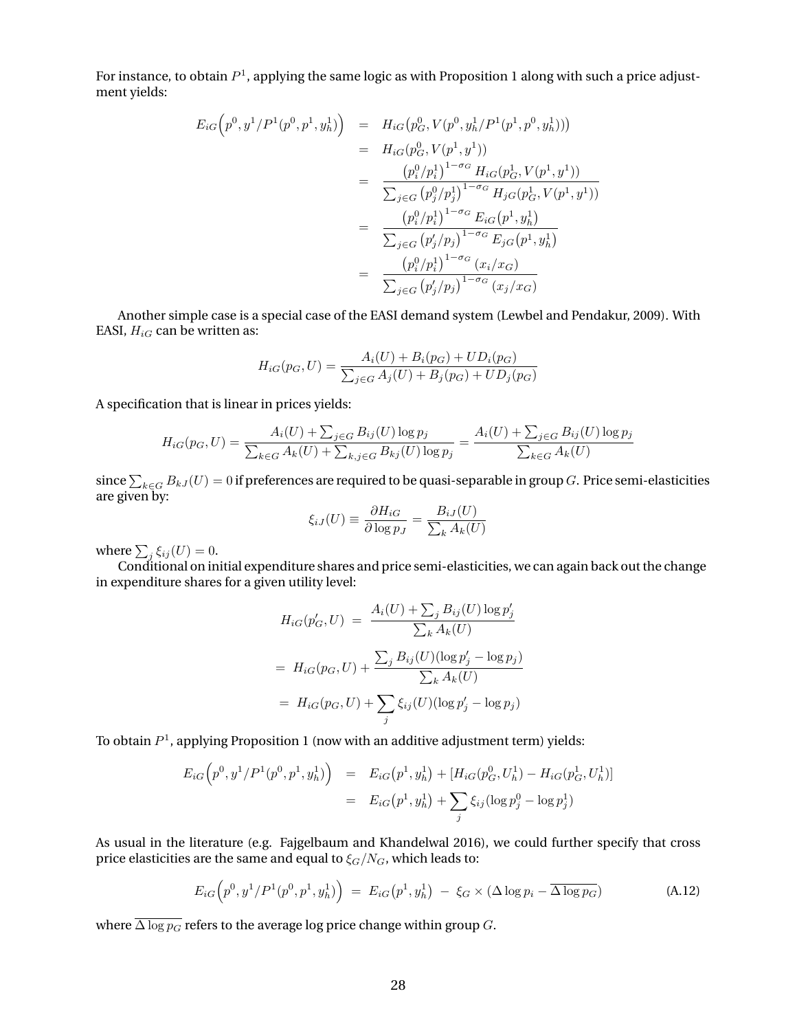For instance, to obtain $P^1$, applying the same logic as with Proposition 1 along with such a price adjustment yields:

$$
\begin{aligned}
E_{iG}\Big(p^0, y^1/P^1(p^0,p^1,y_h^1)\Big) &= H_{iG}\big(p_G^0, V(p^0, y_h^1/P^1(p^1,p^0,y_h^1))\big) \\
&= H_{iG}(p_G^0, V(p^1,y^1)) \\
&= \frac{\left(p_i^0/p_i^1\right)^{1-\sigma_G} H_{iG}(p_G^1, V(p^1,y^1))}{\sum_{j\in G}\left(p_j^0/p_j^1\right)^{1-\sigma_G} H_{jG}(p_G^1, V(p^1,y^1))} \\
&= \frac{\left(p_i^0/p_i^1\right)^{1-\sigma_G} E_{iG}(p^1,y_h^1)}{\sum_{j\in G}\left(p_j'/p_j\right)^{1-\sigma_G} E_{jG}(p^1,y_h^1)} \\
&= \frac{\left(p_i^0/p_i^1\right)^{1-\sigma_G} (x_i/x_G)}{\sum_{j\in G}\left(p_j'/p_j\right)^{1-\sigma_G} (x_j/x_G)}
\end{aligned}
$$

Another simple case is a special case of the EASI demand system (Lewbel and Pendakur, 2009). With EASI, $H_{iG}$ can be written as:

$$
H_{iG}(p_G,U) = \frac{A_i(U) + B_i(p_G) + UD_i(p_G)}{\sum_{j\in G} A_j(U) + B_j(p_G) + UD_j(p_G)}
$$

A specification that is linear in prices yields:

$$
H_{iG}(p_G,U) = \frac{A_i(U) + \sum_{j\in G} B_{ij}(U)\log p_j}{\sum_{k\in G} A_k(U) + \sum_{k,j\in G} B_{kj}(U)\log p_j} = \frac{A_i(U) + \sum_{j\in G} B_{ij}(U)\log p_j}{\sum_{k\in G} A_k(U)}
$$

since $\sum_{k\in G} B_{kJ}(U) = 0$ if preferences are required to be quasi-separable in group $G$. Price semi-elasticities are given by:

$$
\xi_{iJ}(U) \equiv \frac{\partial H_{iG}}{\partial \log p_J} = \frac{B_{iJ}(U)}{\sum_k A_k(U)}
$$

where $\sum_j \xi_{ij}(U) = 0$.

Conditional on initial expenditure shares and price semi-elasticities, we can again back out the change in expenditure shares for a given utility level:

$$
\begin{aligned}
H_{iG}(p_G',U) &= \frac{A_i(U) + \sum_j B_{ij}(U)\log p_j'}{\sum_k A_k(U)} \\
&= H_{iG}(p_G,U) + \frac{\sum_j B_{ij}(U)(\log p_j' - \log p_j)}{\sum_k A_k(U)} \\
&= H_{iG}(p_G,U) + \sum_j \xi_{ij}(U)(\log p_j' - \log p_j)
\end{aligned}
$$

To obtain $P^1$, applying Proposition 1 (now with an additive adjustment term) yields:

$$
\begin{aligned}
E_{iG}\Big(p^0, y^1/P^1(p^0,p^1,y_h^1)\Big) &= E_{iG}(p^1,y_h^1) + [H_{iG}(p_G^0,U_h^1) - H_{iG}(p_G^1,U_h^1)] \\
&= E_{iG}(p^1,y_h^1) + \sum_j \xi_{ij}(\log p_j^0 - \log p_j^1)
\end{aligned}
$$

As usual in the literature (e.g. Fajgelbaum and Khandelwal 2016), we could further specify that cross price elasticities are the same and equal to $\xi_G/N_G$, which leads to:

$$
E_{iG}\Big(p^0, y^1/P^1(p^0,p^1,y_h^1)\Big) = E_{iG}(p^1,y_h^1) - \xi_G \times (\Delta\log p_i - \overline{\Delta\log p_G}) \tag{A.12}
$$

where $\overline{\Delta\log p_G}$ refers to the average log price change within group $G$.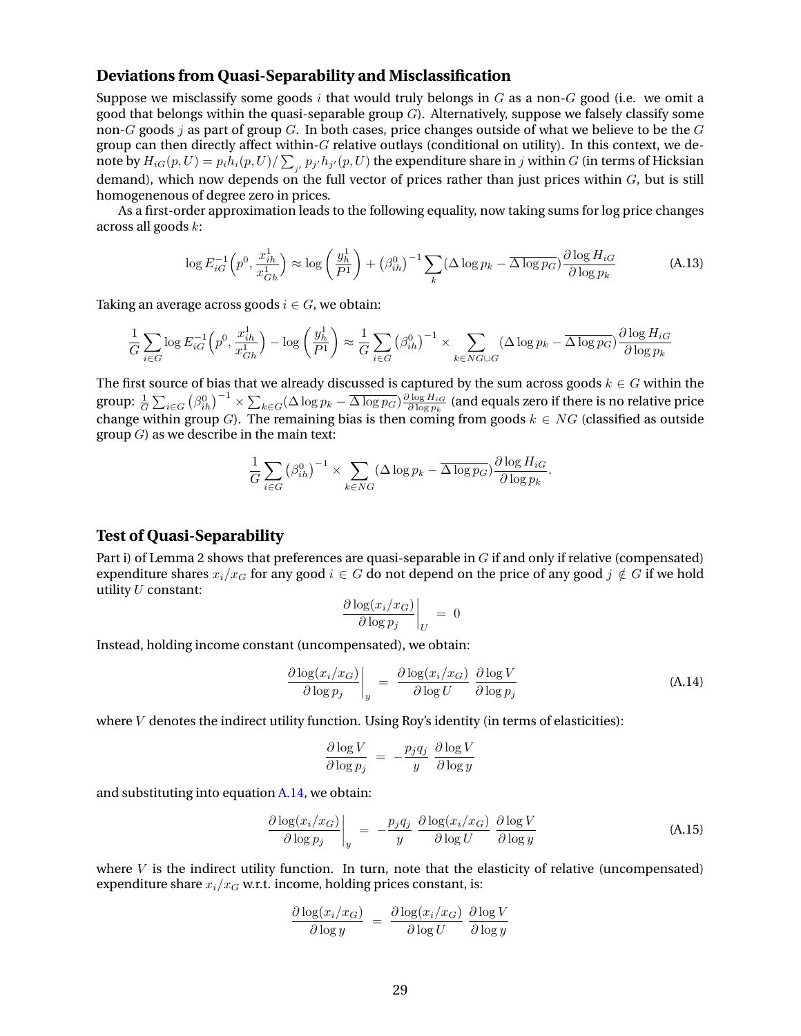### Deviations from Quasi-Separability and Misclassification

Suppose we misclassify some goods $i$ that would truly belongs in $G$ as a non-$G$ good (i.e. we omit a good that belongs within the quasi-separable group $G$). Alternatively, suppose we falsely classify some non-$G$ goods $j$ as part of group $G$. In both cases, price changes outside of what we believe to be the $G$ group can then directly affect within-$G$ relative outlays (conditional on utility). In this context, we denote by $H_{iG}(p,U) = p_i h_i(p,U)/\sum_{j'} p_{j'} h_{j'}(p,U)$ the expenditure share in $j$ within $G$ (in terms of Hicksian demand), which now depends on the full vector of prices rather than just prices within $G$, but is still homogenenous of degree zero in prices.

As a first-order approximation leads to the following equality, now taking sums for log price changes across all goods $k$:

$$\log E_{iG}^{-1}\Big(p^0, \frac{x_{ih}^1}{x_{Gh}^1}\Big) \approx \log\left(\frac{y_h^1}{P^1}\right) + \left(\beta_{ih}^0\right)^{-1} \sum_k (\Delta \log p_k - \overline{\Delta \log p_G}) \frac{\partial \log H_{iG}}{\partial \log p_k} \tag{A.13}$$

Taking an average across goods $i \in G$, we obtain:

$$\frac{1}{G}\sum_{i\in G} \log E_{iG}^{-1}\Big(p^0, \frac{x_{ih}^1}{x_{Gh}^1}\Big) - \log\left(\frac{y_h^1}{P^1}\right) \approx \frac{1}{G}\sum_{i\in G} \left(\beta_{ih}^0\right)^{-1} \times \sum_{k\in NG\cup G} (\Delta \log p_k - \overline{\Delta \log p_G}) \frac{\partial \log H_{iG}}{\partial \log p_k}$$

The first source of bias that we already discussed is captured by the sum across goods $k \in G$ within the group: $\frac{1}{G}\sum_{i\in G}\left(\beta_{ih}^0\right)^{-1} \times \sum_{k\in G}(\Delta \log p_k - \overline{\Delta \log p_G})\frac{\partial \log H_{iG}}{\partial \log p_k}$ (and equals zero if there is no relative price change within group $G$). The remaining bias is then coming from goods $k \in NG$ (classified as outside group $G$) as we describe in the main text:

$$\frac{1}{G}\sum_{i\in G}\left(\beta_{ih}^0\right)^{-1} \times \sum_{k\in NG} (\Delta \log p_k - \overline{\Delta \log p_G}) \frac{\partial \log H_{iG}}{\partial \log p_k}.$$

### Test of Quasi-Separability

Part i) of Lemma 2 shows that preferences are quasi-separable in $G$ if and only if relative (compensated) expenditure shares $x_i/x_G$ for any good $i \in G$ do not depend on the price of any good $j \notin G$ if we hold utility $U$ constant:

$$\left.\frac{\partial \log(x_i/x_G)}{\partial \log p_j}\right|_U = 0$$

Instead, holding income constant (uncompensated), we obtain:

$$\left.\frac{\partial \log(x_i/x_G)}{\partial \log p_j}\right|_y = \frac{\partial \log(x_i/x_G)}{\partial \log U}\,\frac{\partial \log V}{\partial \log p_j} \tag{A.14}$$

where $V$ denotes the indirect utility function. Using Roy's identity (in terms of elasticities):

$$\frac{\partial \log V}{\partial \log p_j} = -\frac{p_j q_j}{y}\,\frac{\partial \log V}{\partial \log y}$$

and substituting into equation A.14, we obtain:

$$\left.\frac{\partial \log(x_i/x_G)}{\partial \log p_j}\right|_y = -\frac{p_j q_j}{y}\,\frac{\partial \log(x_i/x_G)}{\partial \log U}\,\frac{\partial \log V}{\partial \log y} \tag{A.15}$$

where $V$ is the indirect utility function. In turn, note that the elasticity of relative (uncompensated) expenditure share $x_i/x_G$ w.r.t. income, holding prices constant, is:

$$\frac{\partial \log(x_i/x_G)}{\partial \log y} = \frac{\partial \log(x_i/x_G)}{\partial \log U}\,\frac{\partial \log V}{\partial \log y}$$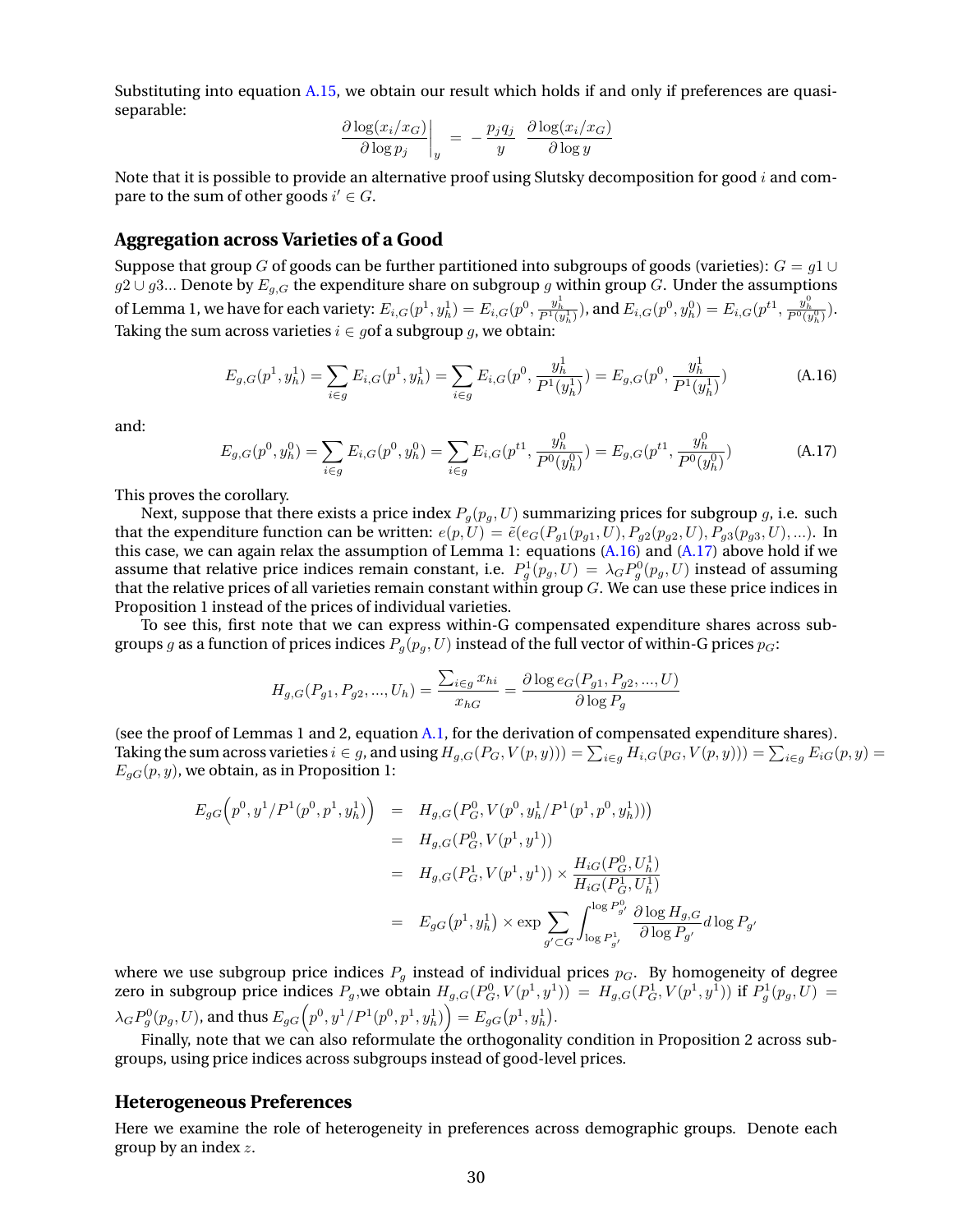Substituting into equation A.15, we obtain our result which holds if and only if preferences are quasi-separable:

$$\left.\frac{\partial \log(x_i/x_G)}{\partial \log p_j}\right|_y = -\frac{p_j q_j}{y} \frac{\partial \log(x_i/x_G)}{\partial \log y}$$

Note that it is possible to provide an alternative proof using Slutsky decomposition for good $i$ and compare to the sum of other goods $i' \in G$.

### Aggregation across Varieties of a Good

Suppose that group $G$ of goods can be further partitioned into subgroups of goods (varieties): $G = g1 \cup g2 \cup g3...$ Denote by $E_{g,G}$ the expenditure share on subgroup $g$ within group $G$. Under the assumptions of Lemma 1, we have for each variety: $E_{i,G}(p^1, y_h^1) = E_{i,G}(p^0, \frac{y_h^1}{P^1(y_h^1)})$, and $E_{i,G}(p^0, y_h^0) = E_{i,G}(p^{t1}, \frac{y_h^0}{P^0(y_h^0)})$. Taking the sum across varieties $i \in g$of a subgroup $g$, we obtain:

$$E_{g,G}(p^1, y_h^1) = \sum_{i \in g} E_{i,G}(p^1, y_h^1) = \sum_{i \in g} E_{i,G}(p^0, \frac{y_h^1}{P^1(y_h^1)}) = E_{g,G}(p^0, \frac{y_h^1}{P^1(y_h^1)}) \tag{A.16}$$

and:

$$E_{g,G}(p^0, y_h^0) = \sum_{i \in g} E_{i,G}(p^0, y_h^0) = \sum_{i \in g} E_{i,G}(p^{t1}, \frac{y_h^0}{P^0(y_h^0)}) = E_{g,G}(p^{t1}, \frac{y_h^0}{P^0(y_h^0)}) \tag{A.17}$$

This proves the corollary.

Next, suppose that there exists a price index $P_g(p_g, U)$ summarizing prices for subgroup $g$, i.e. such that the expenditure function can be written: $e(p, U) = \tilde{e}(e_G(P_{g1}(p_{g1}, U), P_{g2}(p_{g2}, U), P_{g3}(p_{g3}, U), ...)$. In this case, we can again relax the assumption of Lemma 1: equations (A.16) and (A.17) above hold if we assume that relative price indices remain constant, i.e. $P_g^1(p_g, U) = \lambda_G P_g^0(p_g, U)$ instead of assuming that the relative prices of all varieties remain constant within group $G$. We can use these price indices in Proposition 1 instead of the prices of individual varieties.

To see this, first note that we can express within-G compensated expenditure shares across subgroups $g$ as a function of prices indices $P_g(p_g, U)$ instead of the full vector of within-G prices $p_G$:

$$H_{g,G}(P_{g1}, P_{g2}, ..., U_h) = \frac{\sum_{i \in g} x_{hi}}{x_{hG}} = \frac{\partial \log e_G(P_{g1}, P_{g2}, ..., U)}{\partial \log P_g}$$

(see the proof of Lemmas 1 and 2, equation A.1, for the derivation of compensated expenditure shares). Taking the sum across varieties $i \in g$, and using $H_{g,G}(P_G, V(p, y))) = \sum_{i \in g} H_{i,G}(p_G, V(p, y))) = \sum_{i \in g} E_{iG}(p, y) = E_{gG}(p, y)$, we obtain, as in Proposition 1:

$$\begin{aligned}
E_{gG}\Big(p^0, y^1/P^1(p^0, p^1, y_h^1)\Big) &= H_{g,G}(P_G^0, V(p^0, y_h^1/P^1(p^1, p^0, y_h^1))) \\
&= H_{g,G}(P_G^0, V(p^1, y^1)) \\
&= H_{g,G}(P_G^1, V(p^1, y^1)) \times \frac{H_{iG}(P_G^0, U_h^1)}{H_{iG}(P_G^1, U_h^1)} \\
&= E_{gG}(p^1, y_h^1) \times \exp \sum_{g' \subset G} \int_{\log P_{g'}^1}^{\log P_{g'}^0} \frac{\partial \log H_{g,G}}{\partial \log P_{g'}} d \log P_{g'}
\end{aligned}$$

where we use subgroup price indices $P_g$ instead of individual prices $p_G$. By homogeneity of degree zero in subgroup price indices $P_g$,we obtain $H_{g,G}(P_G^0, V(p^1, y^1)) = H_{g,G}(P_G^1, V(p^1, y^1))$ if $P_g^1(p_g, U) = \lambda_G P_g^0(p_g, U)$, and thus $E_{gG}\Big(p^0, y^1/P^1(p^0, p^1, y_h^1)\Big) = E_{gG}(p^1, y_h^1)$.

Finally, note that we can also reformulate the orthogonality condition in Proposition 2 across subgroups, using price indices across subgroups instead of good-level prices.

### Heterogeneous Preferences

Here we examine the role of heterogeneity in preferences across demographic groups. Denote each group by an index $z$.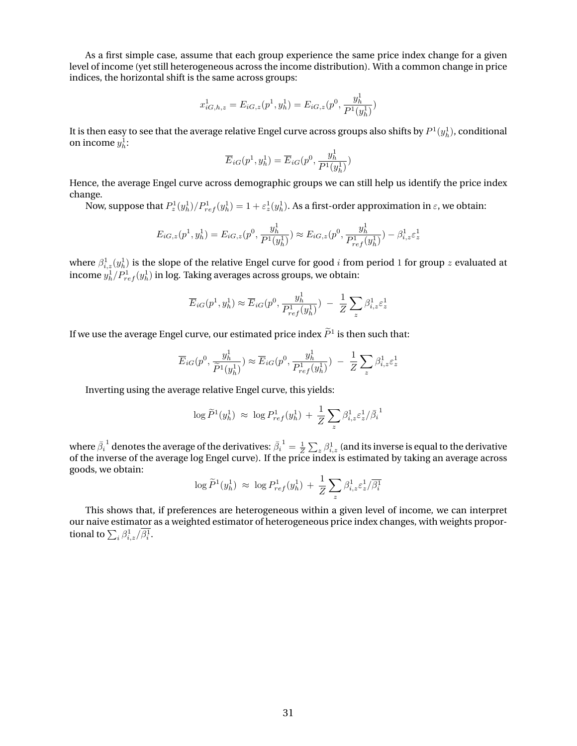As a first simple case, assume that each group experience the same price index change for a given level of income (yet still heterogeneous across the income distribution). With a common change in price indices, the horizontal shift is the same across groups:

$$x^1_{iG,h,z} = E_{iG,z}(p^1, y^1_h) = E_{iG,z}(p^0, \frac{y^1_h}{P^1(y^1_h)})$$

It is then easy to see that the average relative Engel curve across groups also shifts by $P^1(y^1_h)$, conditional on income $y^1_h$:

$$\overline{E}_{iG}(p^1, y^1_h) = \overline{E}_{iG}(p^0, \frac{y^1_h}{P^1(y^1_h)})$$

Hence, the average Engel curve across demographic groups we can still help us identify the price index change.

Now, suppose that $P^1_z(y^1_h)/P^1_{ref}(y^1_h) = 1 + \varepsilon^1_z(y^1_h)$. As a first-order approximation in $\varepsilon$, we obtain:

$$E_{iG,z}(p^1, y^1_h) = E_{iG,z}(p^0, \frac{y^1_h}{P^1(y^1_h)}) \approx E_{iG,z}(p^0, \frac{y^1_h}{P^1_{ref}(y^1_h)}) - \beta^1_{i,z}\varepsilon^1_z$$

where $\beta^1_{i,z}(y^1_h)$ is the slope of the relative Engel curve for good $i$ from period 1 for group $z$ evaluated at income $y^1_h/P^1_{ref}(y^1_h)$ in log. Taking averages across groups, we obtain:

$$\overline{E}_{iG}(p^1, y^1_h) \approx \overline{E}_{iG}(p^0, \frac{y^1_h}{P^1_{ref}(y^1_h)}) \; - \; \frac{1}{Z}\sum_z \beta^1_{i,z}\varepsilon^1_z$$

If we use the average Engel curve, our estimated price index $\widetilde{P}^1$ is then such that:

$$\overline{E}_{iG}(p^0, \frac{y^1_h}{\widetilde{P}^1(y^1_h)}) \approx \overline{E}_{iG}(p^0, \frac{y^1_h}{P^1_{ref}(y^1_h)}) \; - \; \frac{1}{Z}\sum_z \beta^1_{i,z}\varepsilon^1_z$$

Inverting using the average relative Engel curve, this yields:

$$\log \widetilde{P}^1(y^1_h) \;\approx\; \log P^1_{ref}(y^1_h) \;+\; \frac{1}{Z}\sum_z \beta^1_{i,z}\varepsilon^1_z / \bar{\beta}_i^{\,1}$$

where $\bar{\beta}_i^{\,1}$ denotes the average of the derivatives: $\bar{\beta}_i^{\,1} = \frac{1}{Z}\sum_z \beta^1_{i,z}$ (and its inverse is equal to the derivative of the inverse of the average log Engel curve). If the price index is estimated by taking an average across goods, we obtain:

$$\log \widetilde{P}^1(y^1_h) \;\approx\; \log P^1_{ref}(y^1_h) \;+\; \frac{1}{Z}\sum_z \beta^1_{i,z}\varepsilon^1_z / \overline{\beta^1_i}$$

This shows that, if preferences are heterogeneous within a given level of income, we can interpret our naive estimator as a weighted estimator of heterogeneous price index changes, with weights proportional to $\sum_i \beta^1_{i,z}/\overline{\beta^1_i}$.